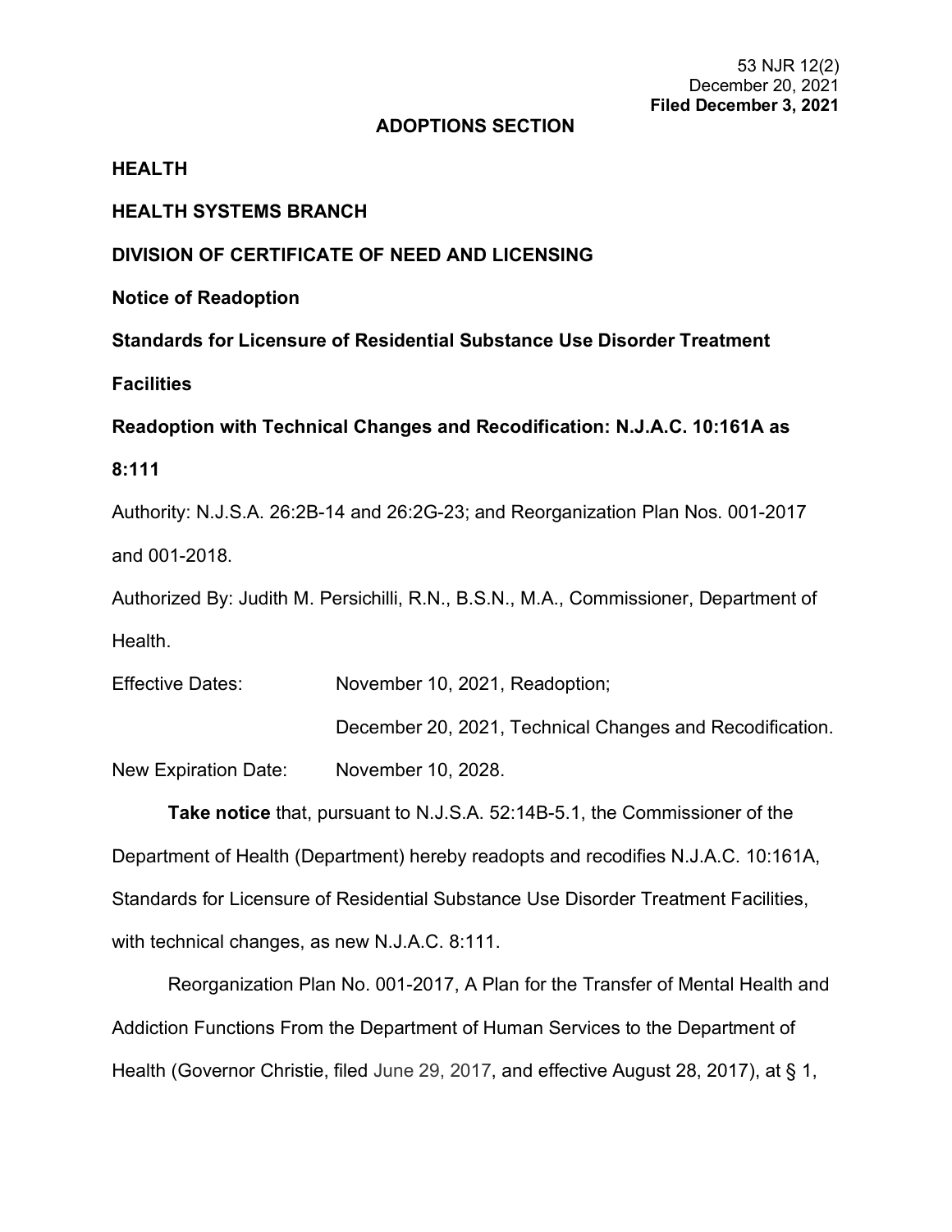53 NJR 12(2)
December 20, 2021
**Filed December 3, 2021**

## ADOPTIONS SECTION

**HEALTH**

**HEALTH SYSTEMS BRANCH**

**DIVISION OF CERTIFICATE OF NEED AND LICENSING**

**Notice of Readoption**

**Standards for Licensure of Residential Substance Use Disorder Treatment Facilities**

**Readoption with Technical Changes and Recodification: N.J.A.C. 10:161A as 8:111**

Authority: N.J.S.A. 26:2B-14 and 26:2G-23; and Reorganization Plan Nos. 001-2017 and 001-2018.

Authorized By: Judith M. Persichilli, R.N., B.S.N., M.A., Commissioner, Department of Health.

Effective Dates: November 10, 2021, Readoption;

December 20, 2021, Technical Changes and Recodification.

New Expiration Date: November 10, 2028.

**Take notice** that, pursuant to N.J.S.A. 52:14B-5.1, the Commissioner of the Department of Health (Department) hereby readopts and recodifies N.J.A.C. 10:161A, Standards for Licensure of Residential Substance Use Disorder Treatment Facilities, with technical changes, as new N.J.A.C. 8:111.

Reorganization Plan No. 001-2017, A Plan for the Transfer of Mental Health and Addiction Functions From the Department of Human Services to the Department of Health (Governor Christie, filed June 29, 2017, and effective August 28, 2017), at § 1,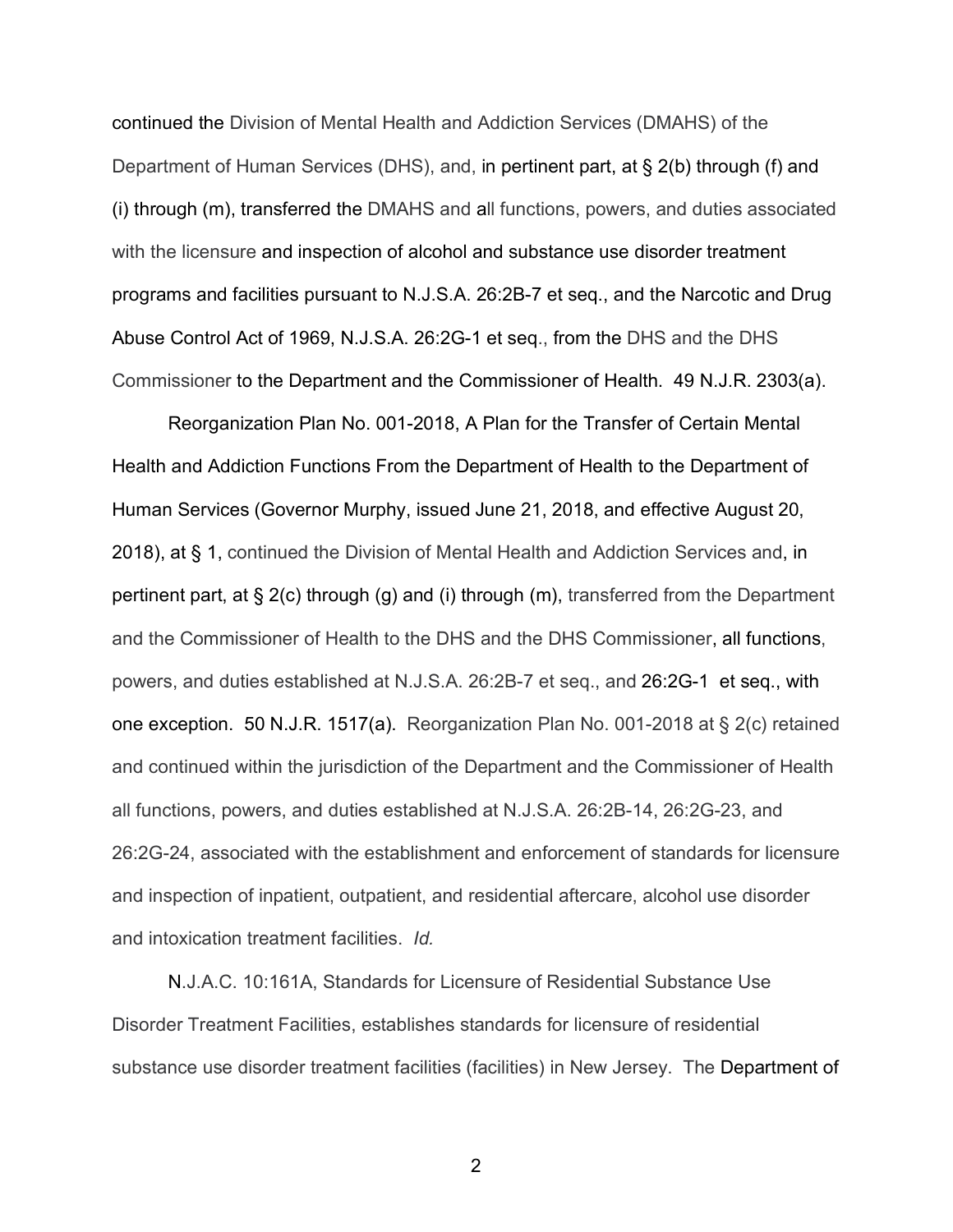continued the Division of Mental Health and Addiction Services (DMAHS) of the Department of Human Services (DHS), and, in pertinent part, at § 2(b) through (f) and (i) through (m), transferred the DMAHS and all functions, powers, and duties associated with the licensure and inspection of alcohol and substance use disorder treatment programs and facilities pursuant to N.J.S.A. 26:2B-7 et seq., and the Narcotic and Drug Abuse Control Act of 1969, N.J.S.A. 26:2G-1 et seq., from the DHS and the DHS Commissioner to the Department and the Commissioner of Health. 49 N.J.R. 2303(a).

Reorganization Plan No. 001-2018, A Plan for the Transfer of Certain Mental Health and Addiction Functions From the Department of Health to the Department of Human Services (Governor Murphy, issued June 21, 2018, and effective August 20, 2018), at § 1, continued the Division of Mental Health and Addiction Services and, in pertinent part, at § 2(c) through (g) and (i) through (m), transferred from the Department and the Commissioner of Health to the DHS and the DHS Commissioner, all functions, powers, and duties established at N.J.S.A. 26:2B-7 et seq., and 26:2G-1 et seq., with one exception. 50 N.J.R. 1517(a). Reorganization Plan No. 001-2018 at § 2(c) retained and continued within the jurisdiction of the Department and the Commissioner of Health all functions, powers, and duties established at N.J.S.A. 26:2B-14, 26:2G-23, and 26:2G-24, associated with the establishment and enforcement of standards for licensure and inspection of inpatient, outpatient, and residential aftercare, alcohol use disorder and intoxication treatment facilities. *Id.*

N.J.A.C. 10:161A, Standards for Licensure of Residential Substance Use Disorder Treatment Facilities, establishes standards for licensure of residential substance use disorder treatment facilities (facilities) in New Jersey. The Department of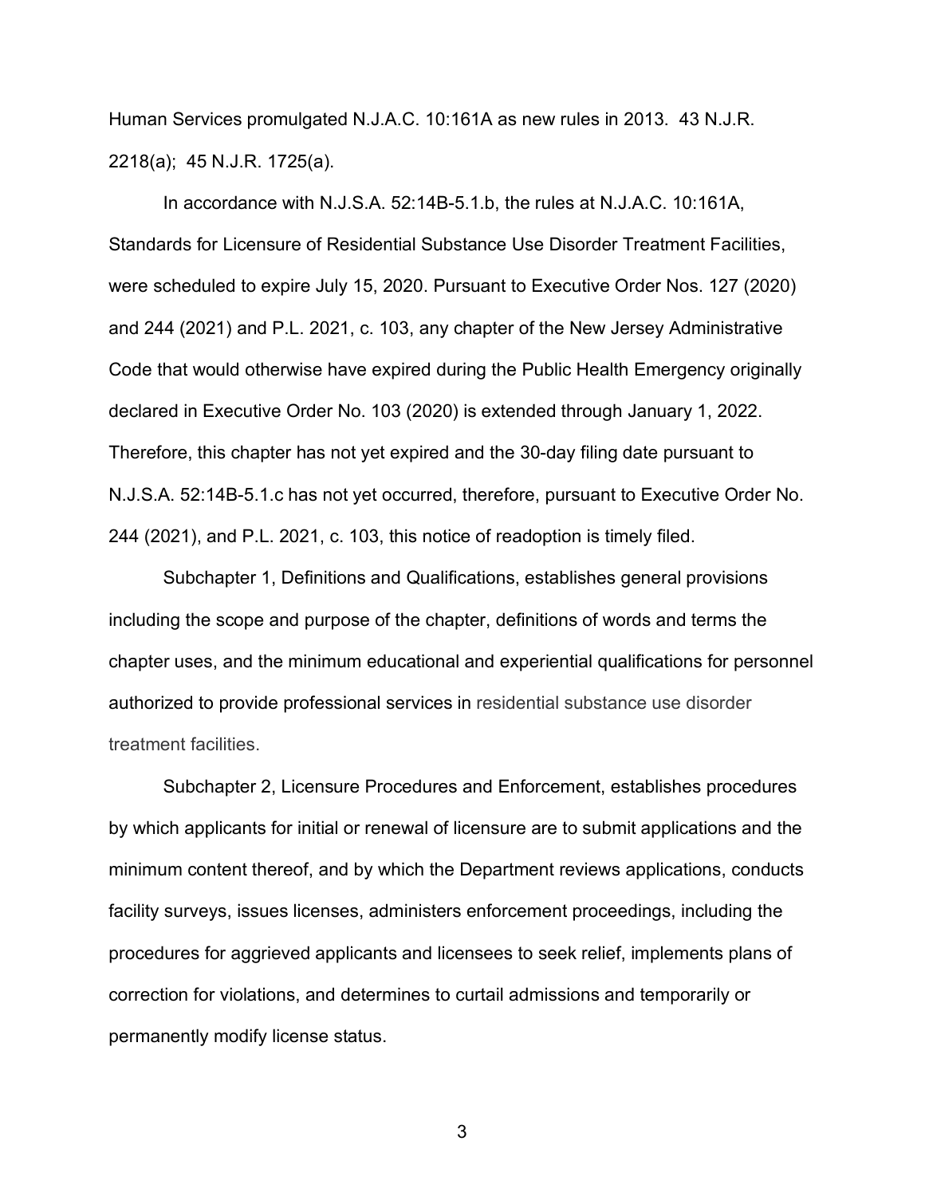Human Services promulgated N.J.A.C. 10:161A as new rules in 2013. 43 N.J.R. 2218(a); 45 N.J.R. 1725(a).

In accordance with N.J.S.A. 52:14B-5.1.b, the rules at N.J.A.C. 10:161A, Standards for Licensure of Residential Substance Use Disorder Treatment Facilities, were scheduled to expire July 15, 2020. Pursuant to Executive Order Nos. 127 (2020) and 244 (2021) and P.L. 2021, c. 103, any chapter of the New Jersey Administrative Code that would otherwise have expired during the Public Health Emergency originally declared in Executive Order No. 103 (2020) is extended through January 1, 2022. Therefore, this chapter has not yet expired and the 30-day filing date pursuant to N.J.S.A. 52:14B-5.1.c has not yet occurred, therefore, pursuant to Executive Order No. 244 (2021), and P.L. 2021, c. 103, this notice of readoption is timely filed.

Subchapter 1, Definitions and Qualifications, establishes general provisions including the scope and purpose of the chapter, definitions of words and terms the chapter uses, and the minimum educational and experiential qualifications for personnel authorized to provide professional services in residential substance use disorder treatment facilities.

Subchapter 2, Licensure Procedures and Enforcement, establishes procedures by which applicants for initial or renewal of licensure are to submit applications and the minimum content thereof, and by which the Department reviews applications, conducts facility surveys, issues licenses, administers enforcement proceedings, including the procedures for aggrieved applicants and licensees to seek relief, implements plans of correction for violations, and determines to curtail admissions and temporarily or permanently modify license status.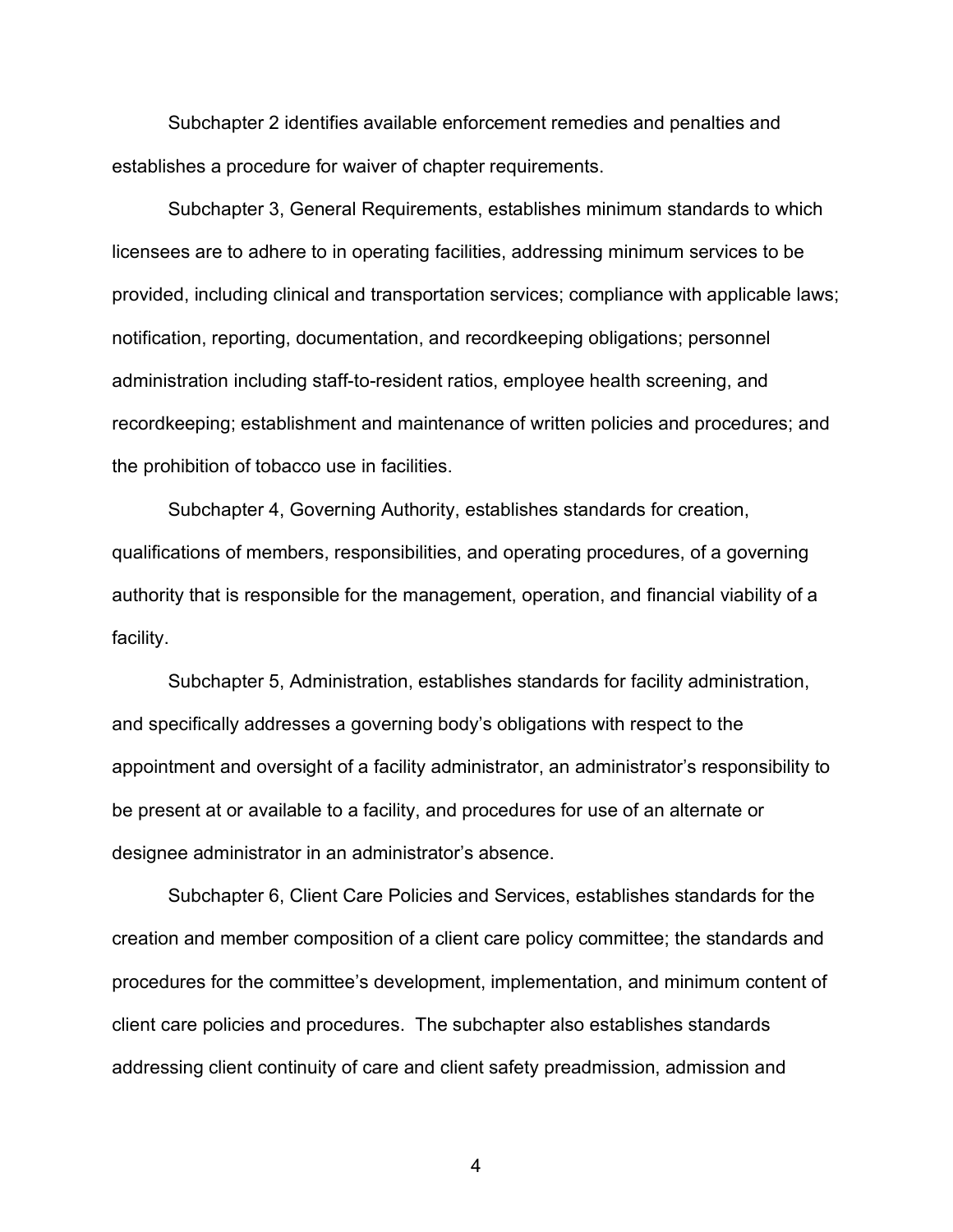Subchapter 2 identifies available enforcement remedies and penalties and establishes a procedure for waiver of chapter requirements.

Subchapter 3, General Requirements, establishes minimum standards to which licensees are to adhere to in operating facilities, addressing minimum services to be provided, including clinical and transportation services; compliance with applicable laws; notification, reporting, documentation, and recordkeeping obligations; personnel administration including staff-to-resident ratios, employee health screening, and recordkeeping; establishment and maintenance of written policies and procedures; and the prohibition of tobacco use in facilities.

Subchapter 4, Governing Authority, establishes standards for creation, qualifications of members, responsibilities, and operating procedures, of a governing authority that is responsible for the management, operation, and financial viability of a facility.

Subchapter 5, Administration, establishes standards for facility administration, and specifically addresses a governing body's obligations with respect to the appointment and oversight of a facility administrator, an administrator's responsibility to be present at or available to a facility, and procedures for use of an alternate or designee administrator in an administrator's absence.

Subchapter 6, Client Care Policies and Services, establishes standards for the creation and member composition of a client care policy committee; the standards and procedures for the committee's development, implementation, and minimum content of client care policies and procedures. The subchapter also establishes standards addressing client continuity of care and client safety preadmission, admission and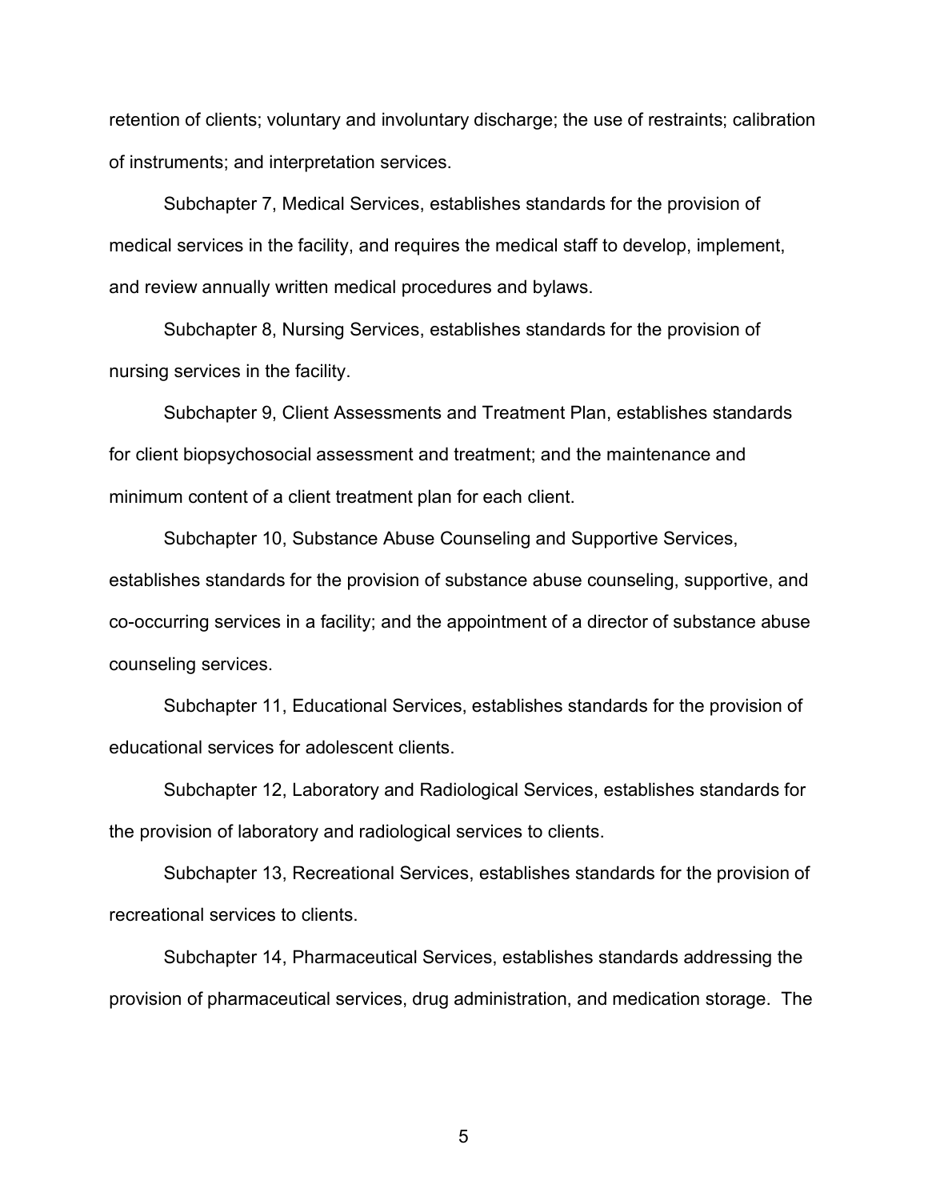retention of clients; voluntary and involuntary discharge; the use of restraints; calibration of instruments; and interpretation services.

Subchapter 7, Medical Services, establishes standards for the provision of medical services in the facility, and requires the medical staff to develop, implement, and review annually written medical procedures and bylaws.

Subchapter 8, Nursing Services, establishes standards for the provision of nursing services in the facility.

Subchapter 9, Client Assessments and Treatment Plan, establishes standards for client biopsychosocial assessment and treatment; and the maintenance and minimum content of a client treatment plan for each client.

Subchapter 10, Substance Abuse Counseling and Supportive Services, establishes standards for the provision of substance abuse counseling, supportive, and co-occurring services in a facility; and the appointment of a director of substance abuse counseling services.

Subchapter 11, Educational Services, establishes standards for the provision of educational services for adolescent clients.

Subchapter 12, Laboratory and Radiological Services, establishes standards for the provision of laboratory and radiological services to clients.

Subchapter 13, Recreational Services, establishes standards for the provision of recreational services to clients.

Subchapter 14, Pharmaceutical Services, establishes standards addressing the provision of pharmaceutical services, drug administration, and medication storage. The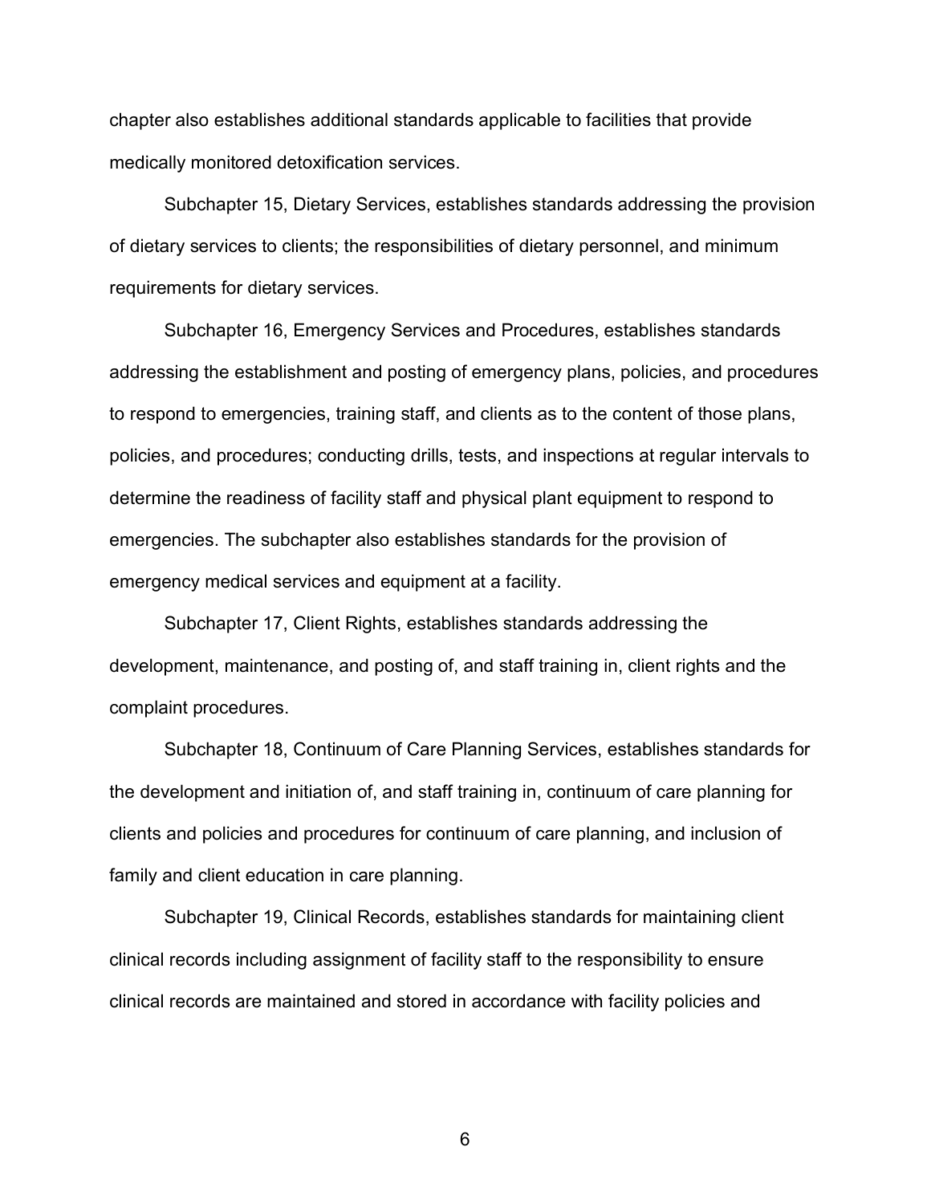chapter also establishes additional standards applicable to facilities that provide medically monitored detoxification services.

Subchapter 15, Dietary Services, establishes standards addressing the provision of dietary services to clients; the responsibilities of dietary personnel, and minimum requirements for dietary services.

Subchapter 16, Emergency Services and Procedures, establishes standards addressing the establishment and posting of emergency plans, policies, and procedures to respond to emergencies, training staff, and clients as to the content of those plans, policies, and procedures; conducting drills, tests, and inspections at regular intervals to determine the readiness of facility staff and physical plant equipment to respond to emergencies. The subchapter also establishes standards for the provision of emergency medical services and equipment at a facility.

Subchapter 17, Client Rights, establishes standards addressing the development, maintenance, and posting of, and staff training in, client rights and the complaint procedures.

Subchapter 18, Continuum of Care Planning Services, establishes standards for the development and initiation of, and staff training in, continuum of care planning for clients and policies and procedures for continuum of care planning, and inclusion of family and client education in care planning.

Subchapter 19, Clinical Records, establishes standards for maintaining client clinical records including assignment of facility staff to the responsibility to ensure clinical records are maintained and stored in accordance with facility policies and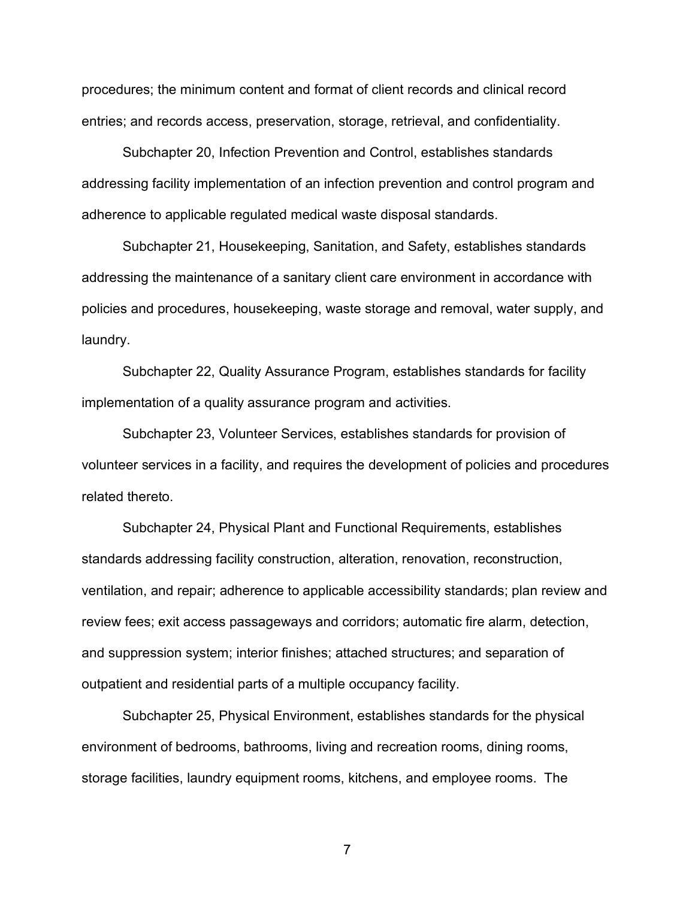procedures; the minimum content and format of client records and clinical record entries; and records access, preservation, storage, retrieval, and confidentiality.

Subchapter 20, Infection Prevention and Control, establishes standards addressing facility implementation of an infection prevention and control program and adherence to applicable regulated medical waste disposal standards.

Subchapter 21, Housekeeping, Sanitation, and Safety, establishes standards addressing the maintenance of a sanitary client care environment in accordance with policies and procedures, housekeeping, waste storage and removal, water supply, and laundry.

Subchapter 22, Quality Assurance Program, establishes standards for facility implementation of a quality assurance program and activities.

Subchapter 23, Volunteer Services, establishes standards for provision of volunteer services in a facility, and requires the development of policies and procedures related thereto.

Subchapter 24, Physical Plant and Functional Requirements, establishes standards addressing facility construction, alteration, renovation, reconstruction, ventilation, and repair; adherence to applicable accessibility standards; plan review and review fees; exit access passageways and corridors; automatic fire alarm, detection, and suppression system; interior finishes; attached structures; and separation of outpatient and residential parts of a multiple occupancy facility.

Subchapter 25, Physical Environment, establishes standards for the physical environment of bedrooms, bathrooms, living and recreation rooms, dining rooms, storage facilities, laundry equipment rooms, kitchens, and employee rooms. The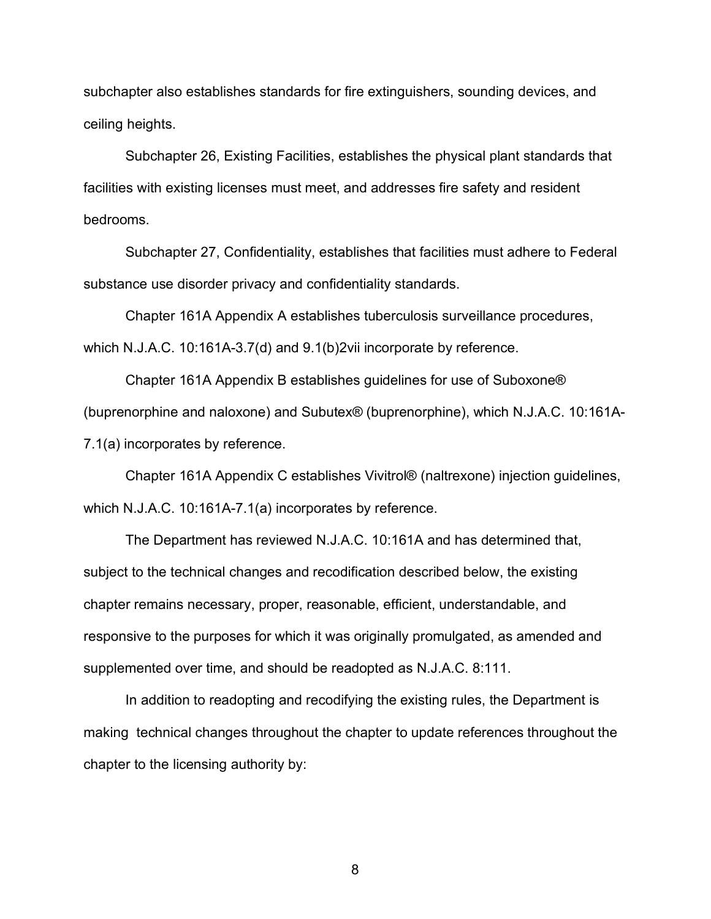subchapter also establishes standards for fire extinguishers, sounding devices, and ceiling heights.

Subchapter 26, Existing Facilities, establishes the physical plant standards that facilities with existing licenses must meet, and addresses fire safety and resident bedrooms.

Subchapter 27, Confidentiality, establishes that facilities must adhere to Federal substance use disorder privacy and confidentiality standards.

Chapter 161A Appendix A establishes tuberculosis surveillance procedures, which N.J.A.C. 10:161A-3.7(d) and 9.1(b)2vii incorporate by reference.

Chapter 161A Appendix B establishes guidelines for use of Suboxone® (buprenorphine and naloxone) and Subutex® (buprenorphine), which N.J.A.C. 10:161A-7.1(a) incorporates by reference.

Chapter 161A Appendix C establishes Vivitrol® (naltrexone) injection guidelines, which N.J.A.C. 10:161A-7.1(a) incorporates by reference.

The Department has reviewed N.J.A.C. 10:161A and has determined that, subject to the technical changes and recodification described below, the existing chapter remains necessary, proper, reasonable, efficient, understandable, and responsive to the purposes for which it was originally promulgated, as amended and supplemented over time, and should be readopted as N.J.A.C. 8:111.

In addition to readopting and recodifying the existing rules, the Department is making technical changes throughout the chapter to update references throughout the chapter to the licensing authority by: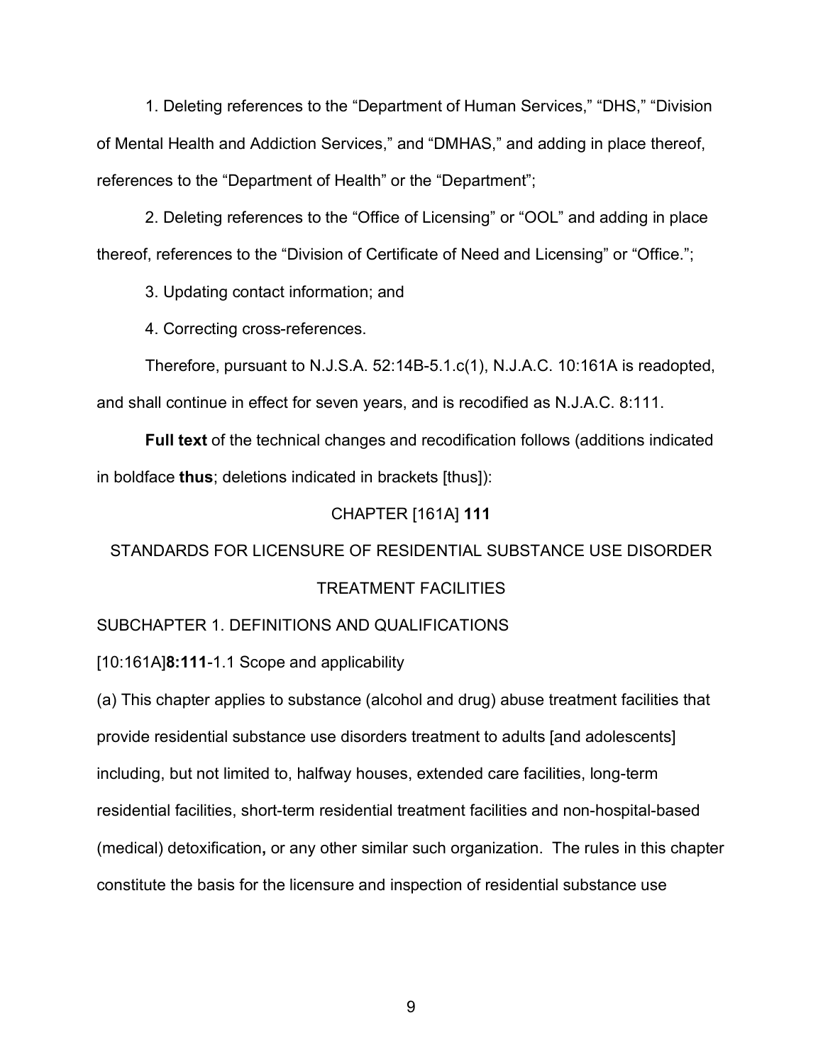1. Deleting references to the “Department of Human Services,” “DHS,” “Division of Mental Health and Addiction Services,” and “DMHAS,” and adding in place thereof, references to the “Department of Health” or the “Department”;

2. Deleting references to the “Office of Licensing” or “OOL” and adding in place thereof, references to the “Division of Certificate of Need and Licensing” or “Office.”;

3. Updating contact information; and

4. Correcting cross-references.

Therefore, pursuant to N.J.S.A. 52:14B-5.1.c(1), N.J.A.C. 10:161A is readopted, and shall continue in effect for seven years, and is recodified as N.J.A.C. 8:111.

**Full text** of the technical changes and recodification follows (additions indicated in boldface **thus**; deletions indicated in brackets [thus]):

CHAPTER [161A] **111**

STANDARDS FOR LICENSURE OF RESIDENTIAL SUBSTANCE USE DISORDER TREATMENT FACILITIES

SUBCHAPTER 1. DEFINITIONS AND QUALIFICATIONS

[10:161A]**8:111**-1.1 Scope and applicability

(a) This chapter applies to substance (alcohol and drug) abuse treatment facilities that provide residential substance use disorders treatment to adults [and adolescents] including, but not limited to, halfway houses, extended care facilities, long-term residential facilities, short-term residential treatment facilities and non-hospital-based (medical) detoxification**,** or any other similar such organization. The rules in this chapter constitute the basis for the licensure and inspection of residential substance use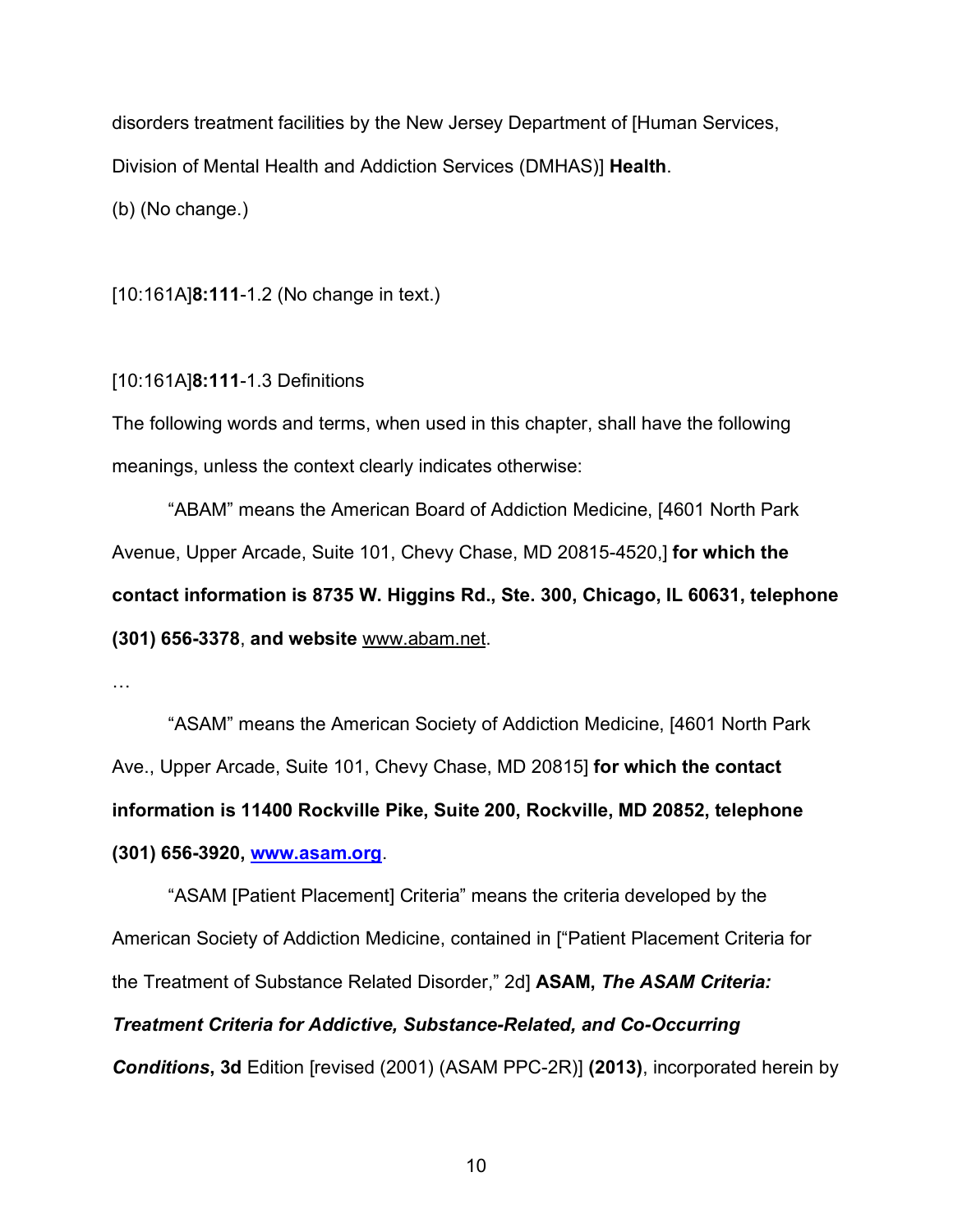disorders treatment facilities by the New Jersey Department of [Human Services, Division of Mental Health and Addiction Services (DMHAS)] **Health**.

(b) (No change.)

[10:161A]**8:111**-1.2 (No change in text.)

[10:161A]**8:111**-1.3 Definitions

The following words and terms, when used in this chapter, shall have the following meanings, unless the context clearly indicates otherwise:

"ABAM" means the American Board of Addiction Medicine, [4601 North Park Avenue, Upper Arcade, Suite 101, Chevy Chase, MD 20815-4520,] **for which the contact information is 8735 W. Higgins Rd., Ste. 300, Chicago, IL 60631, telephone (301) 656-3378**, **and website** www.abam.net.

…

"ASAM" means the American Society of Addiction Medicine, [4601 North Park Ave., Upper Arcade, Suite 101, Chevy Chase, MD 20815] **for which the contact information is 11400 Rockville Pike, Suite 200, Rockville, MD 20852, telephone (301) 656-3920, www.asam.org**.

"ASAM [Patient Placement] Criteria" means the criteria developed by the American Society of Addiction Medicine, contained in ["Patient Placement Criteria for the Treatment of Substance Related Disorder," 2d] **ASAM, *The ASAM Criteria: Treatment Criteria for Addictive, Substance-Related, and Co-Occurring Conditions*, 3d** Edition [revised (2001) (ASAM PPC-2R)] **(2013)**, incorporated herein by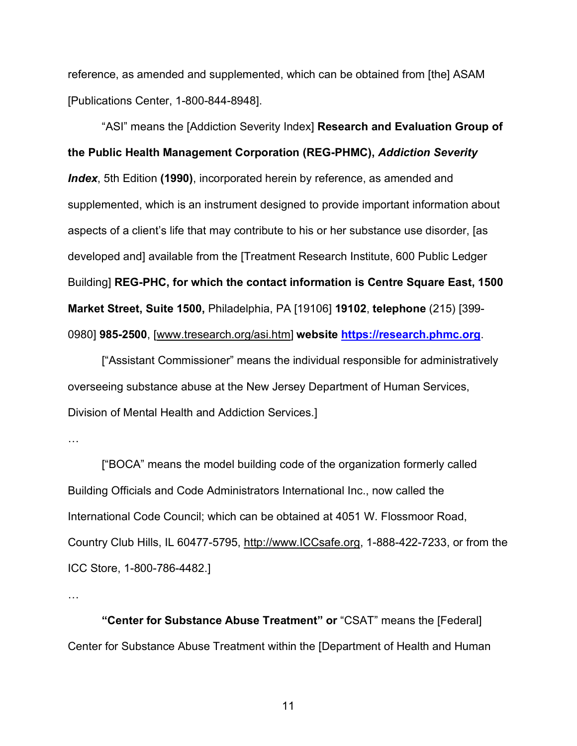reference, as amended and supplemented, which can be obtained from [the] ASAM [Publications Center, 1-800-844-8948].

"ASI" means the [Addiction Severity Index] **Research and Evaluation Group of the Public Health Management Corporation (REG-PHMC), *Addiction Severity Index***, 5th Edition **(1990)**, incorporated herein by reference, as amended and supplemented, which is an instrument designed to provide important information about aspects of a client's life that may contribute to his or her substance use disorder, [as developed and] available from the [Treatment Research Institute, 600 Public Ledger Building] **REG-PHC, for which the contact information is Centre Square East, 1500 Market Street, Suite 1500,** Philadelphia, PA [19106] **19102**, **telephone** (215) [399-0980] **985-2500**, [www.tresearch.org/asi.htm] **website https://research.phmc.org**.

["Assistant Commissioner" means the individual responsible for administratively overseeing substance abuse at the New Jersey Department of Human Services, Division of Mental Health and Addiction Services.]

…

["BOCA" means the model building code of the organization formerly called Building Officials and Code Administrators International Inc., now called the International Code Council; which can be obtained at 4051 W. Flossmoor Road, Country Club Hills, IL 60477-5795, http://www.ICCsafe.org, 1-888-422-7233, or from the ICC Store, 1-800-786-4482.]

…

**"Center for Substance Abuse Treatment" or** "CSAT" means the [Federal] Center for Substance Abuse Treatment within the [Department of Health and Human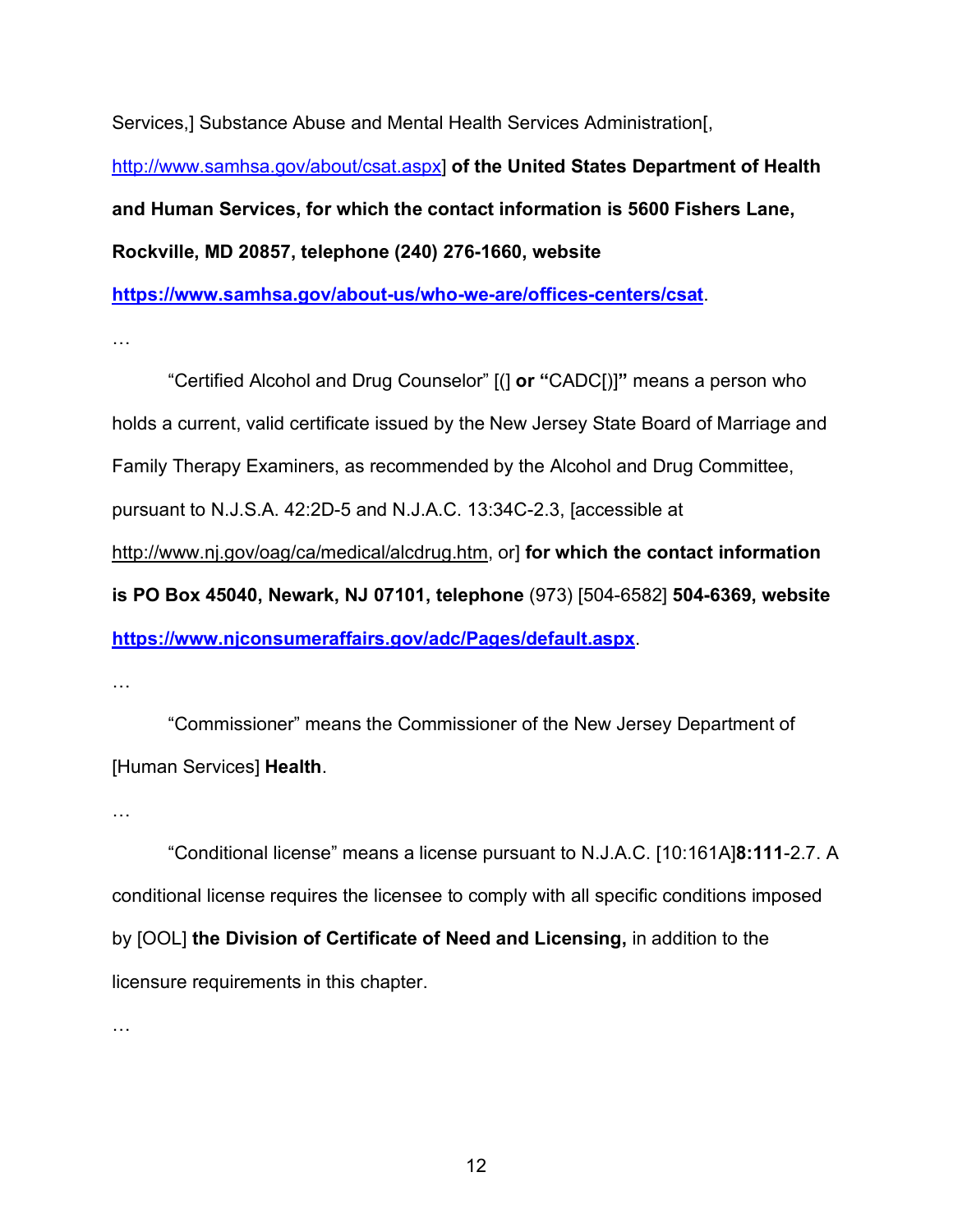Services,] Substance Abuse and Mental Health Services Administration[, http://www.samhsa.gov/about/csat.aspx] **of the United States Department of Health and Human Services, for which the contact information is 5600 Fishers Lane, Rockville, MD 20857, telephone (240) 276-1660, website https://www.samhsa.gov/about-us/who-we-are/offices-centers/csat**.

…

"Certified Alcohol and Drug Counselor" [(] **or "**CADC[)]**"** means a person who holds a current, valid certificate issued by the New Jersey State Board of Marriage and Family Therapy Examiners, as recommended by the Alcohol and Drug Committee, pursuant to N.J.S.A. 42:2D-5 and N.J.A.C. 13:34C-2.3, [accessible at http://www.nj.gov/oag/ca/medical/alcdrug.htm, or] **for which the contact information is PO Box 45040, Newark, NJ 07101, telephone** (973) [504-6582] **504-6369, website https://www.njconsumeraffairs.gov/adc/Pages/default.aspx**.

…

"Commissioner" means the Commissioner of the New Jersey Department of [Human Services] **Health**.

…

"Conditional license" means a license pursuant to N.J.A.C. [10:161A]**8:111**-2.7. A conditional license requires the licensee to comply with all specific conditions imposed by [OOL] **the Division of Certificate of Need and Licensing,** in addition to the licensure requirements in this chapter.

…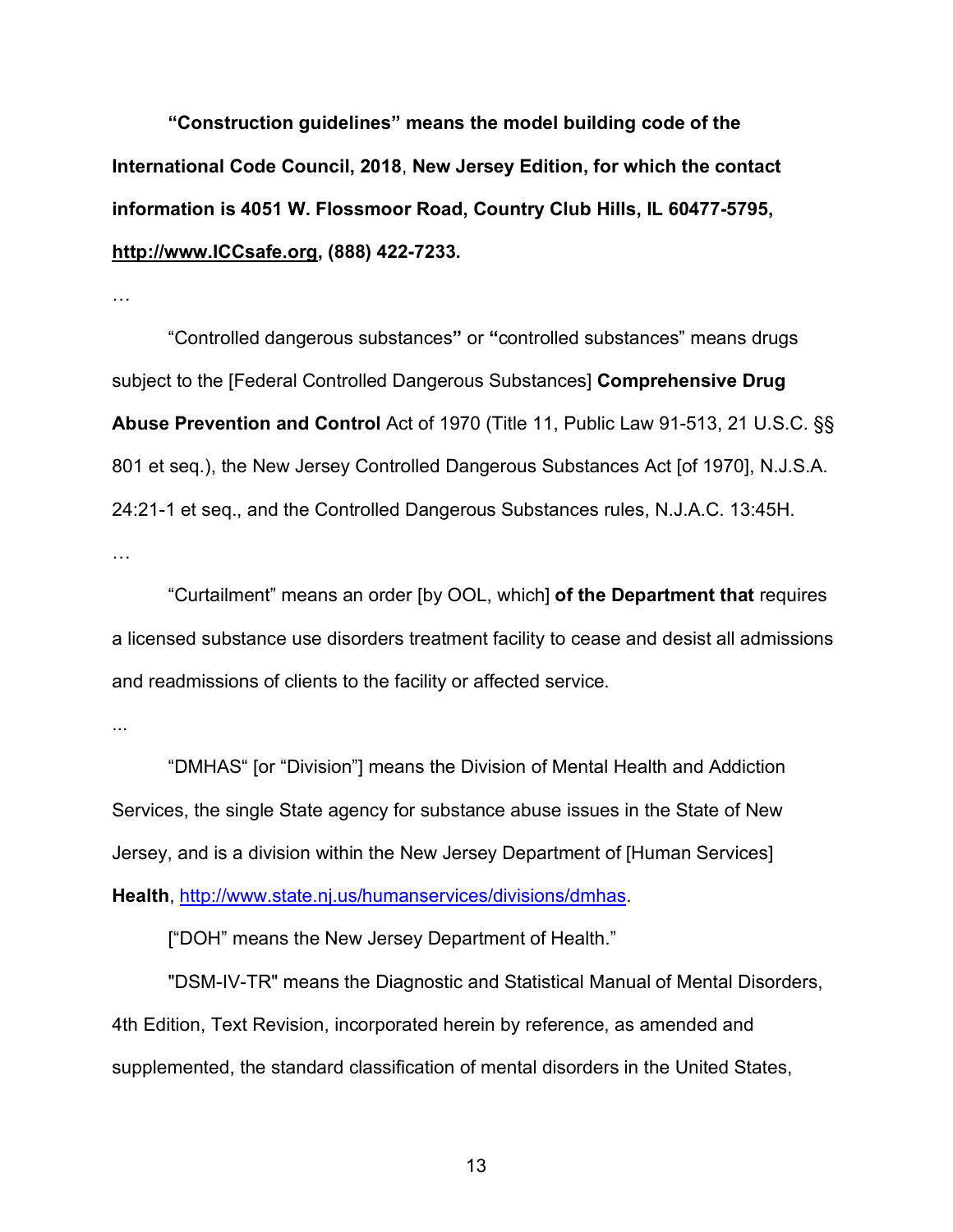**"Construction guidelines" means the model building code of the International Code Council, 2018**, **New Jersey Edition, for which the contact information is 4051 W. Flossmoor Road, Country Club Hills, IL 60477-5795, http://www.ICCsafe.org, (888) 422-7233.**

…

"Controlled dangerous substances**"** or **"**controlled substances" means drugs subject to the [Federal Controlled Dangerous Substances] **Comprehensive Drug Abuse Prevention and Control** Act of 1970 (Title 11, Public Law 91-513, 21 U.S.C. §§ 801 et seq.), the New Jersey Controlled Dangerous Substances Act [of 1970], N.J.S.A. 24:21-1 et seq., and the Controlled Dangerous Substances rules, N.J.A.C. 13:45H.

…

"Curtailment" means an order [by OOL, which] **of the Department that** requires a licensed substance use disorders treatment facility to cease and desist all admissions and readmissions of clients to the facility or affected service.

...

"DMHAS" [or "Division"] means the Division of Mental Health and Addiction Services, the single State agency for substance abuse issues in the State of New Jersey, and is a division within the New Jersey Department of [Human Services] **Health**, http://www.state.nj.us/humanservices/divisions/dmhas.

["DOH" means the New Jersey Department of Health."

"DSM-IV-TR" means the Diagnostic and Statistical Manual of Mental Disorders, 4th Edition, Text Revision, incorporated herein by reference, as amended and supplemented, the standard classification of mental disorders in the United States,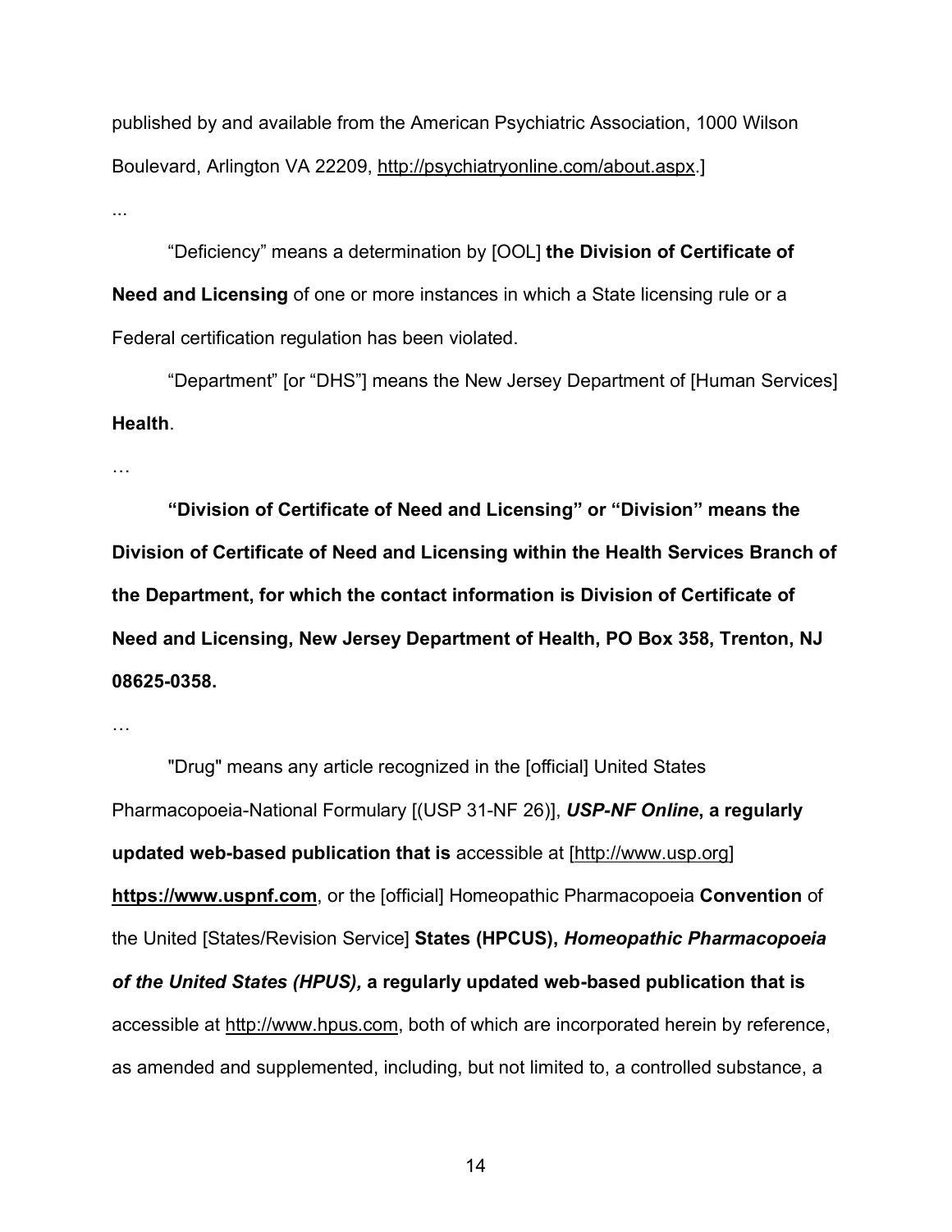published by and available from the American Psychiatric Association, 1000 Wilson Boulevard, Arlington VA 22209, http://psychiatryonline.com/about.aspx.]

...

"Deficiency" means a determination by [OOL] **the Division of Certificate of Need and Licensing** of one or more instances in which a State licensing rule or a Federal certification regulation has been violated.

"Department" [or "DHS"] means the New Jersey Department of [Human Services] **Health**.

…

**"Division of Certificate of Need and Licensing" or "Division" means the Division of Certificate of Need and Licensing within the Health Services Branch of the Department, for which the contact information is Division of Certificate of Need and Licensing, New Jersey Department of Health, PO Box 358, Trenton, NJ 08625-0358.**

…

"Drug" means any article recognized in the [official] United States Pharmacopoeia-National Formulary [(USP 31-NF 26)], ***USP-NF Online*, a regularly updated web-based publication that is** accessible at [http://www.usp.org] **https://www.uspnf.com**, or the [official] Homeopathic Pharmacopoeia **Convention** of the United [States/Revision Service] **States (HPCUS), *Homeopathic Pharmacopoeia of the United States (HPUS),* a regularly updated web-based publication that is** accessible at http://www.hpus.com, both of which are incorporated herein by reference, as amended and supplemented, including, but not limited to, a controlled substance, a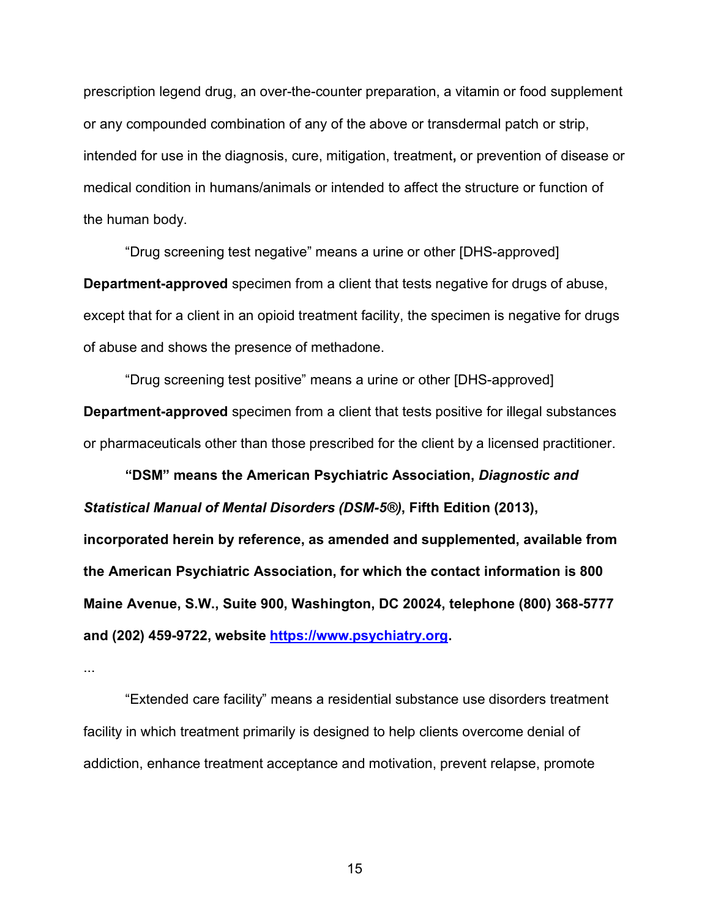prescription legend drug, an over-the-counter preparation, a vitamin or food supplement or any compounded combination of any of the above or transdermal patch or strip, intended for use in the diagnosis, cure, mitigation, treatment**,** or prevention of disease or medical condition in humans/animals or intended to affect the structure or function of the human body.

"Drug screening test negative" means a urine or other [DHS-approved] **Department-approved** specimen from a client that tests negative for drugs of abuse, except that for a client in an opioid treatment facility, the specimen is negative for drugs of abuse and shows the presence of methadone.

"Drug screening test positive" means a urine or other [DHS-approved] **Department-approved** specimen from a client that tests positive for illegal substances or pharmaceuticals other than those prescribed for the client by a licensed practitioner.

**"DSM" means the American Psychiatric Association, *Diagnostic and Statistical Manual of Mental Disorders (DSM-5®)*, Fifth Edition (2013), incorporated herein by reference, as amended and supplemented, available from the American Psychiatric Association, for which the contact information is 800 Maine Avenue, S.W., Suite 900, Washington, DC 20024, telephone (800) 368-5777 and (202) 459-9722, website [https://www.psychiatry.org](https://www.psychiatry.org).**

...

"Extended care facility" means a residential substance use disorders treatment facility in which treatment primarily is designed to help clients overcome denial of addiction, enhance treatment acceptance and motivation, prevent relapse, promote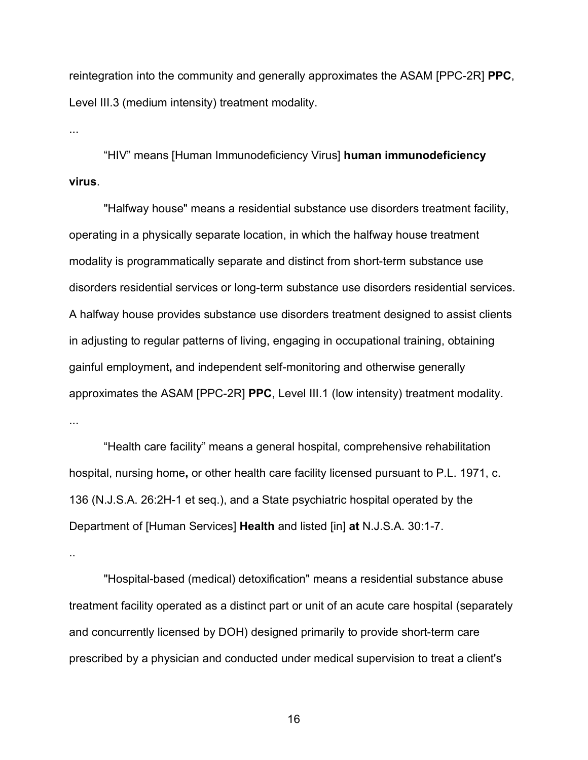reintegration into the community and generally approximates the ASAM [PPC-2R] **PPC**, Level III.3 (medium intensity) treatment modality.

...

"HIV" means [Human Immunodeficiency Virus] **human immunodeficiency virus**.

"Halfway house" means a residential substance use disorders treatment facility, operating in a physically separate location, in which the halfway house treatment modality is programmatically separate and distinct from short-term substance use disorders residential services or long-term substance use disorders residential services. A halfway house provides substance use disorders treatment designed to assist clients in adjusting to regular patterns of living, engaging in occupational training, obtaining gainful employment**,** and independent self-monitoring and otherwise generally approximates the ASAM [PPC-2R] **PPC**, Level III.1 (low intensity) treatment modality.

...

"Health care facility" means a general hospital, comprehensive rehabilitation hospital, nursing home**,** or other health care facility licensed pursuant to P.L. 1971, c. 136 (N.J.S.A. 26:2H-1 et seq.), and a State psychiatric hospital operated by the Department of [Human Services] **Health** and listed [in] **at** N.J.S.A. 30:1-7.

..

"Hospital-based (medical) detoxification" means a residential substance abuse treatment facility operated as a distinct part or unit of an acute care hospital (separately and concurrently licensed by DOH) designed primarily to provide short-term care prescribed by a physician and conducted under medical supervision to treat a client's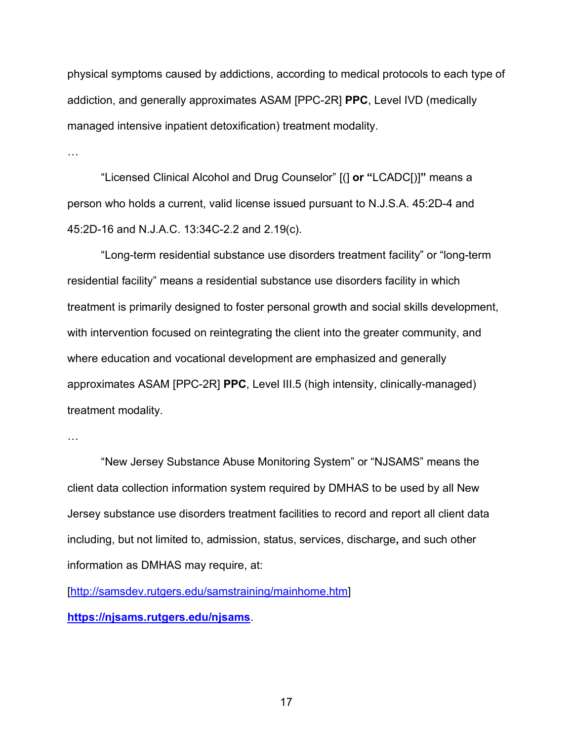physical symptoms caused by addictions, according to medical protocols to each type of addiction, and generally approximates ASAM [PPC-2R] **PPC**, Level IVD (medically managed intensive inpatient detoxification) treatment modality.

…

"Licensed Clinical Alcohol and Drug Counselor" [(] **or "**LCADC[)]**"** means a person who holds a current, valid license issued pursuant to N.J.S.A. 45:2D-4 and 45:2D-16 and N.J.A.C. 13:34C-2.2 and 2.19(c).

"Long-term residential substance use disorders treatment facility" or "long-term residential facility" means a residential substance use disorders facility in which treatment is primarily designed to foster personal growth and social skills development, with intervention focused on reintegrating the client into the greater community, and where education and vocational development are emphasized and generally approximates ASAM [PPC-2R] **PPC**, Level III.5 (high intensity, clinically-managed) treatment modality.

…

"New Jersey Substance Abuse Monitoring System" or "NJSAMS" means the client data collection information system required by DMHAS to be used by all New Jersey substance use disorders treatment facilities to record and report all client data including, but not limited to, admission, status, services, discharge**,** and such other information as DMHAS may require, at:

[http://samsdev.rutgers.edu/samstraining/mainhome.htm]

**https://njsams.rutgers.edu/njsams**.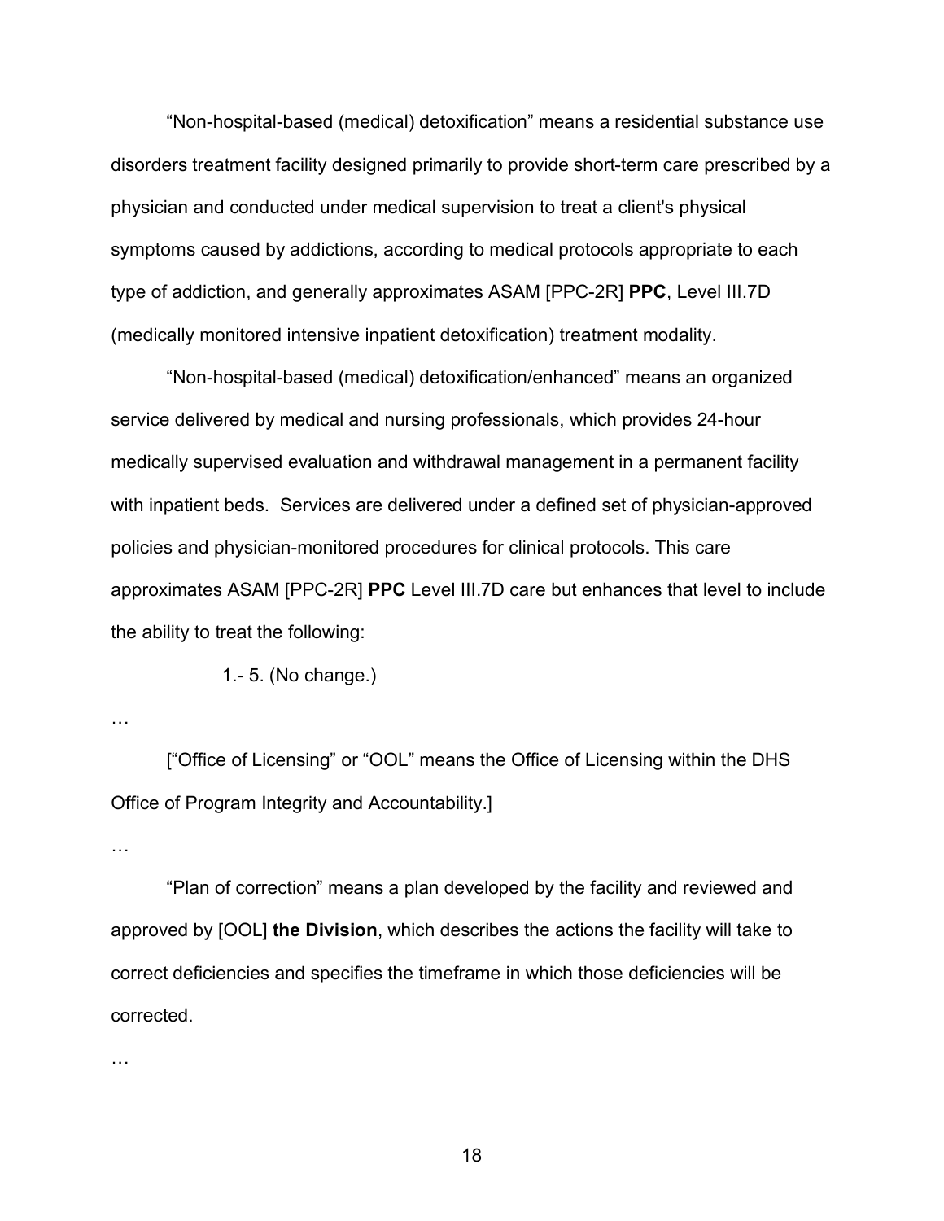"Non-hospital-based (medical) detoxification" means a residential substance use disorders treatment facility designed primarily to provide short-term care prescribed by a physician and conducted under medical supervision to treat a client's physical symptoms caused by addictions, according to medical protocols appropriate to each type of addiction, and generally approximates ASAM [PPC-2R] **PPC**, Level III.7D (medically monitored intensive inpatient detoxification) treatment modality.

"Non-hospital-based (medical) detoxification/enhanced" means an organized service delivered by medical and nursing professionals, which provides 24-hour medically supervised evaluation and withdrawal management in a permanent facility with inpatient beds. Services are delivered under a defined set of physician-approved policies and physician-monitored procedures for clinical protocols. This care approximates ASAM [PPC-2R] **PPC** Level III.7D care but enhances that level to include the ability to treat the following:

1.- 5. (No change.)

…

["Office of Licensing" or "OOL" means the Office of Licensing within the DHS Office of Program Integrity and Accountability.]

…

"Plan of correction" means a plan developed by the facility and reviewed and approved by [OOL] **the Division**, which describes the actions the facility will take to correct deficiencies and specifies the timeframe in which those deficiencies will be corrected.

…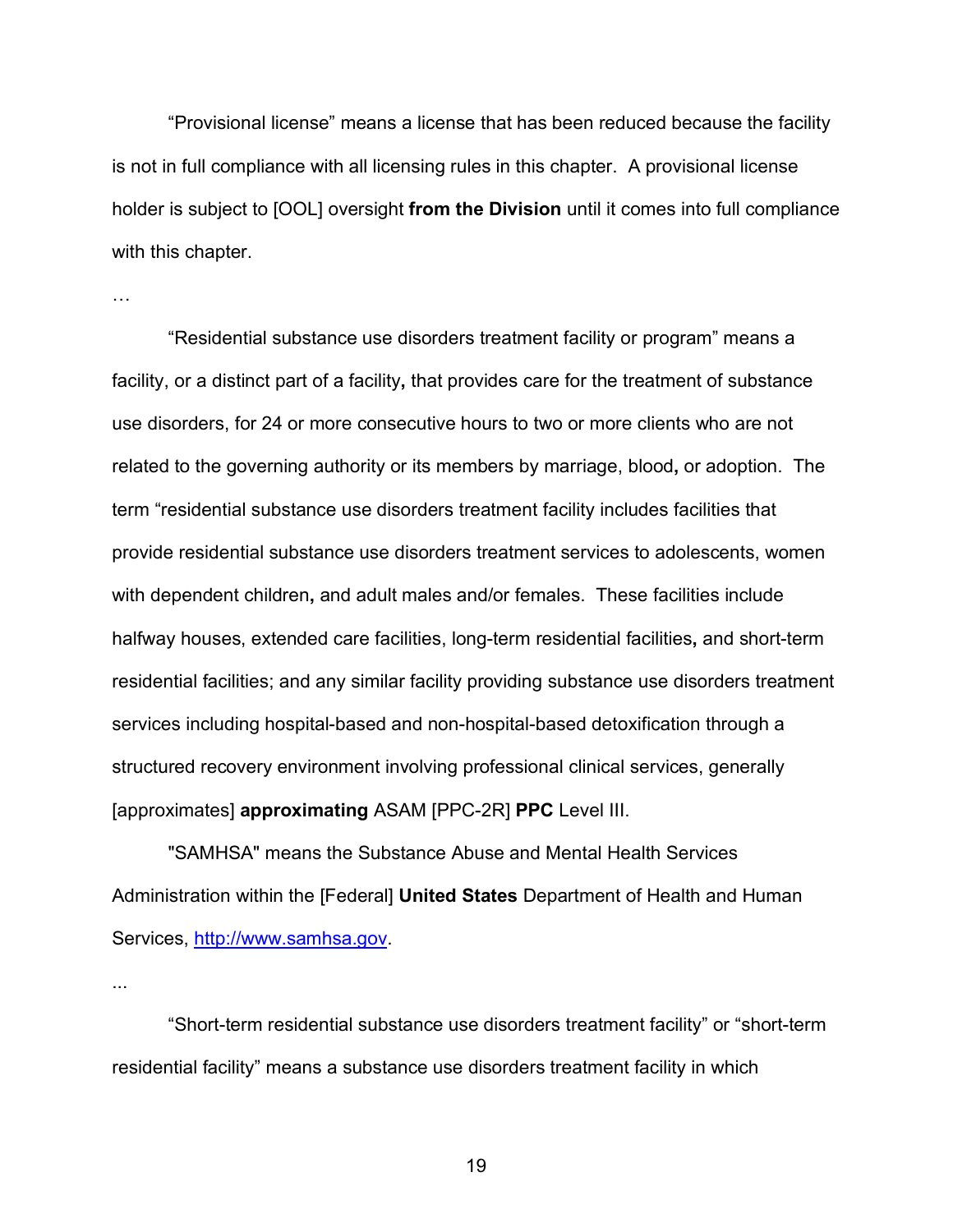“Provisional license” means a license that has been reduced because the facility is not in full compliance with all licensing rules in this chapter. A provisional license holder is subject to [OOL] oversight **from the Division** until it comes into full compliance with this chapter.

…

“Residential substance use disorders treatment facility or program” means a facility, or a distinct part of a facility**,** that provides care for the treatment of substance use disorders, for 24 or more consecutive hours to two or more clients who are not related to the governing authority or its members by marriage, blood**,** or adoption. The term “residential substance use disorders treatment facility includes facilities that provide residential substance use disorders treatment services to adolescents, women with dependent children**,** and adult males and/or females. These facilities include halfway houses, extended care facilities, long-term residential facilities**,** and short-term residential facilities; and any similar facility providing substance use disorders treatment services including hospital-based and non-hospital-based detoxification through a structured recovery environment involving professional clinical services, generally [approximates] **approximating** ASAM [PPC-2R] **PPC** Level III.

"SAMHSA" means the Substance Abuse and Mental Health Services Administration within the [Federal] **United States** Department of Health and Human Services, http://www.samhsa.gov.

...

“Short-term residential substance use disorders treatment facility” or “short-term residential facility” means a substance use disorders treatment facility in which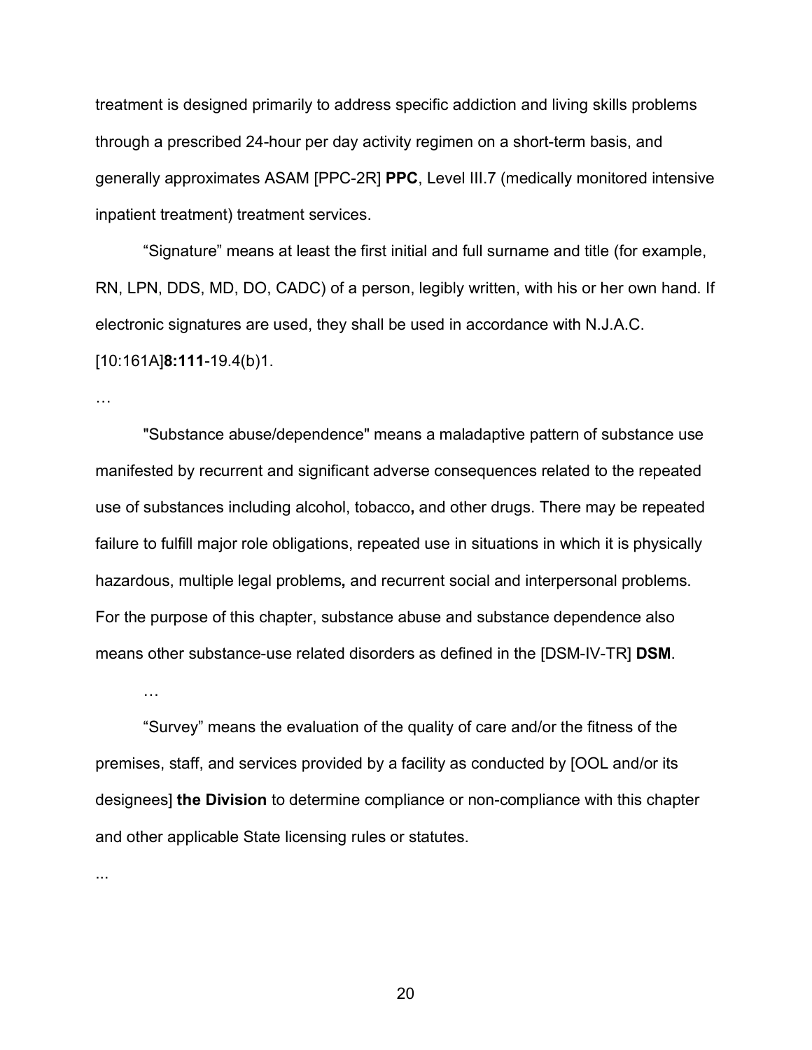treatment is designed primarily to address specific addiction and living skills problems through a prescribed 24-hour per day activity regimen on a short-term basis, and generally approximates ASAM [PPC-2R] **PPC**, Level III.7 (medically monitored intensive inpatient treatment) treatment services.

"Signature" means at least the first initial and full surname and title (for example, RN, LPN, DDS, MD, DO, CADC) of a person, legibly written, with his or her own hand. If electronic signatures are used, they shall be used in accordance with N.J.A.C. [10:161A]**8:111**-19.4(b)1.

…

"Substance abuse/dependence" means a maladaptive pattern of substance use manifested by recurrent and significant adverse consequences related to the repeated use of substances including alcohol, tobacco**,** and other drugs. There may be repeated failure to fulfill major role obligations, repeated use in situations in which it is physically hazardous, multiple legal problems**,** and recurrent social and interpersonal problems. For the purpose of this chapter, substance abuse and substance dependence also means other substance-use related disorders as defined in the [DSM-IV-TR] **DSM**.

…

"Survey" means the evaluation of the quality of care and/or the fitness of the premises, staff, and services provided by a facility as conducted by [OOL and/or its designees] **the Division** to determine compliance or non-compliance with this chapter and other applicable State licensing rules or statutes.

...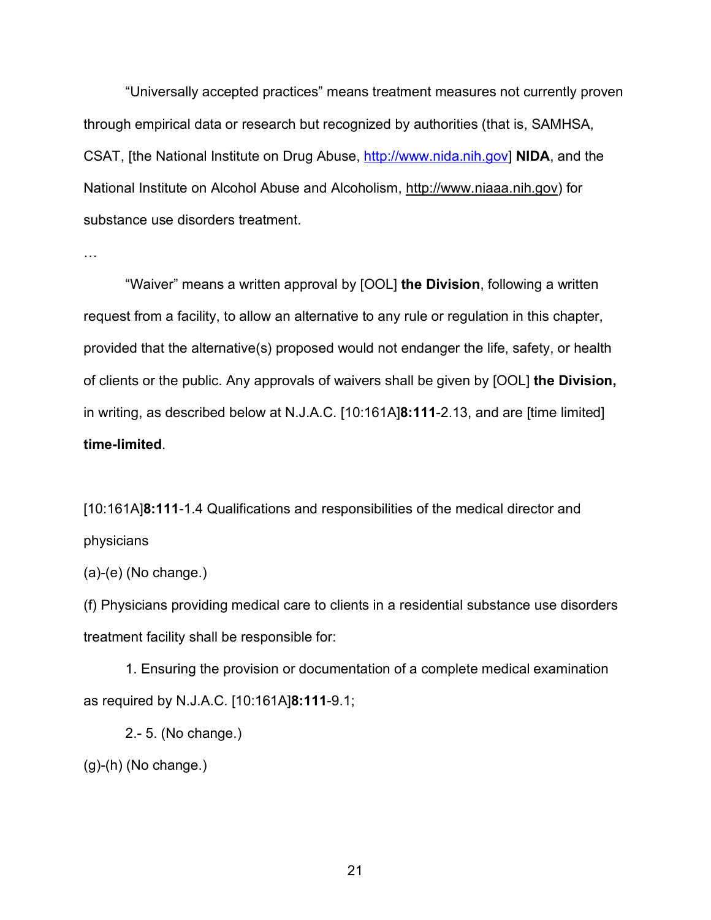“Universally accepted practices” means treatment measures not currently proven through empirical data or research but recognized by authorities (that is, SAMHSA, CSAT, [the National Institute on Drug Abuse, http://www.nida.nih.gov] **NIDA**, and the National Institute on Alcohol Abuse and Alcoholism, http://www.niaaa.nih.gov) for substance use disorders treatment.

…

“Waiver” means a written approval by [OOL] **the Division**, following a written request from a facility, to allow an alternative to any rule or regulation in this chapter, provided that the alternative(s) proposed would not endanger the life, safety, or health of clients or the public. Any approvals of waivers shall be given by [OOL] **the Division,** in writing, as described below at N.J.A.C. [10:161A]**8:111**-2.13, and are [time limited] **time-limited**.

[10:161A]**8:111**-1.4 Qualifications and responsibilities of the medical director and physicians

(a)-(e) (No change.)

(f) Physicians providing medical care to clients in a residential substance use disorders treatment facility shall be responsible for:

1. Ensuring the provision or documentation of a complete medical examination as required by N.J.A.C. [10:161A]**8:111**-9.1;

2.- 5. (No change.)

(g)-(h) (No change.)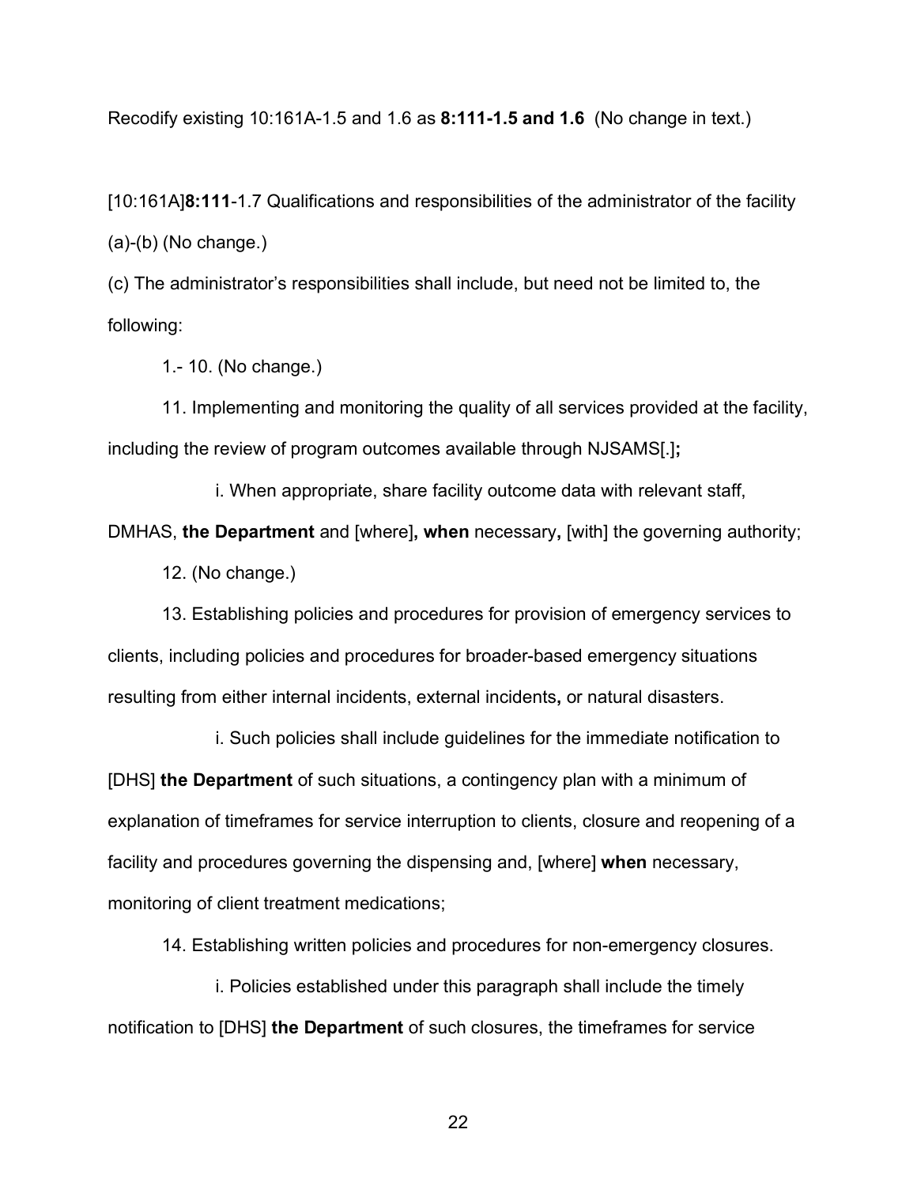Recodify existing 10:161A-1.5 and 1.6 as **8:111-1.5 and 1.6** (No change in text.)

[10:161A]**8:111**-1.7 Qualifications and responsibilities of the administrator of the facility

(a)-(b) (No change.)

(c) The administrator's responsibilities shall include, but need not be limited to, the following:

1.- 10. (No change.)

11. Implementing and monitoring the quality of all services provided at the facility, including the review of program outcomes available through NJSAMS[.]**;**

i. When appropriate, share facility outcome data with relevant staff, DMHAS, **the Department** and [where]**, when** necessary**,** [with] the governing authority;

12. (No change.)

13. Establishing policies and procedures for provision of emergency services to clients, including policies and procedures for broader-based emergency situations resulting from either internal incidents, external incidents**,** or natural disasters.

i. Such policies shall include guidelines for the immediate notification to [DHS] **the Department** of such situations, a contingency plan with a minimum of explanation of timeframes for service interruption to clients, closure and reopening of a facility and procedures governing the dispensing and, [where] **when** necessary, monitoring of client treatment medications;

14. Establishing written policies and procedures for non-emergency closures.

i. Policies established under this paragraph shall include the timely notification to [DHS] **the Department** of such closures, the timeframes for service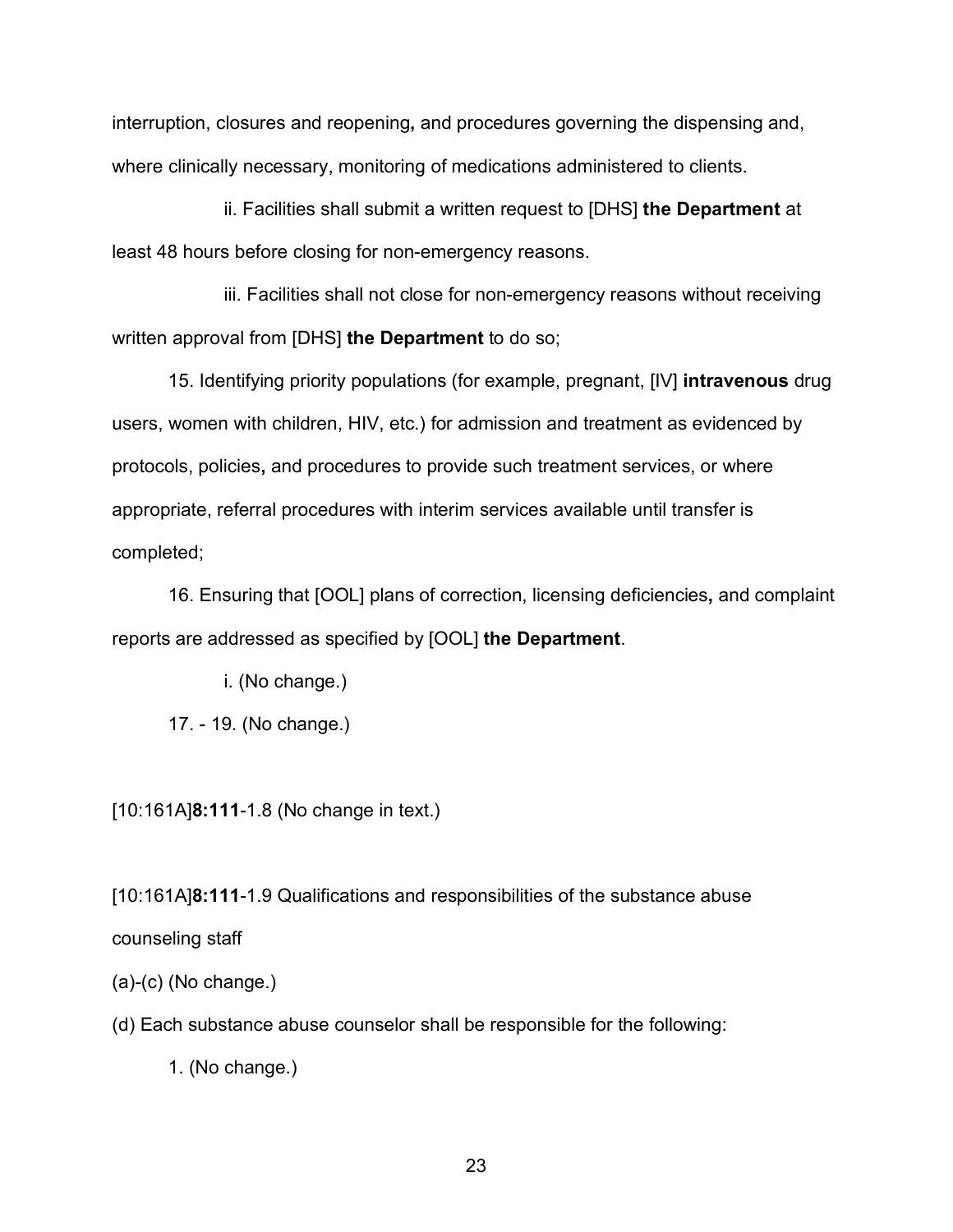interruption, closures and reopening**,** and procedures governing the dispensing and, where clinically necessary, monitoring of medications administered to clients.

ii. Facilities shall submit a written request to [DHS] **the Department** at least 48 hours before closing for non-emergency reasons.

iii. Facilities shall not close for non-emergency reasons without receiving written approval from [DHS] **the Department** to do so;

15. Identifying priority populations (for example, pregnant, [IV] **intravenous** drug users, women with children, HIV, etc.) for admission and treatment as evidenced by protocols, policies**,** and procedures to provide such treatment services, or where appropriate, referral procedures with interim services available until transfer is completed;

16. Ensuring that [OOL] plans of correction, licensing deficiencies**,** and complaint reports are addressed as specified by [OOL] **the Department**.

i. (No change.)

17. - 19. (No change.)

[10:161A]**8:111**-1.8 (No change in text.)

[10:161A]**8:111**-1.9 Qualifications and responsibilities of the substance abuse counseling staff

(a)-(c) (No change.)

(d) Each substance abuse counselor shall be responsible for the following:

1. (No change.)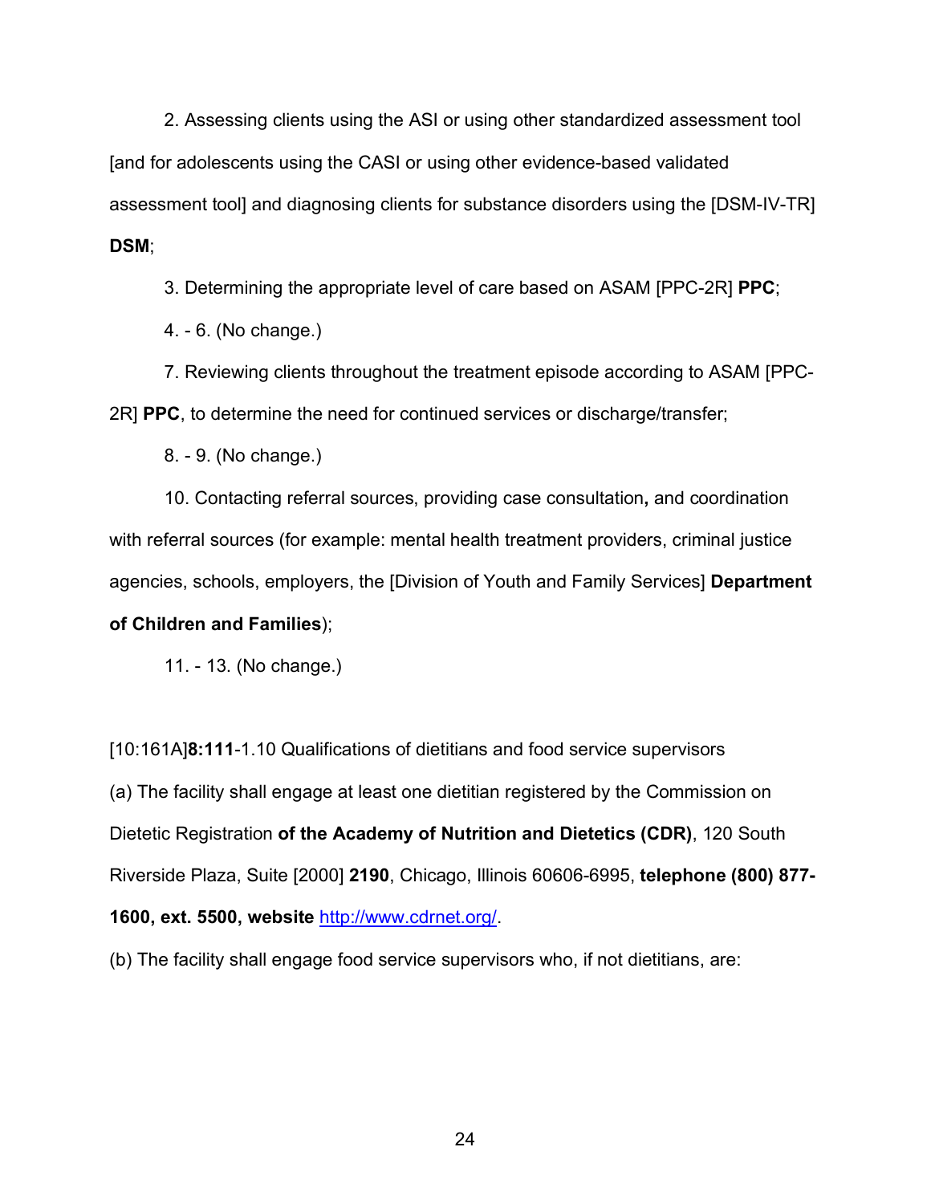2. Assessing clients using the ASI or using other standardized assessment tool [and for adolescents using the CASI or using other evidence-based validated assessment tool] and diagnosing clients for substance disorders using the [DSM-IV-TR] **DSM**;

3. Determining the appropriate level of care based on ASAM [PPC-2R] **PPC**;

4. - 6. (No change.)

7. Reviewing clients throughout the treatment episode according to ASAM [PPC-2R] **PPC**, to determine the need for continued services or discharge/transfer;

8. - 9. (No change.)

10. Contacting referral sources, providing case consultation**,** and coordination with referral sources (for example: mental health treatment providers, criminal justice agencies, schools, employers, the [Division of Youth and Family Services] **Department of Children and Families**);

11. - 13. (No change.)

[10:161A]**8:111**-1.10 Qualifications of dietitians and food service supervisors

(a) The facility shall engage at least one dietitian registered by the Commission on Dietetic Registration **of the Academy of Nutrition and Dietetics (CDR)**, 120 South Riverside Plaza, Suite [2000] **2190**, Chicago, Illinois 60606-6995, **telephone (800) 877-1600, ext. 5500, website** http://www.cdrnet.org/.

(b) The facility shall engage food service supervisors who, if not dietitians, are: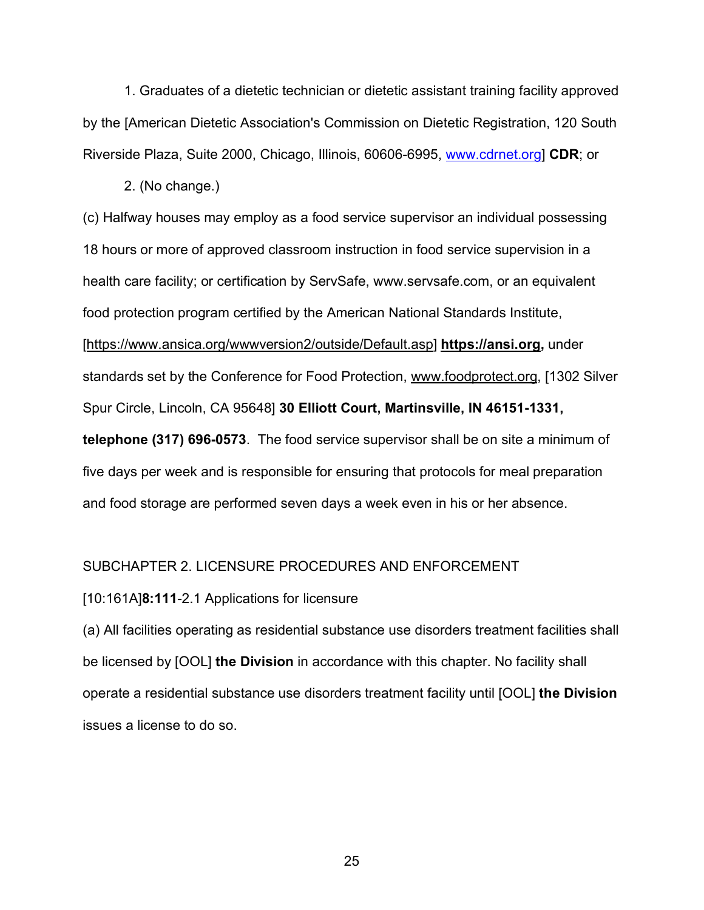1. Graduates of a dietetic technician or dietetic assistant training facility approved by the [American Dietetic Association's Commission on Dietetic Registration, 120 South Riverside Plaza, Suite 2000, Chicago, Illinois, 60606-6995, www.cdrnet.org] **CDR**; or

2. (No change.)

(c) Halfway houses may employ as a food service supervisor an individual possessing 18 hours or more of approved classroom instruction in food service supervision in a health care facility; or certification by ServSafe, www.servsafe.com, or an equivalent food protection program certified by the American National Standards Institute, [https://www.ansica.org/wwwversion2/outside/Default.asp] **https://ansi.org,** under standards set by the Conference for Food Protection, www.foodprotect.org, [1302 Silver Spur Circle, Lincoln, CA 95648] **30 Elliott Court, Martinsville, IN 46151-1331, telephone (317) 696-0573**. The food service supervisor shall be on site a minimum of five days per week and is responsible for ensuring that protocols for meal preparation and food storage are performed seven days a week even in his or her absence.

SUBCHAPTER 2. LICENSURE PROCEDURES AND ENFORCEMENT

[10:161A]**8:111**-2.1 Applications for licensure

(a) All facilities operating as residential substance use disorders treatment facilities shall be licensed by [OOL] **the Division** in accordance with this chapter. No facility shall operate a residential substance use disorders treatment facility until [OOL] **the Division** issues a license to do so.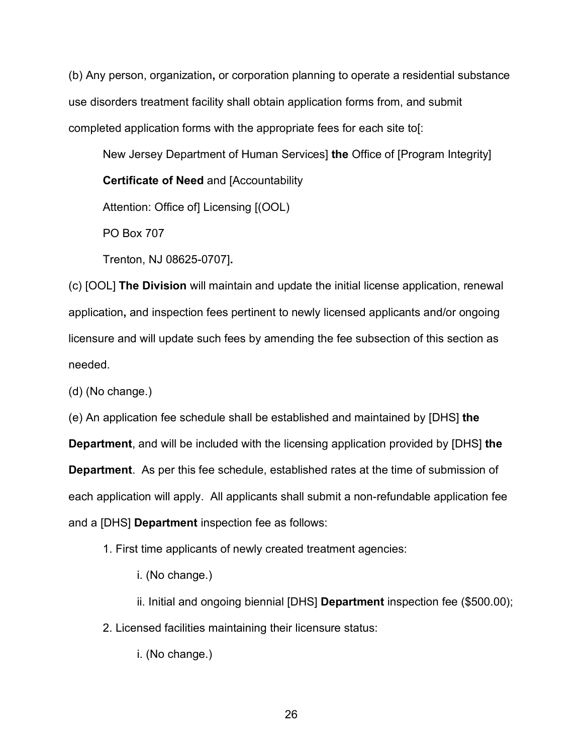(b) Any person, organization**,** or corporation planning to operate a residential substance use disorders treatment facility shall obtain application forms from, and submit completed application forms with the appropriate fees for each site to[:

New Jersey Department of Human Services] **the** Office of [Program Integrity] **Certificate of Need** and [Accountability

Attention: Office of] Licensing [(OOL)

PO Box 707

Trenton, NJ 08625-0707]**.**

(c) [OOL] **The Division** will maintain and update the initial license application, renewal application**,** and inspection fees pertinent to newly licensed applicants and/or ongoing licensure and will update such fees by amending the fee subsection of this section as needed.

(d) (No change.)

(e) An application fee schedule shall be established and maintained by [DHS] **the Department**, and will be included with the licensing application provided by [DHS] **the Department**. As per this fee schedule, established rates at the time of submission of each application will apply. All applicants shall submit a non-refundable application fee and a [DHS] **Department** inspection fee as follows:

1. First time applicants of newly created treatment agencies:

   i. (No change.)

   ii. Initial and ongoing biennial [DHS] **Department** inspection fee ($500.00);

2. Licensed facilities maintaining their licensure status:

   i. (No change.)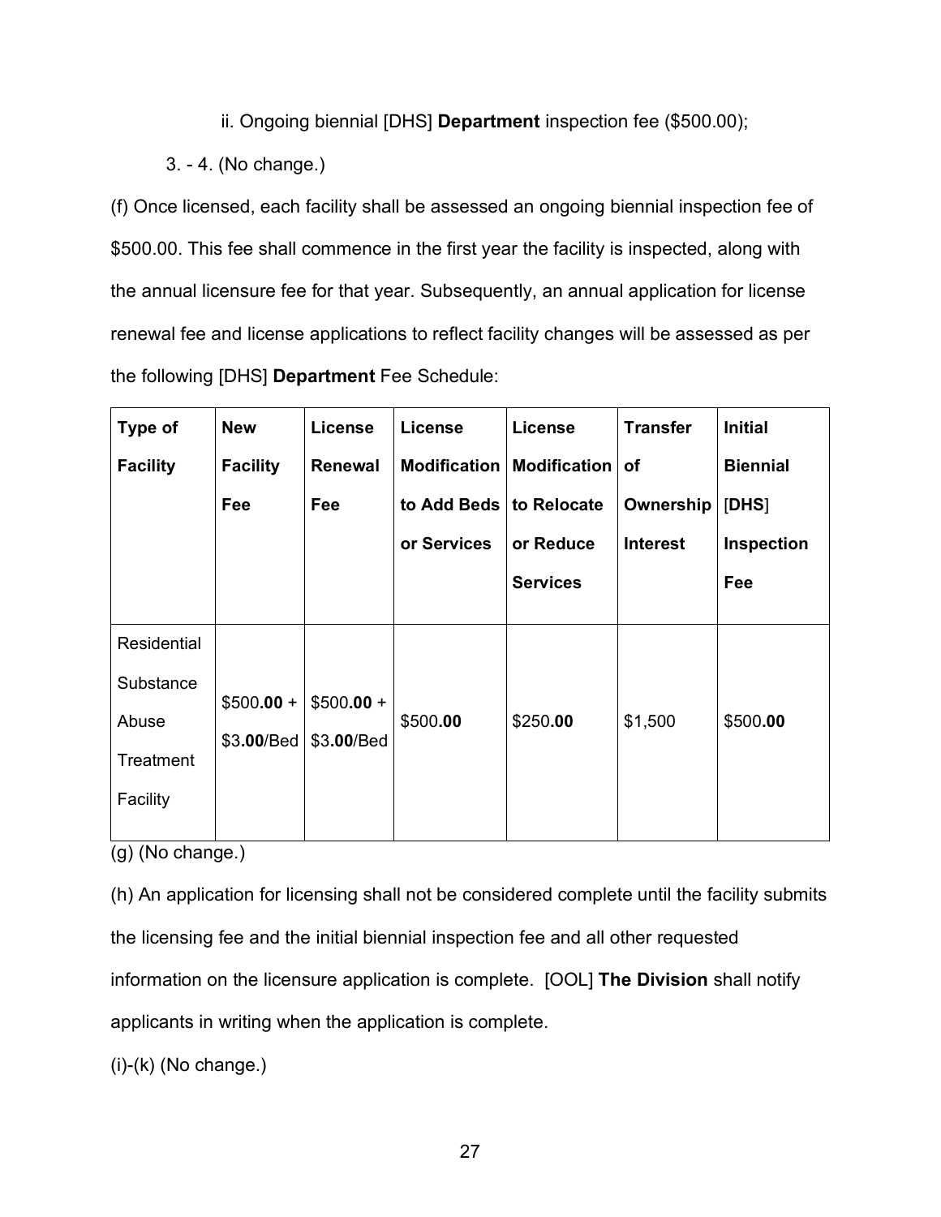ii. Ongoing biennial [DHS] **Department** inspection fee ($500.00);

3. - 4. (No change.)

(f) Once licensed, each facility shall be assessed an ongoing biennial inspection fee of $500.00. This fee shall commence in the first year the facility is inspected, along with the annual licensure fee for that year. Subsequently, an annual application for license renewal fee and license applications to reflect facility changes will be assessed as per the following [DHS] **Department** Fee Schedule:

| Type of Facility | New Facility Fee | License Renewal Fee | License Modification to Add Beds or Services | License Modification to Relocate or Reduce Services | Transfer of Ownership Interest | Initial Biennial [DHS] Inspection Fee |
|---|---|---|---|---|---|---|
| Residential Substance Abuse Treatment Facility | $500**.00** + $3**.00**/Bed | $500**.00** + $3**.00**/Bed | $500**.00** | $250**.00** | $1,500 | $500**.00** |

(g) (No change.)

(h) An application for licensing shall not be considered complete until the facility submits the licensing fee and the initial biennial inspection fee and all other requested information on the licensure application is complete. [OOL] **The Division** shall notify applicants in writing when the application is complete.

(i)-(k) (No change.)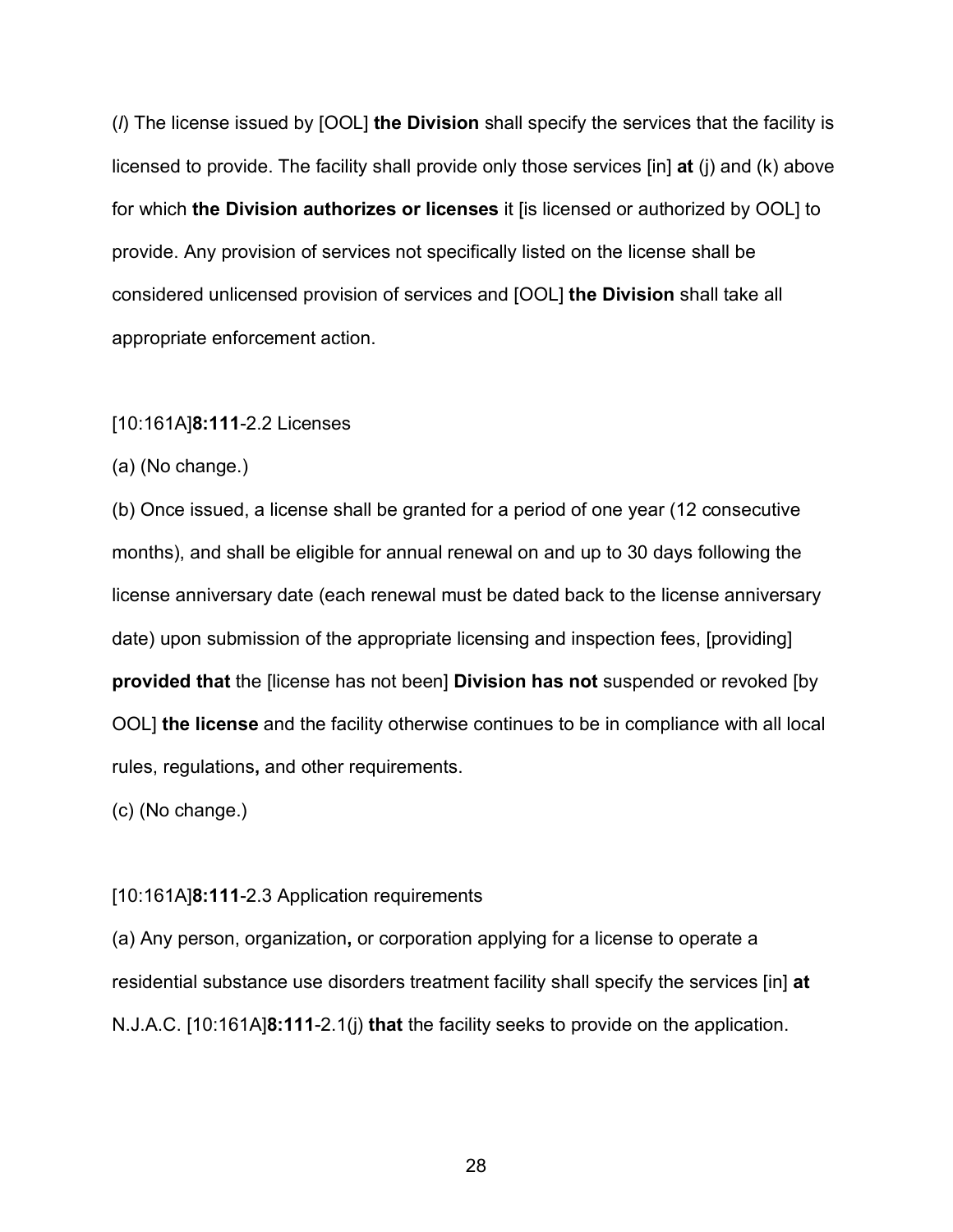(*l*) The license issued by [OOL] **the Division** shall specify the services that the facility is licensed to provide. The facility shall provide only those services [in] **at** (j) and (k) above for which **the Division authorizes or licenses** it [is licensed or authorized by OOL] to provide. Any provision of services not specifically listed on the license shall be considered unlicensed provision of services and [OOL] **the Division** shall take all appropriate enforcement action.

[10:161A]**8:111**-2.2 Licenses

(a) (No change.)

(b) Once issued, a license shall be granted for a period of one year (12 consecutive months), and shall be eligible for annual renewal on and up to 30 days following the license anniversary date (each renewal must be dated back to the license anniversary date) upon submission of the appropriate licensing and inspection fees, [providing] **provided that** the [license has not been] **Division has not** suspended or revoked [by OOL] **the license** and the facility otherwise continues to be in compliance with all local rules, regulations**,** and other requirements.

(c) (No change.)

[10:161A]**8:111**-2.3 Application requirements

(a) Any person, organization**,** or corporation applying for a license to operate a residential substance use disorders treatment facility shall specify the services [in] **at** N.J.A.C. [10:161A]**8:111**-2.1(j) **that** the facility seeks to provide on the application.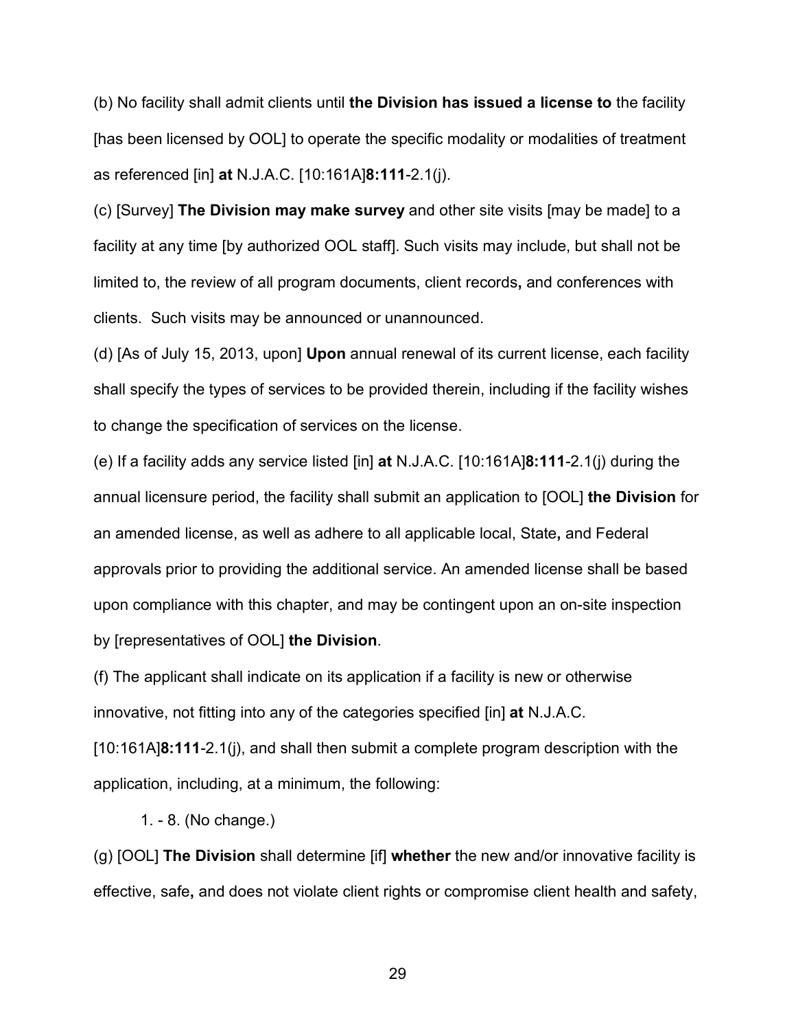(b) No facility shall admit clients until **the Division has issued a license to** the facility [has been licensed by OOL] to operate the specific modality or modalities of treatment as referenced [in] **at** N.J.A.C. [10:161A]**8:111**-2.1(j).

(c) [Survey] **The Division may make survey** and other site visits [may be made] to a facility at any time [by authorized OOL staff]. Such visits may include, but shall not be limited to, the review of all program documents, client records**,** and conferences with clients. Such visits may be announced or unannounced.

(d) [As of July 15, 2013, upon] **Upon** annual renewal of its current license, each facility shall specify the types of services to be provided therein, including if the facility wishes to change the specification of services on the license.

(e) If a facility adds any service listed [in] **at** N.J.A.C. [10:161A]**8:111**-2.1(j) during the annual licensure period, the facility shall submit an application to [OOL] **the Division** for an amended license, as well as adhere to all applicable local, State**,** and Federal approvals prior to providing the additional service. An amended license shall be based upon compliance with this chapter, and may be contingent upon an on-site inspection by [representatives of OOL] **the Division**.

(f) The applicant shall indicate on its application if a facility is new or otherwise innovative, not fitting into any of the categories specified [in] **at** N.J.A.C. [10:161A]**8:111**-2.1(j), and shall then submit a complete program description with the application, including, at a minimum, the following:

1. - 8. (No change.)

(g) [OOL] **The Division** shall determine [if] **whether** the new and/or innovative facility is effective, safe**,** and does not violate client rights or compromise client health and safety,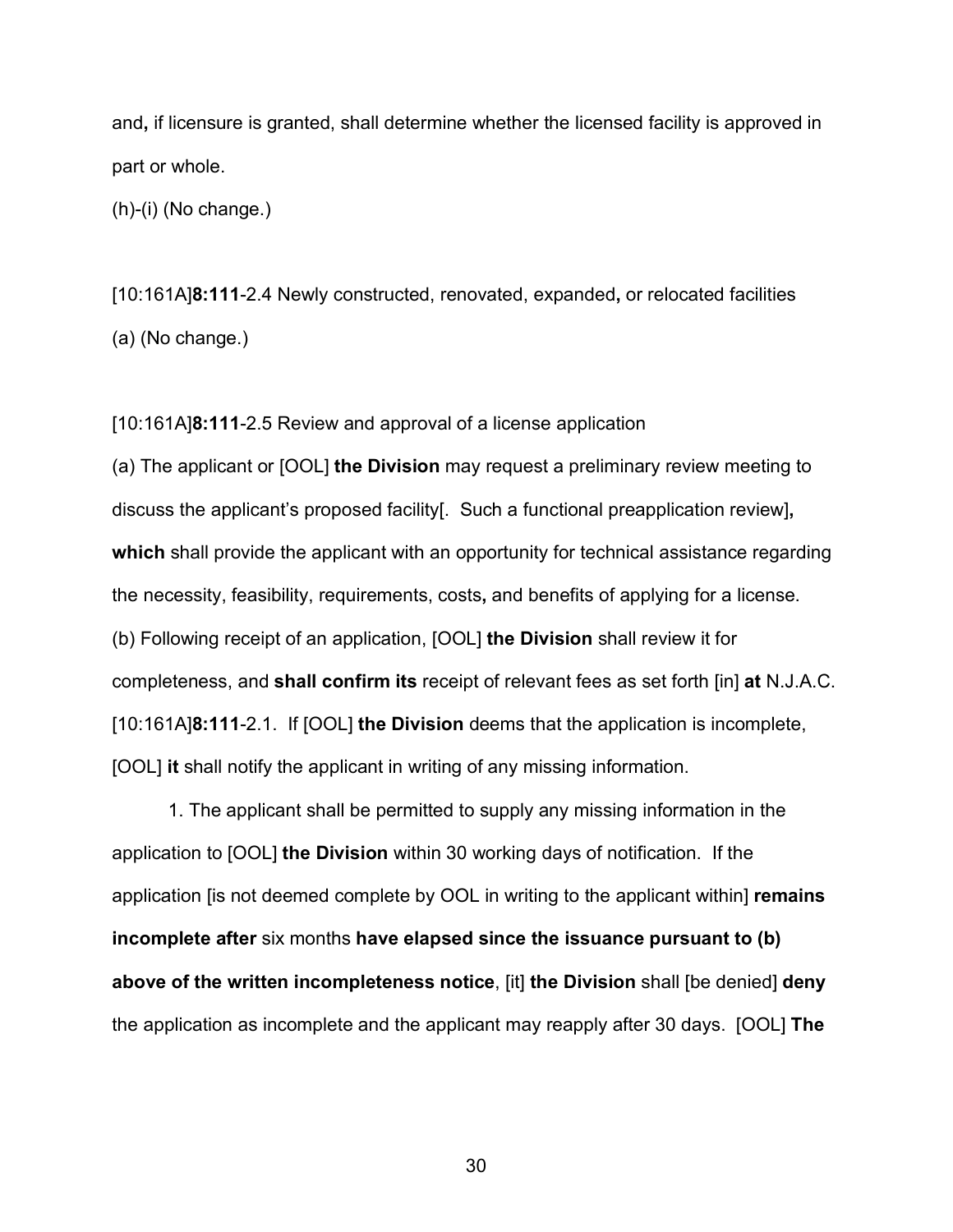and**,** if licensure is granted, shall determine whether the licensed facility is approved in part or whole.

(h)-(i) (No change.)

[10:161A]**8:111**-2.4 Newly constructed, renovated, expanded**,** or relocated facilities

(a) (No change.)

[10:161A]**8:111**-2.5 Review and approval of a license application

(a) The applicant or [OOL] **the Division** may request a preliminary review meeting to discuss the applicant's proposed facility[. Such a functional preapplication review]**, which** shall provide the applicant with an opportunity for technical assistance regarding the necessity, feasibility, requirements, costs**,** and benefits of applying for a license.

(b) Following receipt of an application, [OOL] **the Division** shall review it for completeness, and **shall confirm its** receipt of relevant fees as set forth [in] **at** N.J.A.C. [10:161A]**8:111**-2.1. If [OOL] **the Division** deems that the application is incomplete, [OOL] **it** shall notify the applicant in writing of any missing information.

1. The applicant shall be permitted to supply any missing information in the application to [OOL] **the Division** within 30 working days of notification. If the application [is not deemed complete by OOL in writing to the applicant within] **remains incomplete after** six months **have elapsed since the issuance pursuant to (b) above of the written incompleteness notice**, [it] **the Division** shall [be denied] **deny** the application as incomplete and the applicant may reapply after 30 days. [OOL] **The**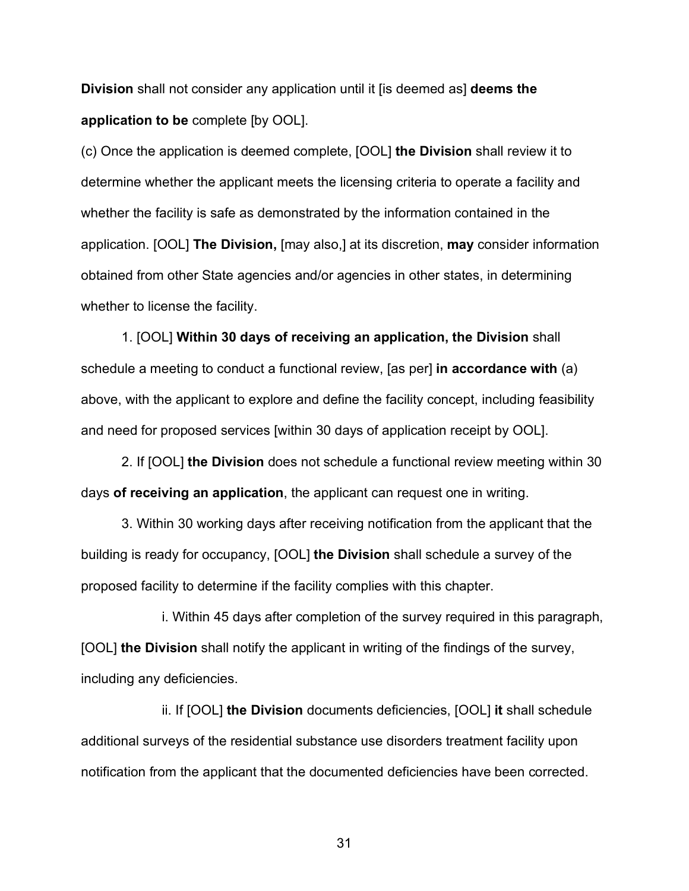**Division** shall not consider any application until it [is deemed as] **deems the application to be** complete [by OOL].

(c) Once the application is deemed complete, [OOL] **the Division** shall review it to determine whether the applicant meets the licensing criteria to operate a facility and whether the facility is safe as demonstrated by the information contained in the application. [OOL] **The Division,** [may also,] at its discretion, **may** consider information obtained from other State agencies and/or agencies in other states, in determining whether to license the facility.

1. [OOL] **Within 30 days of receiving an application, the Division** shall schedule a meeting to conduct a functional review, [as per] **in accordance with** (a) above, with the applicant to explore and define the facility concept, including feasibility and need for proposed services [within 30 days of application receipt by OOL].

2. If [OOL] **the Division** does not schedule a functional review meeting within 30 days **of receiving an application**, the applicant can request one in writing.

3. Within 30 working days after receiving notification from the applicant that the building is ready for occupancy, [OOL] **the Division** shall schedule a survey of the proposed facility to determine if the facility complies with this chapter.

i. Within 45 days after completion of the survey required in this paragraph, [OOL] **the Division** shall notify the applicant in writing of the findings of the survey, including any deficiencies.

ii. If [OOL] **the Division** documents deficiencies, [OOL] **it** shall schedule additional surveys of the residential substance use disorders treatment facility upon notification from the applicant that the documented deficiencies have been corrected.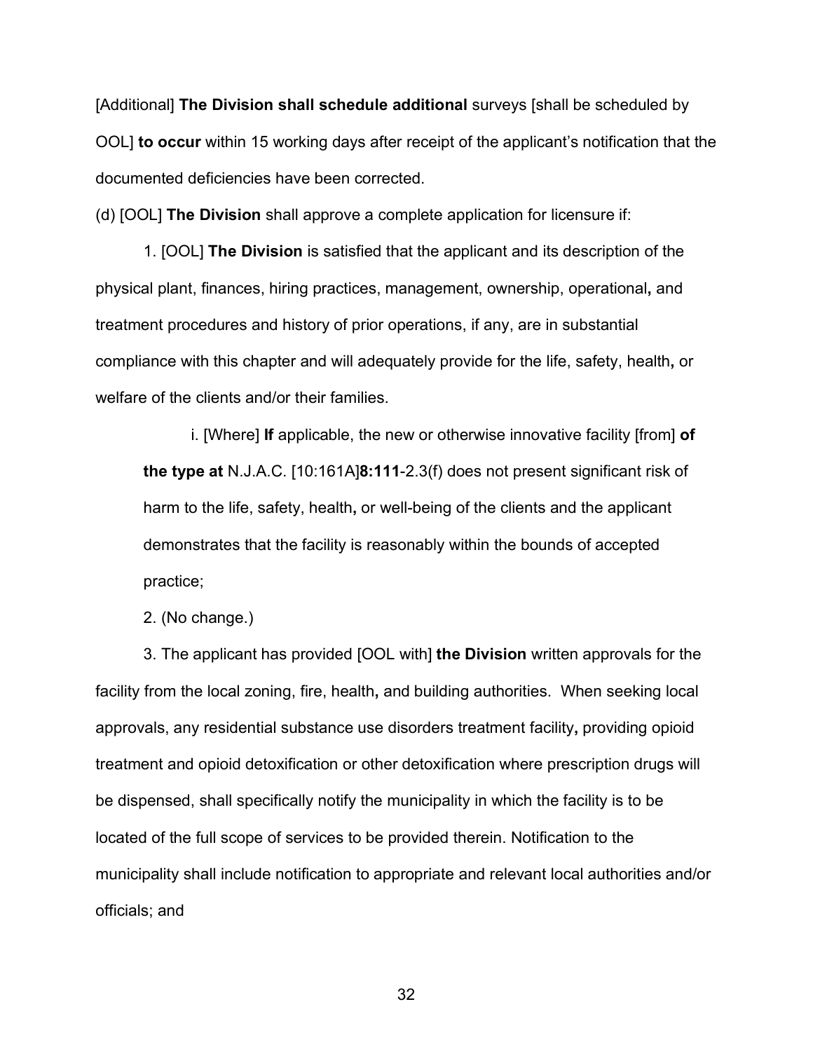[Additional] **The Division shall schedule additional** surveys [shall be scheduled by OOL] **to occur** within 15 working days after receipt of the applicant's notification that the documented deficiencies have been corrected.

(d) [OOL] **The Division** shall approve a complete application for licensure if:

1. [OOL] **The Division** is satisfied that the applicant and its description of the physical plant, finances, hiring practices, management, ownership, operational**,** and treatment procedures and history of prior operations, if any, are in substantial compliance with this chapter and will adequately provide for the life, safety, health**,** or welfare of the clients and/or their families.

    i. [Where] **If** applicable, the new or otherwise innovative facility [from] **of the type at** N.J.A.C. [10:161A]**8:111**-2.3(f) does not present significant risk of harm to the life, safety, health**,** or well-being of the clients and the applicant demonstrates that the facility is reasonably within the bounds of accepted practice;

2. (No change.)

3. The applicant has provided [OOL with] **the Division** written approvals for the facility from the local zoning, fire, health**,** and building authorities. When seeking local approvals, any residential substance use disorders treatment facility**,** providing opioid treatment and opioid detoxification or other detoxification where prescription drugs will be dispensed, shall specifically notify the municipality in which the facility is to be located of the full scope of services to be provided therein. Notification to the municipality shall include notification to appropriate and relevant local authorities and/or officials; and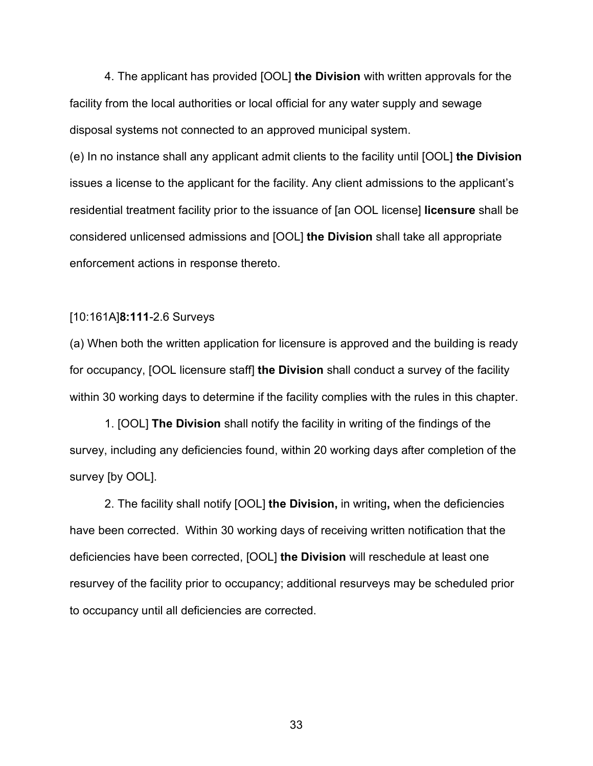4. The applicant has provided [OOL] **the Division** with written approvals for the facility from the local authorities or local official for any water supply and sewage disposal systems not connected to an approved municipal system.

(e) In no instance shall any applicant admit clients to the facility until [OOL] **the Division** issues a license to the applicant for the facility. Any client admissions to the applicant's residential treatment facility prior to the issuance of [an OOL license] **licensure** shall be considered unlicensed admissions and [OOL] **the Division** shall take all appropriate enforcement actions in response thereto.

[10:161A]**8:111**-2.6 Surveys

(a) When both the written application for licensure is approved and the building is ready for occupancy, [OOL licensure staff] **the Division** shall conduct a survey of the facility within 30 working days to determine if the facility complies with the rules in this chapter.

1. [OOL] **The Division** shall notify the facility in writing of the findings of the survey, including any deficiencies found, within 20 working days after completion of the survey [by OOL].

2. The facility shall notify [OOL] **the Division,** in writing**,** when the deficiencies have been corrected. Within 30 working days of receiving written notification that the deficiencies have been corrected, [OOL] **the Division** will reschedule at least one resurvey of the facility prior to occupancy; additional resurveys may be scheduled prior to occupancy until all deficiencies are corrected.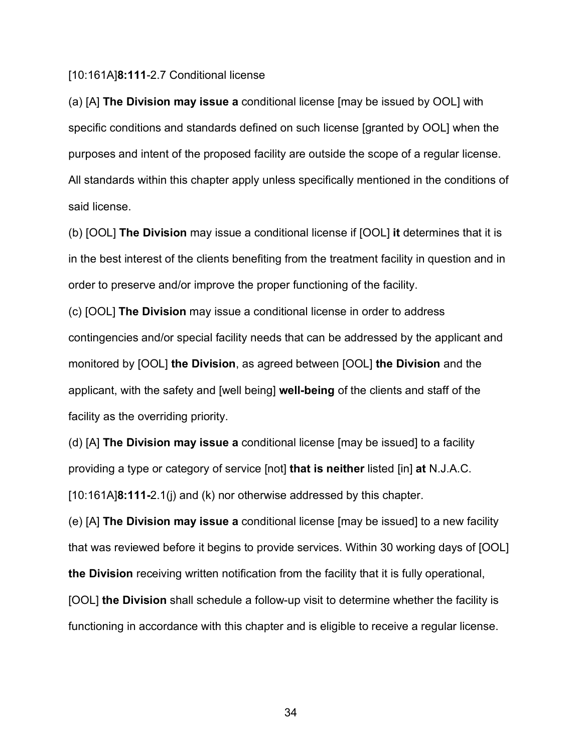[10:161A]**8:111**-2.7 Conditional license

(a) [A] **The Division may issue a** conditional license [may be issued by OOL] with specific conditions and standards defined on such license [granted by OOL] when the purposes and intent of the proposed facility are outside the scope of a regular license. All standards within this chapter apply unless specifically mentioned in the conditions of said license.

(b) [OOL] **The Division** may issue a conditional license if [OOL] **it** determines that it is in the best interest of the clients benefiting from the treatment facility in question and in order to preserve and/or improve the proper functioning of the facility.

(c) [OOL] **The Division** may issue a conditional license in order to address contingencies and/or special facility needs that can be addressed by the applicant and monitored by [OOL] **the Division**, as agreed between [OOL] **the Division** and the applicant, with the safety and [well being] **well-being** of the clients and staff of the facility as the overriding priority.

(d) [A] **The Division may issue a** conditional license [may be issued] to a facility providing a type or category of service [not] **that is neither** listed [in] **at** N.J.A.C. [10:161A]**8:111-**2.1(j) and (k) nor otherwise addressed by this chapter.

(e) [A] **The Division may issue a** conditional license [may be issued] to a new facility that was reviewed before it begins to provide services. Within 30 working days of [OOL] **the Division** receiving written notification from the facility that it is fully operational, [OOL] **the Division** shall schedule a follow-up visit to determine whether the facility is functioning in accordance with this chapter and is eligible to receive a regular license.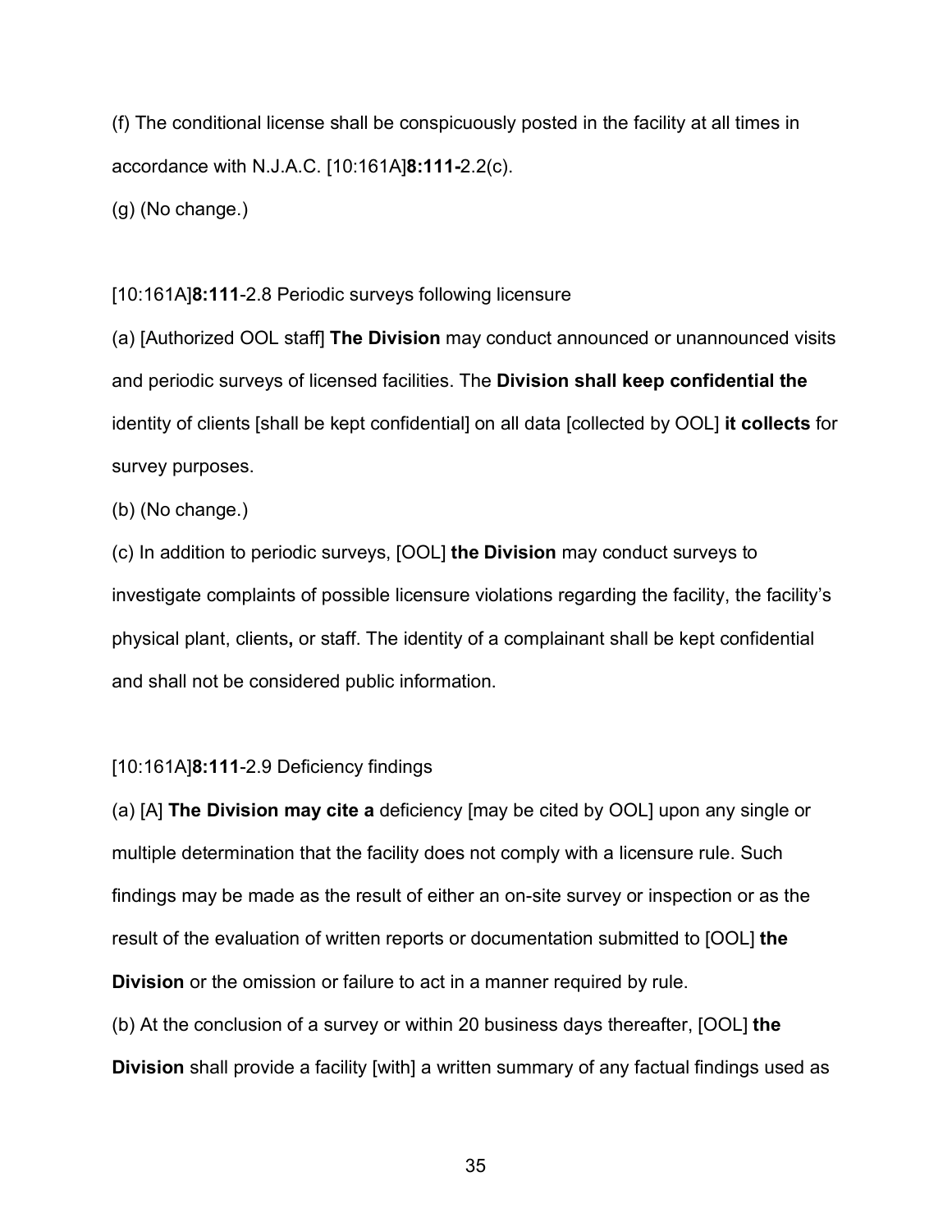(f) The conditional license shall be conspicuously posted in the facility at all times in accordance with N.J.A.C. [10:161A]**8:111-**2.2(c).

(g) (No change.)

[10:161A]**8:111**-2.8 Periodic surveys following licensure

(a) [Authorized OOL staff] **The Division** may conduct announced or unannounced visits and periodic surveys of licensed facilities. The **Division shall keep confidential the** identity of clients [shall be kept confidential] on all data [collected by OOL] **it collects** for survey purposes.

(b) (No change.)

(c) In addition to periodic surveys, [OOL] **the Division** may conduct surveys to investigate complaints of possible licensure violations regarding the facility, the facility's physical plant, clients**,** or staff. The identity of a complainant shall be kept confidential and shall not be considered public information.

[10:161A]**8:111**-2.9 Deficiency findings

(a) [A] **The Division may cite a** deficiency [may be cited by OOL] upon any single or multiple determination that the facility does not comply with a licensure rule. Such findings may be made as the result of either an on-site survey or inspection or as the result of the evaluation of written reports or documentation submitted to [OOL] **the Division** or the omission or failure to act in a manner required by rule.

(b) At the conclusion of a survey or within 20 business days thereafter, [OOL] **the Division** shall provide a facility [with] a written summary of any factual findings used as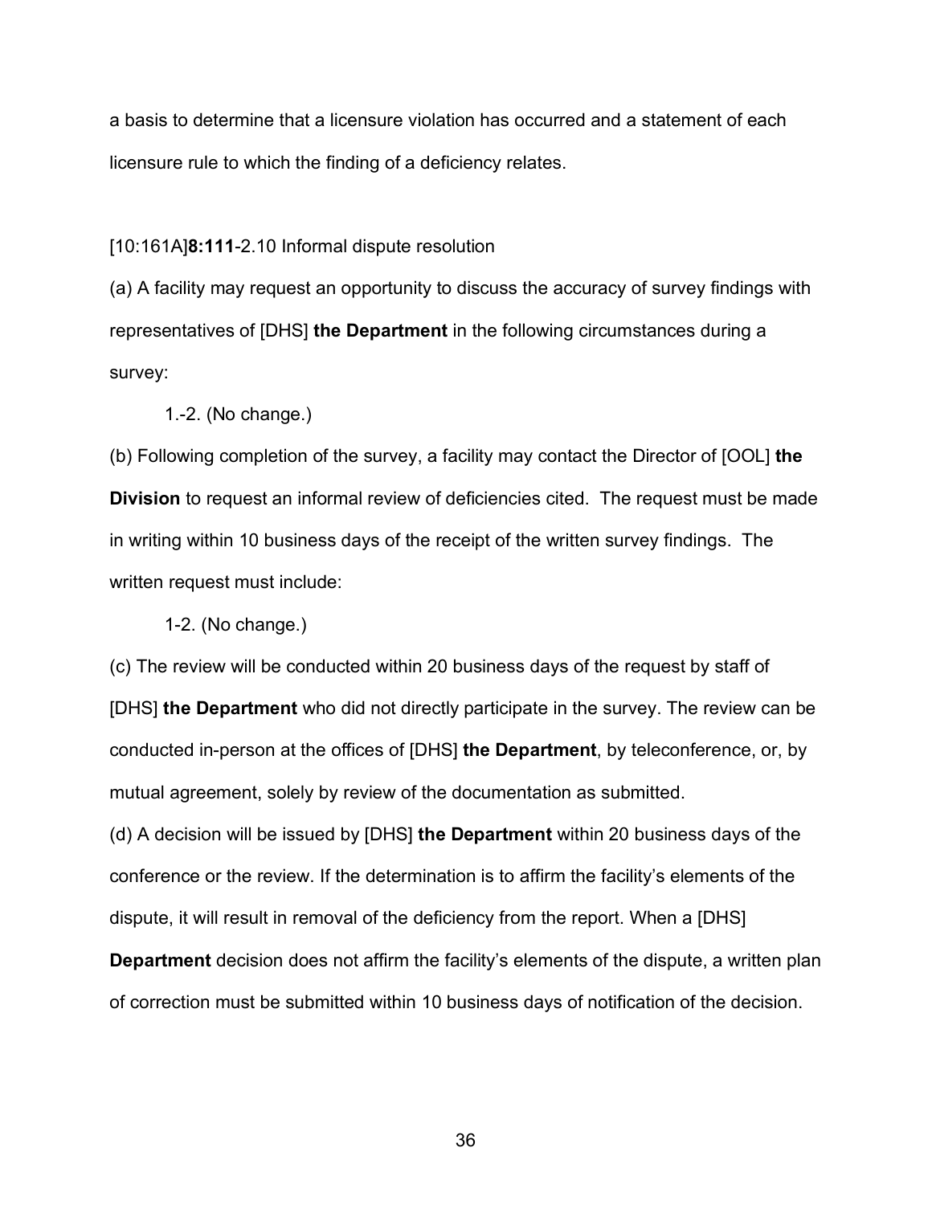a basis to determine that a licensure violation has occurred and a statement of each licensure rule to which the finding of a deficiency relates.

[10:161A]**8:111**-2.10 Informal dispute resolution

(a) A facility may request an opportunity to discuss the accuracy of survey findings with representatives of [DHS] **the Department** in the following circumstances during a survey:

1.-2. (No change.)

(b) Following completion of the survey, a facility may contact the Director of [OOL] **the Division** to request an informal review of deficiencies cited. The request must be made in writing within 10 business days of the receipt of the written survey findings. The written request must include:

1-2. (No change.)

(c) The review will be conducted within 20 business days of the request by staff of [DHS] **the Department** who did not directly participate in the survey. The review can be conducted in-person at the offices of [DHS] **the Department**, by teleconference, or, by mutual agreement, solely by review of the documentation as submitted.

(d) A decision will be issued by [DHS] **the Department** within 20 business days of the conference or the review. If the determination is to affirm the facility's elements of the dispute, it will result in removal of the deficiency from the report. When a [DHS] **Department** decision does not affirm the facility's elements of the dispute, a written plan of correction must be submitted within 10 business days of notification of the decision.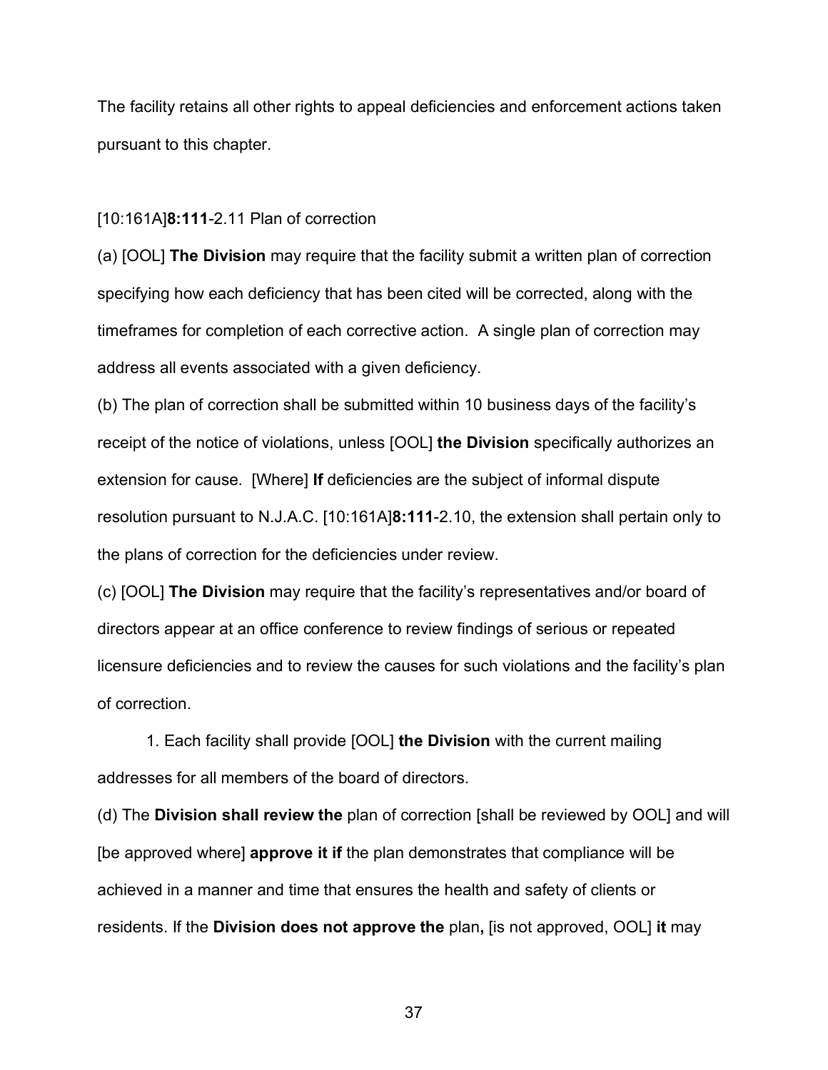The facility retains all other rights to appeal deficiencies and enforcement actions taken pursuant to this chapter.

[10:161A]**8:111**-2.11 Plan of correction

(a) [OOL] **The Division** may require that the facility submit a written plan of correction specifying how each deficiency that has been cited will be corrected, along with the timeframes for completion of each corrective action. A single plan of correction may address all events associated with a given deficiency.

(b) The plan of correction shall be submitted within 10 business days of the facility's receipt of the notice of violations, unless [OOL] **the Division** specifically authorizes an extension for cause. [Where] **If** deficiencies are the subject of informal dispute resolution pursuant to N.J.A.C. [10:161A]**8:111**-2.10, the extension shall pertain only to the plans of correction for the deficiencies under review.

(c) [OOL] **The Division** may require that the facility's representatives and/or board of directors appear at an office conference to review findings of serious or repeated licensure deficiencies and to review the causes for such violations and the facility's plan of correction.

1. Each facility shall provide [OOL] **the Division** with the current mailing addresses for all members of the board of directors.

(d) The **Division shall review the** plan of correction [shall be reviewed by OOL] and will [be approved where] **approve it if** the plan demonstrates that compliance will be achieved in a manner and time that ensures the health and safety of clients or residents. If the **Division does not approve the** plan**,** [is not approved, OOL] **it** may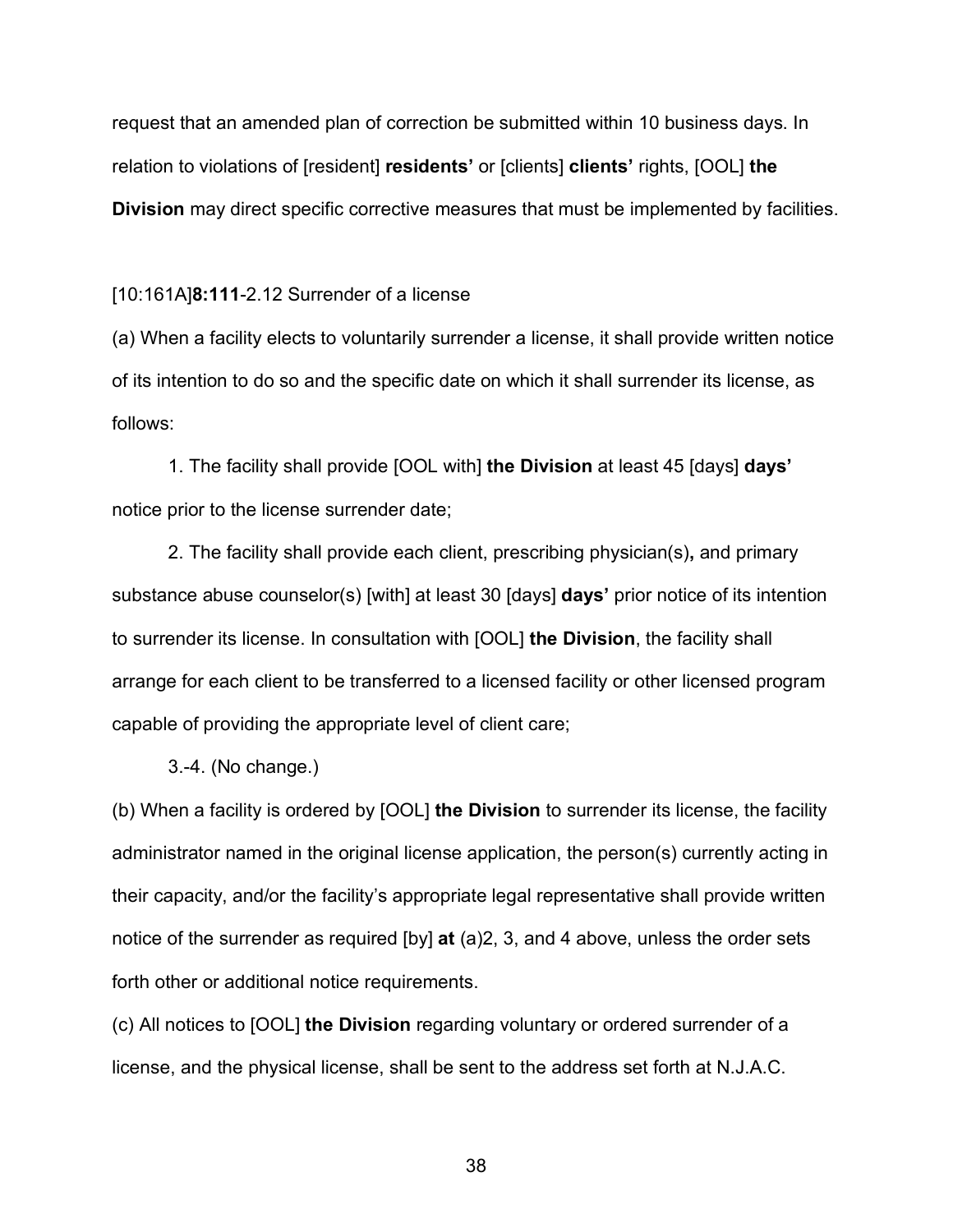request that an amended plan of correction be submitted within 10 business days. In relation to violations of [resident] **residents'** or [clients] **clients'** rights, [OOL] **the Division** may direct specific corrective measures that must be implemented by facilities.

[10:161A]**8:111**-2.12 Surrender of a license

(a) When a facility elects to voluntarily surrender a license, it shall provide written notice of its intention to do so and the specific date on which it shall surrender its license, as follows:

1. The facility shall provide [OOL with] **the Division** at least 45 [days] **days'** notice prior to the license surrender date;

2. The facility shall provide each client, prescribing physician(s)**,** and primary substance abuse counselor(s) [with] at least 30 [days] **days'** prior notice of its intention to surrender its license. In consultation with [OOL] **the Division**, the facility shall arrange for each client to be transferred to a licensed facility or other licensed program capable of providing the appropriate level of client care;

3.-4. (No change.)

(b) When a facility is ordered by [OOL] **the Division** to surrender its license, the facility administrator named in the original license application, the person(s) currently acting in their capacity, and/or the facility's appropriate legal representative shall provide written notice of the surrender as required [by] **at** (a)2, 3, and 4 above, unless the order sets forth other or additional notice requirements.

(c) All notices to [OOL] **the Division** regarding voluntary or ordered surrender of a license, and the physical license, shall be sent to the address set forth at N.J.A.C.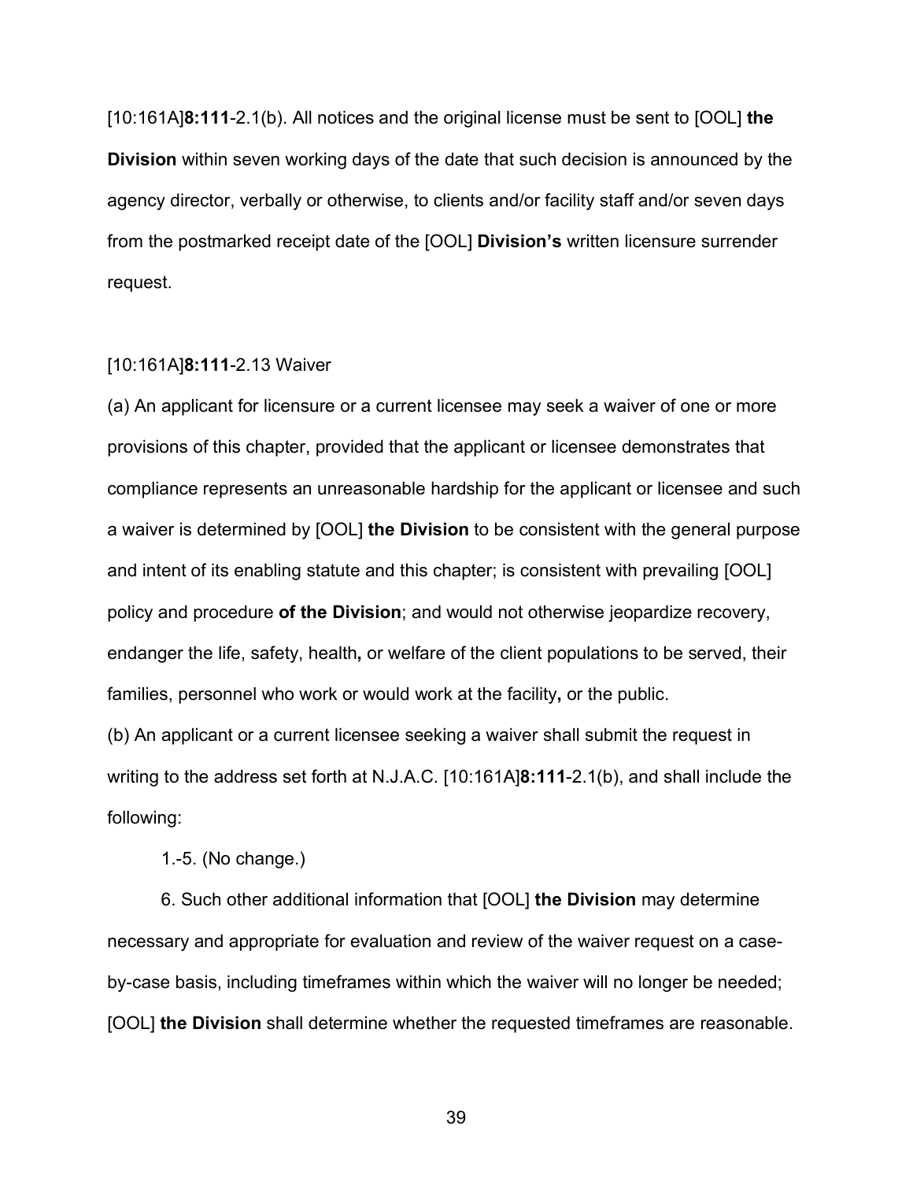[10:161A]**8:111**-2.1(b). All notices and the original license must be sent to [OOL] **the Division** within seven working days of the date that such decision is announced by the agency director, verbally or otherwise, to clients and/or facility staff and/or seven days from the postmarked receipt date of the [OOL] **Division's** written licensure surrender request.

[10:161A]**8:111**-2.13 Waiver

(a) An applicant for licensure or a current licensee may seek a waiver of one or more provisions of this chapter, provided that the applicant or licensee demonstrates that compliance represents an unreasonable hardship for the applicant or licensee and such a waiver is determined by [OOL] **the Division** to be consistent with the general purpose and intent of its enabling statute and this chapter; is consistent with prevailing [OOL] policy and procedure **of the Division**; and would not otherwise jeopardize recovery, endanger the life, safety, health**,** or welfare of the client populations to be served, their families, personnel who work or would work at the facility**,** or the public.

(b) An applicant or a current licensee seeking a waiver shall submit the request in writing to the address set forth at N.J.A.C. [10:161A]**8:111**-2.1(b), and shall include the following:

1.-5. (No change.)

6. Such other additional information that [OOL] **the Division** may determine necessary and appropriate for evaluation and review of the waiver request on a case-by-case basis, including timeframes within which the waiver will no longer be needed; [OOL] **the Division** shall determine whether the requested timeframes are reasonable.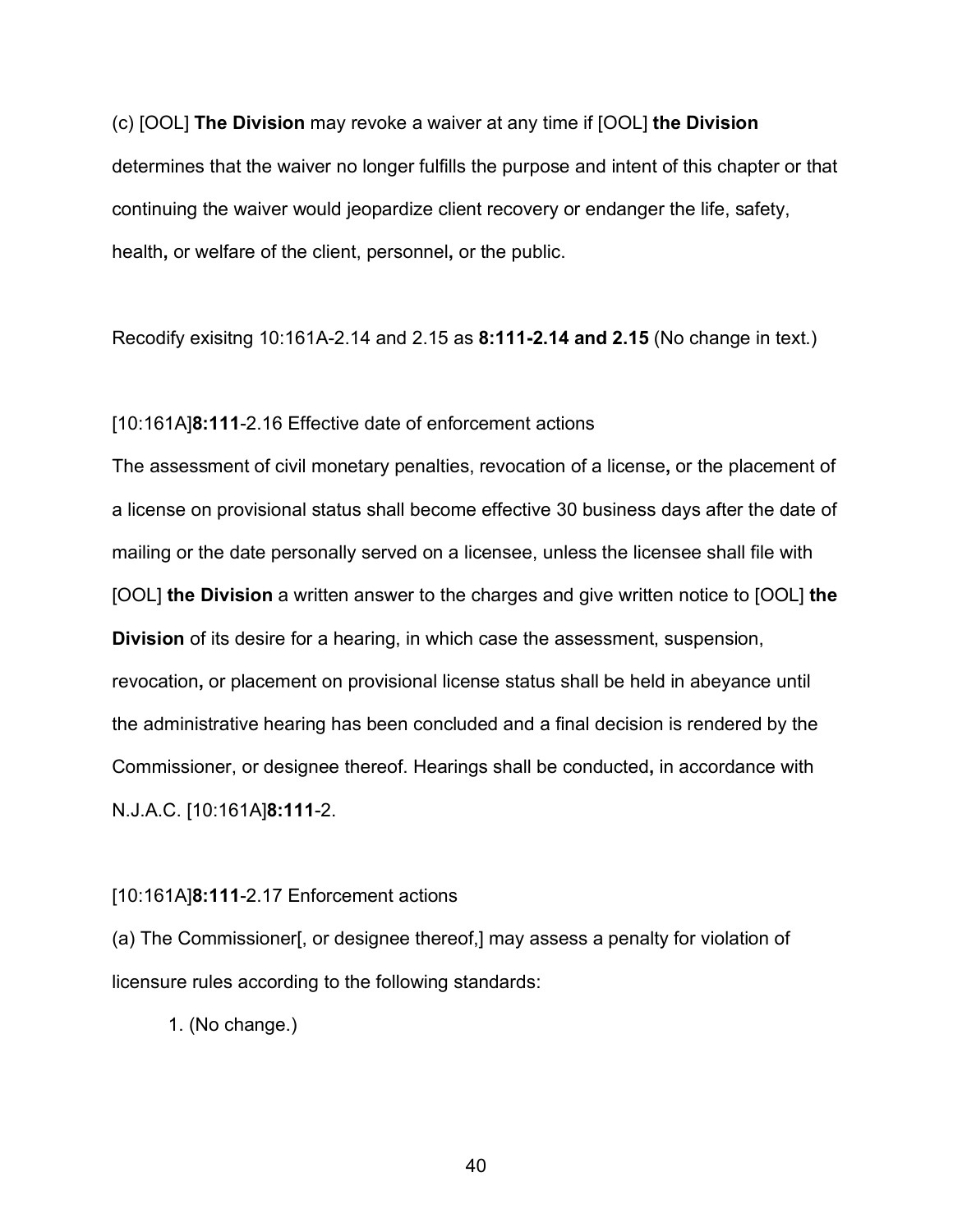(c) [OOL] **The Division** may revoke a waiver at any time if [OOL] **the Division** determines that the waiver no longer fulfills the purpose and intent of this chapter or that continuing the waiver would jeopardize client recovery or endanger the life, safety, health**,** or welfare of the client, personnel**,** or the public.

Recodify exisitng 10:161A-2.14 and 2.15 as **8:111-2.14 and 2.15** (No change in text.)

[10:161A]**8:111**-2.16 Effective date of enforcement actions

The assessment of civil monetary penalties, revocation of a license**,** or the placement of a license on provisional status shall become effective 30 business days after the date of mailing or the date personally served on a licensee, unless the licensee shall file with [OOL] **the Division** a written answer to the charges and give written notice to [OOL] **the Division** of its desire for a hearing, in which case the assessment, suspension, revocation**,** or placement on provisional license status shall be held in abeyance until the administrative hearing has been concluded and a final decision is rendered by the Commissioner, or designee thereof. Hearings shall be conducted**,** in accordance with N.J.A.C. [10:161A]**8:111**-2.

[10:161A]**8:111**-2.17 Enforcement actions

(a) The Commissioner[, or designee thereof,] may assess a penalty for violation of licensure rules according to the following standards:

1. (No change.)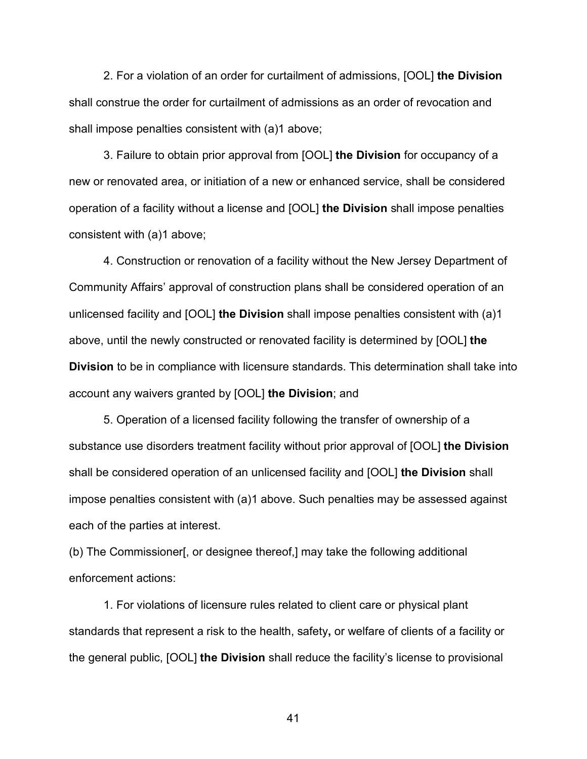2. For a violation of an order for curtailment of admissions, [OOL] **the Division** shall construe the order for curtailment of admissions as an order of revocation and shall impose penalties consistent with (a)1 above;

3. Failure to obtain prior approval from [OOL] **the Division** for occupancy of a new or renovated area, or initiation of a new or enhanced service, shall be considered operation of a facility without a license and [OOL] **the Division** shall impose penalties consistent with (a)1 above;

4. Construction or renovation of a facility without the New Jersey Department of Community Affairs' approval of construction plans shall be considered operation of an unlicensed facility and [OOL] **the Division** shall impose penalties consistent with (a)1 above, until the newly constructed or renovated facility is determined by [OOL] **the Division** to be in compliance with licensure standards. This determination shall take into account any waivers granted by [OOL] **the Division**; and

5. Operation of a licensed facility following the transfer of ownership of a substance use disorders treatment facility without prior approval of [OOL] **the Division** shall be considered operation of an unlicensed facility and [OOL] **the Division** shall impose penalties consistent with (a)1 above. Such penalties may be assessed against each of the parties at interest.

(b) The Commissioner[, or designee thereof,] may take the following additional enforcement actions:

1. For violations of licensure rules related to client care or physical plant standards that represent a risk to the health, safety**,** or welfare of clients of a facility or the general public, [OOL] **the Division** shall reduce the facility's license to provisional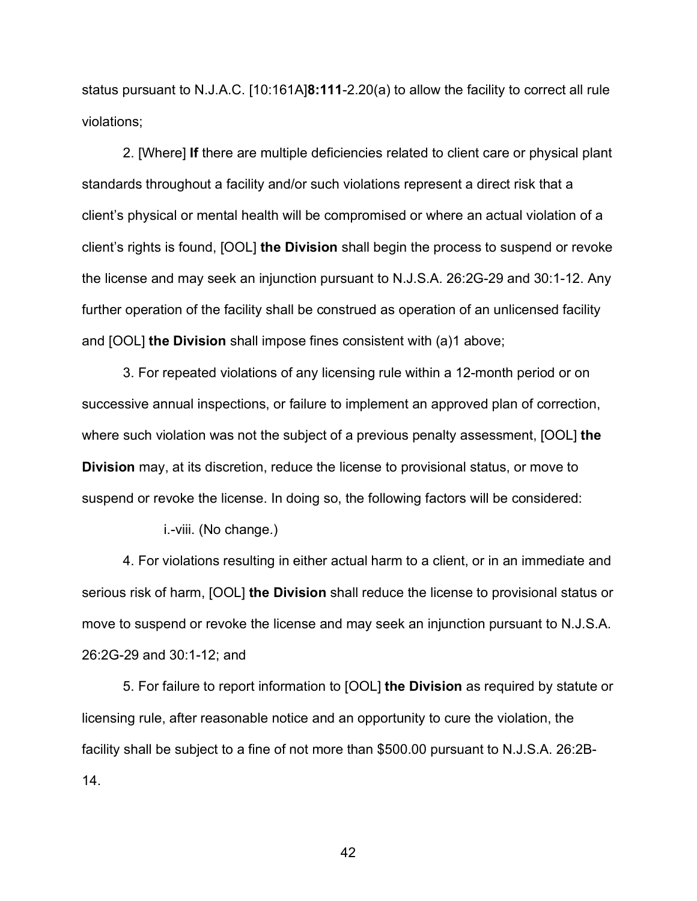status pursuant to N.J.A.C. [10:161A]**8:111**-2.20(a) to allow the facility to correct all rule violations;

2. [Where] **If** there are multiple deficiencies related to client care or physical plant standards throughout a facility and/or such violations represent a direct risk that a client's physical or mental health will be compromised or where an actual violation of a client's rights is found, [OOL] **the Division** shall begin the process to suspend or revoke the license and may seek an injunction pursuant to N.J.S.A. 26:2G-29 and 30:1-12. Any further operation of the facility shall be construed as operation of an unlicensed facility and [OOL] **the Division** shall impose fines consistent with (a)1 above;

3. For repeated violations of any licensing rule within a 12-month period or on successive annual inspections, or failure to implement an approved plan of correction, where such violation was not the subject of a previous penalty assessment, [OOL] **the Division** may, at its discretion, reduce the license to provisional status, or move to suspend or revoke the license. In doing so, the following factors will be considered:

i.-viii. (No change.)

4. For violations resulting in either actual harm to a client, or in an immediate and serious risk of harm, [OOL] **the Division** shall reduce the license to provisional status or move to suspend or revoke the license and may seek an injunction pursuant to N.J.S.A. 26:2G-29 and 30:1-12; and

5. For failure to report information to [OOL] **the Division** as required by statute or licensing rule, after reasonable notice and an opportunity to cure the violation, the facility shall be subject to a fine of not more than $500.00 pursuant to N.J.S.A. 26:2B-14.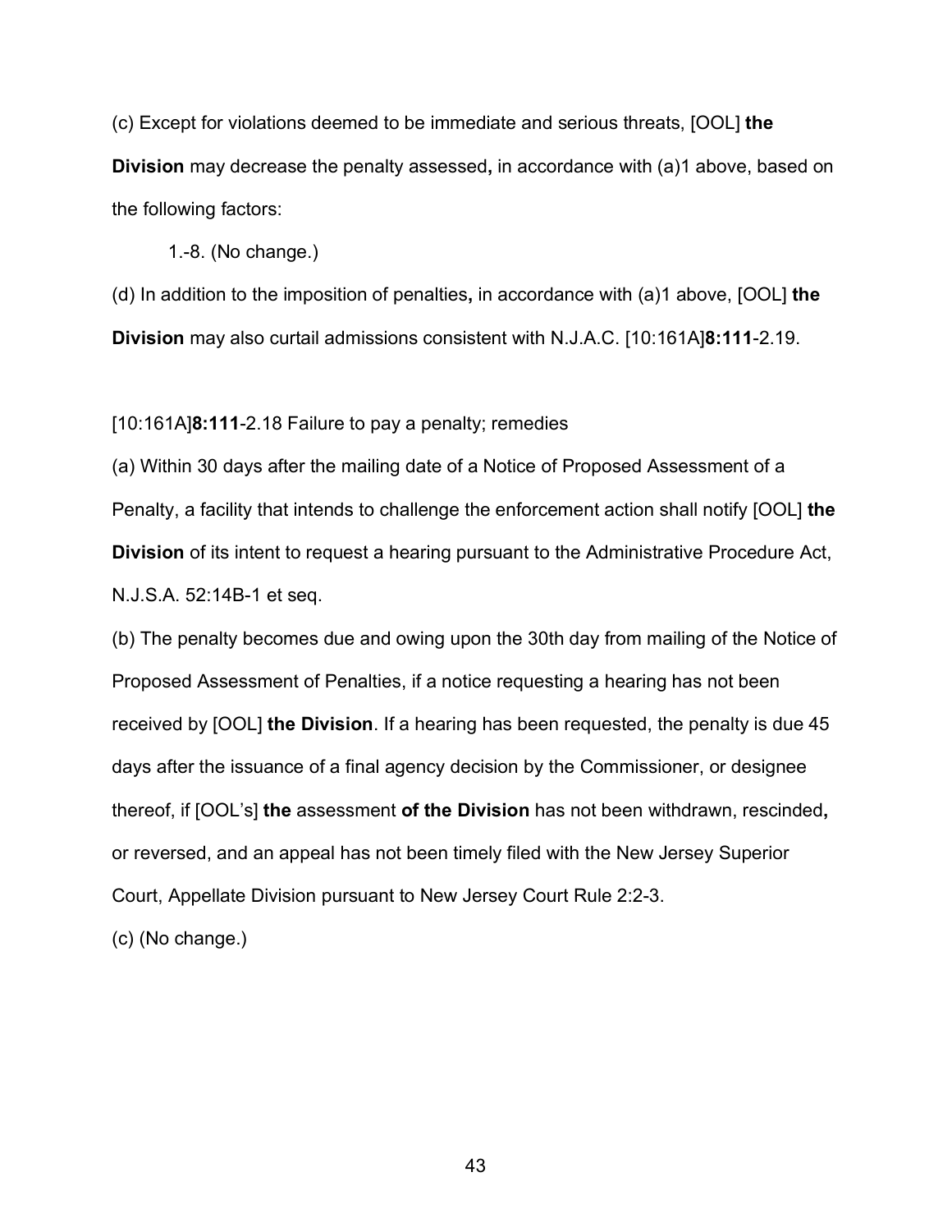(c) Except for violations deemed to be immediate and serious threats, [OOL] **the Division** may decrease the penalty assessed**,** in accordance with (a)1 above, based on the following factors:

1.-8. (No change.)

(d) In addition to the imposition of penalties**,** in accordance with (a)1 above, [OOL] **the Division** may also curtail admissions consistent with N.J.A.C. [10:161A]**8:111**-2.19.

[10:161A]**8:111**-2.18 Failure to pay a penalty; remedies

(a) Within 30 days after the mailing date of a Notice of Proposed Assessment of a Penalty, a facility that intends to challenge the enforcement action shall notify [OOL] **the Division** of its intent to request a hearing pursuant to the Administrative Procedure Act, N.J.S.A. 52:14B-1 et seq.

(b) The penalty becomes due and owing upon the 30th day from mailing of the Notice of Proposed Assessment of Penalties, if a notice requesting a hearing has not been received by [OOL] **the Division**. If a hearing has been requested, the penalty is due 45 days after the issuance of a final agency decision by the Commissioner, or designee thereof, if [OOL's] **the** assessment **of the Division** has not been withdrawn, rescinded**,** or reversed, and an appeal has not been timely filed with the New Jersey Superior Court, Appellate Division pursuant to New Jersey Court Rule 2:2-3.

(c) (No change.)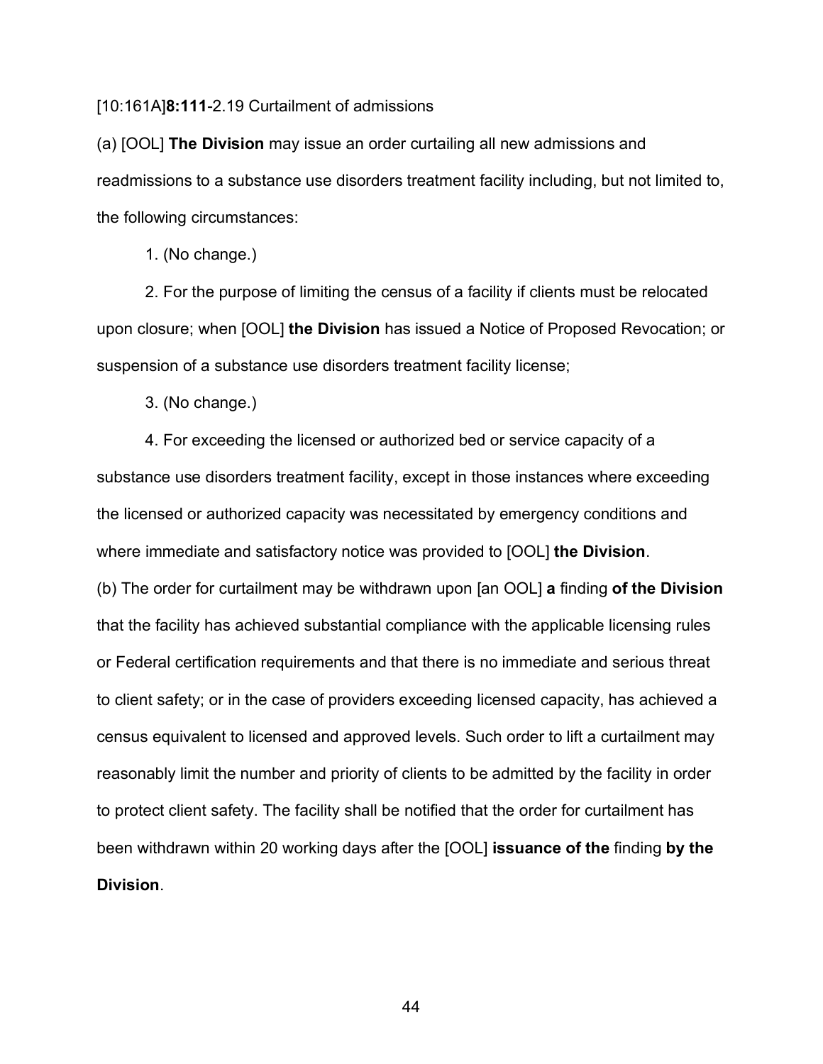[10:161A]**8:111**-2.19 Curtailment of admissions

(a) [OOL] **The Division** may issue an order curtailing all new admissions and readmissions to a substance use disorders treatment facility including, but not limited to, the following circumstances:

1. (No change.)

2. For the purpose of limiting the census of a facility if clients must be relocated upon closure; when [OOL] **the Division** has issued a Notice of Proposed Revocation; or suspension of a substance use disorders treatment facility license;

3. (No change.)

4. For exceeding the licensed or authorized bed or service capacity of a substance use disorders treatment facility, except in those instances where exceeding the licensed or authorized capacity was necessitated by emergency conditions and where immediate and satisfactory notice was provided to [OOL] **the Division**.

(b) The order for curtailment may be withdrawn upon [an OOL] **a** finding **of the Division** that the facility has achieved substantial compliance with the applicable licensing rules or Federal certification requirements and that there is no immediate and serious threat to client safety; or in the case of providers exceeding licensed capacity, has achieved a census equivalent to licensed and approved levels. Such order to lift a curtailment may reasonably limit the number and priority of clients to be admitted by the facility in order to protect client safety. The facility shall be notified that the order for curtailment has been withdrawn within 20 working days after the [OOL] **issuance of the** finding **by the Division**.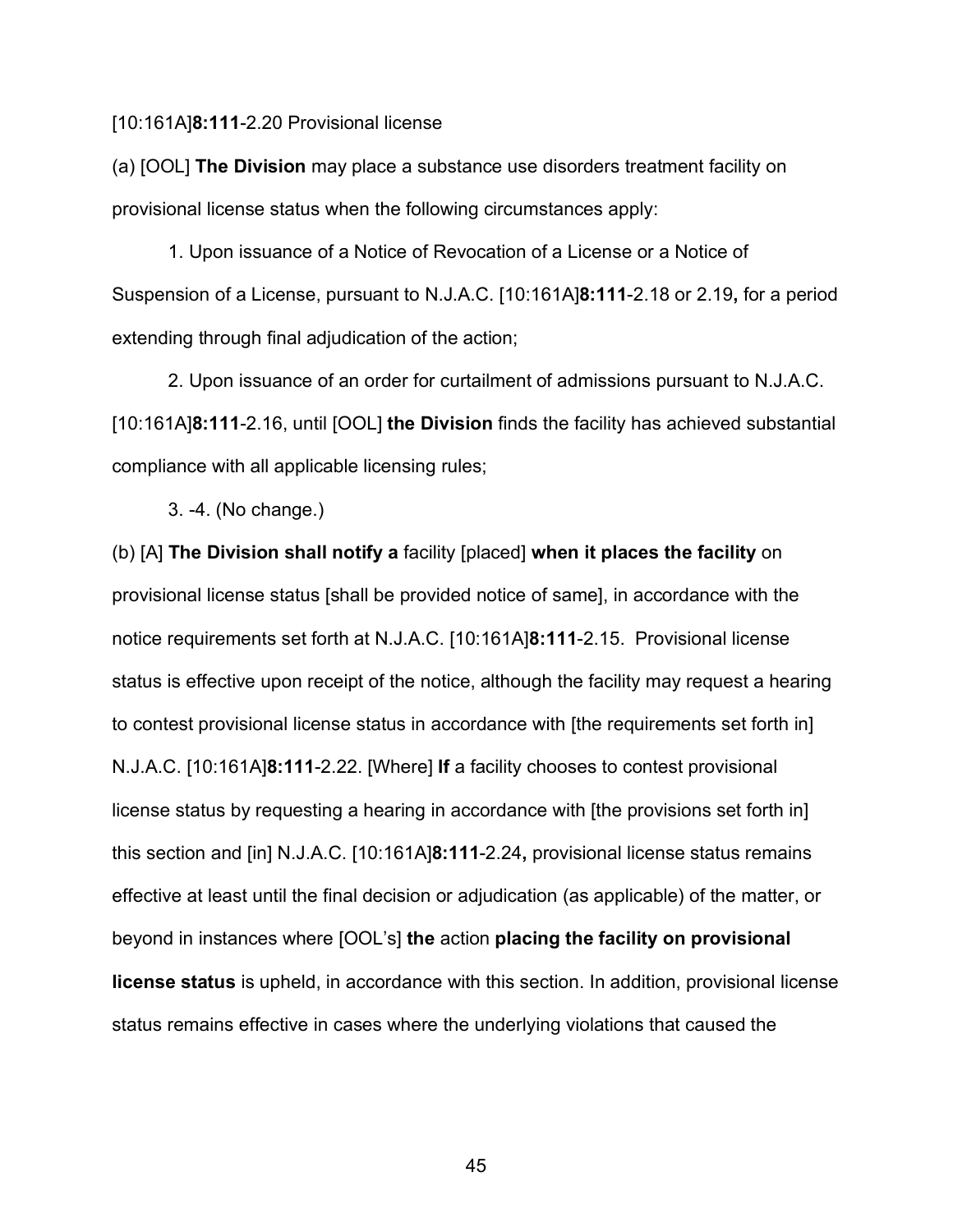[10:161A]**8:111**-2.20 Provisional license

(a) [OOL] **The Division** may place a substance use disorders treatment facility on provisional license status when the following circumstances apply:

1. Upon issuance of a Notice of Revocation of a License or a Notice of Suspension of a License, pursuant to N.J.A.C. [10:161A]**8:111**-2.18 or 2.19**,** for a period extending through final adjudication of the action;

2. Upon issuance of an order for curtailment of admissions pursuant to N.J.A.C. [10:161A]**8:111**-2.16, until [OOL] **the Division** finds the facility has achieved substantial compliance with all applicable licensing rules;

3. -4. (No change.)

(b) [A] **The Division shall notify a** facility [placed] **when it places the facility** on provisional license status [shall be provided notice of same], in accordance with the notice requirements set forth at N.J.A.C. [10:161A]**8:111**-2.15. Provisional license status is effective upon receipt of the notice, although the facility may request a hearing to contest provisional license status in accordance with [the requirements set forth in] N.J.A.C. [10:161A]**8:111**-2.22. [Where] **If** a facility chooses to contest provisional license status by requesting a hearing in accordance with [the provisions set forth in] this section and [in] N.J.A.C. [10:161A]**8:111**-2.24**,** provisional license status remains effective at least until the final decision or adjudication (as applicable) of the matter, or beyond in instances where [OOL's] **the** action **placing the facility on provisional license status** is upheld, in accordance with this section. In addition, provisional license status remains effective in cases where the underlying violations that caused the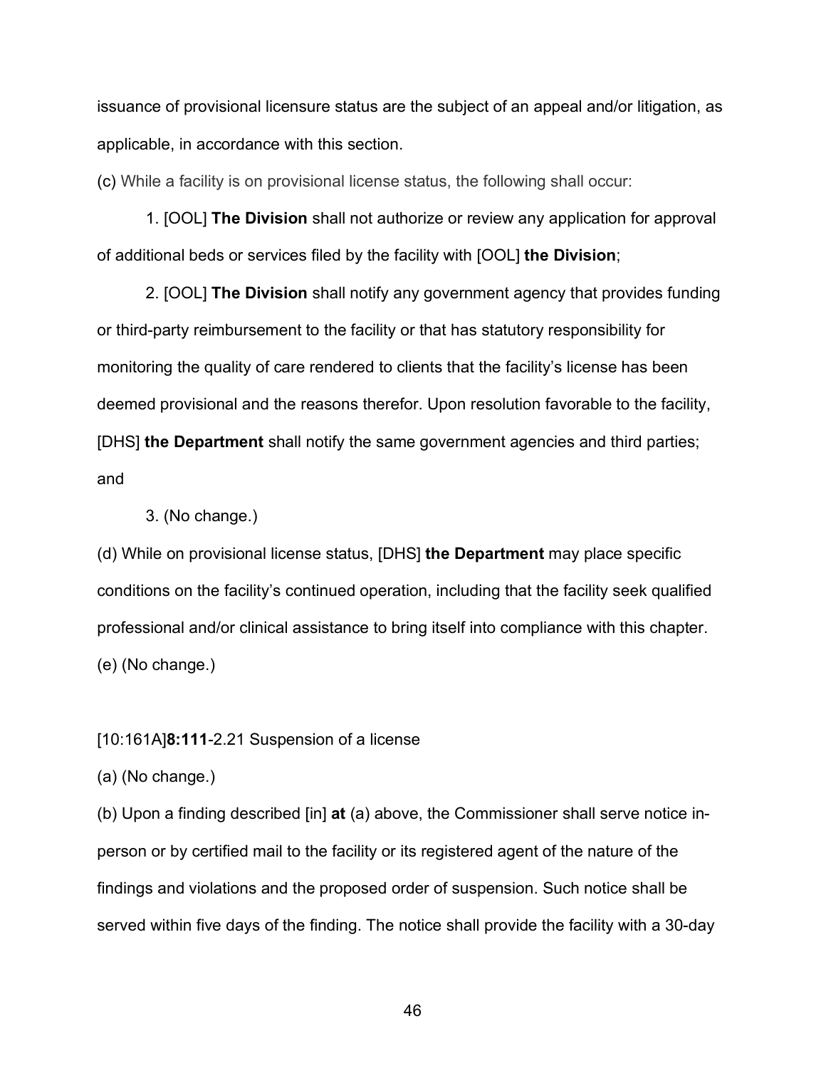issuance of provisional licensure status are the subject of an appeal and/or litigation, as applicable, in accordance with this section.

(c) While a facility is on provisional license status, the following shall occur:

1. [OOL] **The Division** shall not authorize or review any application for approval of additional beds or services filed by the facility with [OOL] **the Division**;

2. [OOL] **The Division** shall notify any government agency that provides funding or third-party reimbursement to the facility or that has statutory responsibility for monitoring the quality of care rendered to clients that the facility's license has been deemed provisional and the reasons therefor. Upon resolution favorable to the facility, [DHS] **the Department** shall notify the same government agencies and third parties; and

3. (No change.)

(d) While on provisional license status, [DHS] **the Department** may place specific conditions on the facility's continued operation, including that the facility seek qualified professional and/or clinical assistance to bring itself into compliance with this chapter.

(e) (No change.)

[10:161A]**8:111**-2.21 Suspension of a license

(a) (No change.)

(b) Upon a finding described [in] **at** (a) above, the Commissioner shall serve notice in-person or by certified mail to the facility or its registered agent of the nature of the findings and violations and the proposed order of suspension. Such notice shall be served within five days of the finding. The notice shall provide the facility with a 30-day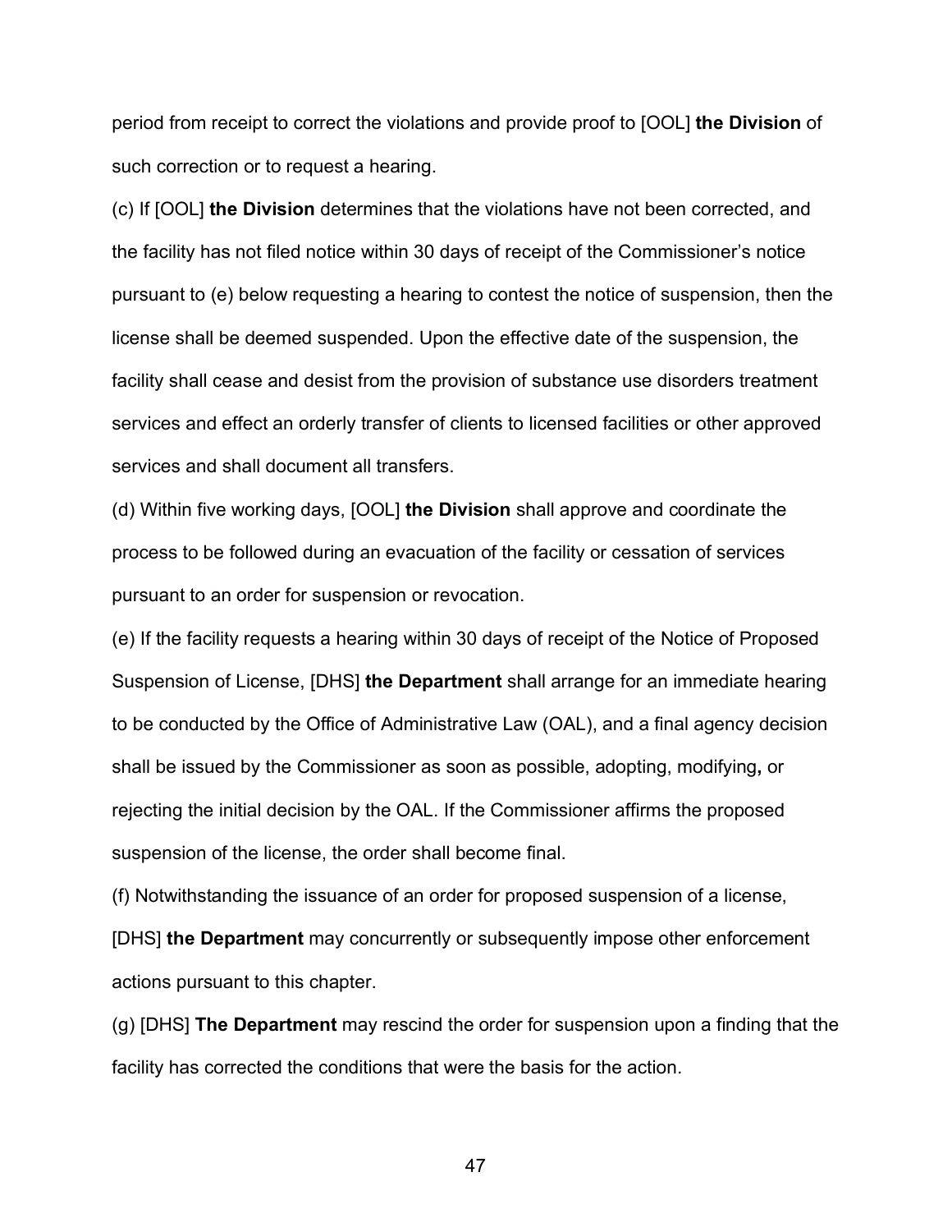period from receipt to correct the violations and provide proof to [OOL] **the Division** of such correction or to request a hearing.

(c) If [OOL] **the Division** determines that the violations have not been corrected, and the facility has not filed notice within 30 days of receipt of the Commissioner's notice pursuant to (e) below requesting a hearing to contest the notice of suspension, then the license shall be deemed suspended. Upon the effective date of the suspension, the facility shall cease and desist from the provision of substance use disorders treatment services and effect an orderly transfer of clients to licensed facilities or other approved services and shall document all transfers.

(d) Within five working days, [OOL] **the Division** shall approve and coordinate the process to be followed during an evacuation of the facility or cessation of services pursuant to an order for suspension or revocation.

(e) If the facility requests a hearing within 30 days of receipt of the Notice of Proposed Suspension of License, [DHS] **the Department** shall arrange for an immediate hearing to be conducted by the Office of Administrative Law (OAL), and a final agency decision shall be issued by the Commissioner as soon as possible, adopting, modifying**,** or rejecting the initial decision by the OAL. If the Commissioner affirms the proposed suspension of the license, the order shall become final.

(f) Notwithstanding the issuance of an order for proposed suspension of a license, [DHS] **the Department** may concurrently or subsequently impose other enforcement actions pursuant to this chapter.

(g) [DHS] **The Department** may rescind the order for suspension upon a finding that the facility has corrected the conditions that were the basis for the action.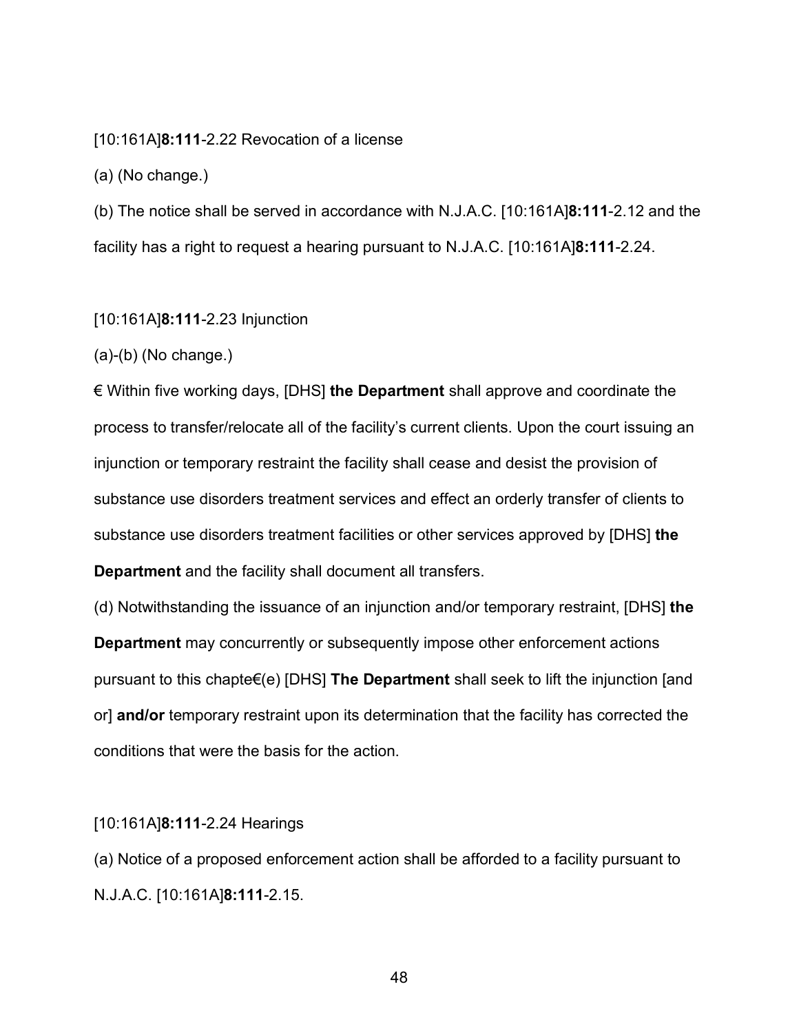[10:161A]**8:111**-2.22 Revocation of a license

(a) (No change.)

(b) The notice shall be served in accordance with N.J.A.C. [10:161A]**8:111**-2.12 and the facility has a right to request a hearing pursuant to N.J.A.C. [10:161A]**8:111**-2.24.

[10:161A]**8:111**-2.23 Injunction

(a)-(b) (No change.)

€ Within five working days, [DHS] **the Department** shall approve and coordinate the process to transfer/relocate all of the facility's current clients. Upon the court issuing an injunction or temporary restraint the facility shall cease and desist the provision of substance use disorders treatment services and effect an orderly transfer of clients to substance use disorders treatment facilities or other services approved by [DHS] **the Department** and the facility shall document all transfers.

(d) Notwithstanding the issuance of an injunction and/or temporary restraint, [DHS] **the Department** may concurrently or subsequently impose other enforcement actions pursuant to this chapte€(e) [DHS] **The Department** shall seek to lift the injunction [and or] **and/or** temporary restraint upon its determination that the facility has corrected the conditions that were the basis for the action.

[10:161A]**8:111**-2.24 Hearings

(a) Notice of a proposed enforcement action shall be afforded to a facility pursuant to N.J.A.C. [10:161A]**8:111**-2.15.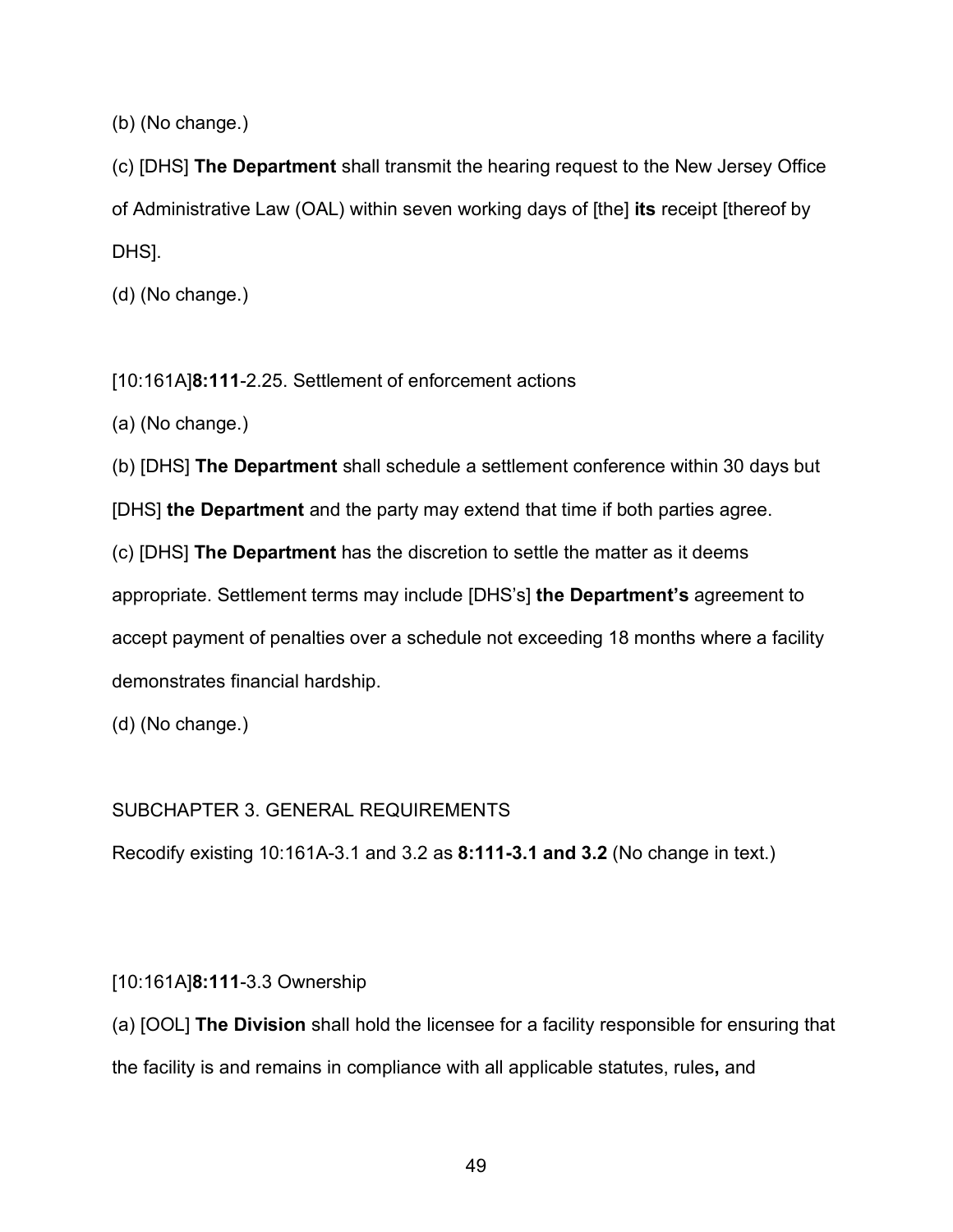(b) (No change.)

(c) [DHS] **The Department** shall transmit the hearing request to the New Jersey Office of Administrative Law (OAL) within seven working days of [the] **its** receipt [thereof by DHS].

(d) (No change.)

[10:161A]**8:111**-2.25. Settlement of enforcement actions

(a) (No change.)

(b) [DHS] **The Department** shall schedule a settlement conference within 30 days but [DHS] **the Department** and the party may extend that time if both parties agree.

(c) [DHS] **The Department** has the discretion to settle the matter as it deems appropriate. Settlement terms may include [DHS's] **the Department's** agreement to accept payment of penalties over a schedule not exceeding 18 months where a facility demonstrates financial hardship.

(d) (No change.)

SUBCHAPTER 3. GENERAL REQUIREMENTS

Recodify existing 10:161A-3.1 and 3.2 as **8:111-3.1 and 3.2** (No change in text.)

[10:161A]**8:111**-3.3 Ownership

(a) [OOL] **The Division** shall hold the licensee for a facility responsible for ensuring that the facility is and remains in compliance with all applicable statutes, rules**,** and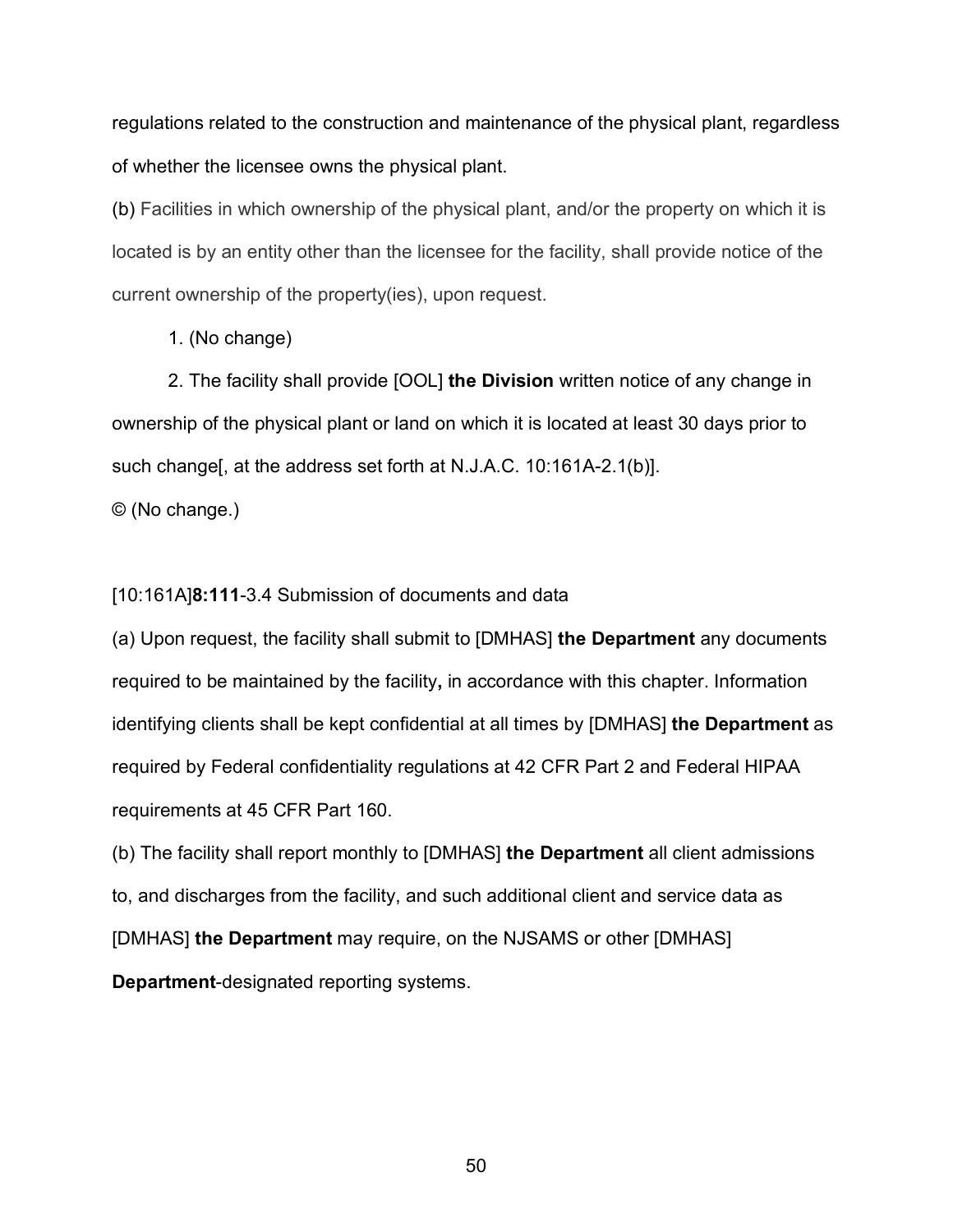regulations related to the construction and maintenance of the physical plant, regardless of whether the licensee owns the physical plant.

(b) Facilities in which ownership of the physical plant, and/or the property on which it is located is by an entity other than the licensee for the facility, shall provide notice of the current ownership of the property(ies), upon request.

1. (No change)

2. The facility shall provide [OOL] **the Division** written notice of any change in ownership of the physical plant or land on which it is located at least 30 days prior to such change[, at the address set forth at N.J.A.C. 10:161A-2.1(b)].

© (No change.)

[10:161A]**8:111**-3.4 Submission of documents and data

(a) Upon request, the facility shall submit to [DMHAS] **the Department** any documents required to be maintained by the facility**,** in accordance with this chapter. Information identifying clients shall be kept confidential at all times by [DMHAS] **the Department** as required by Federal confidentiality regulations at 42 CFR Part 2 and Federal HIPAA requirements at 45 CFR Part 160.

(b) The facility shall report monthly to [DMHAS] **the Department** all client admissions to, and discharges from the facility, and such additional client and service data as [DMHAS] **the Department** may require, on the NJSAMS or other [DMHAS] **Department**-designated reporting systems.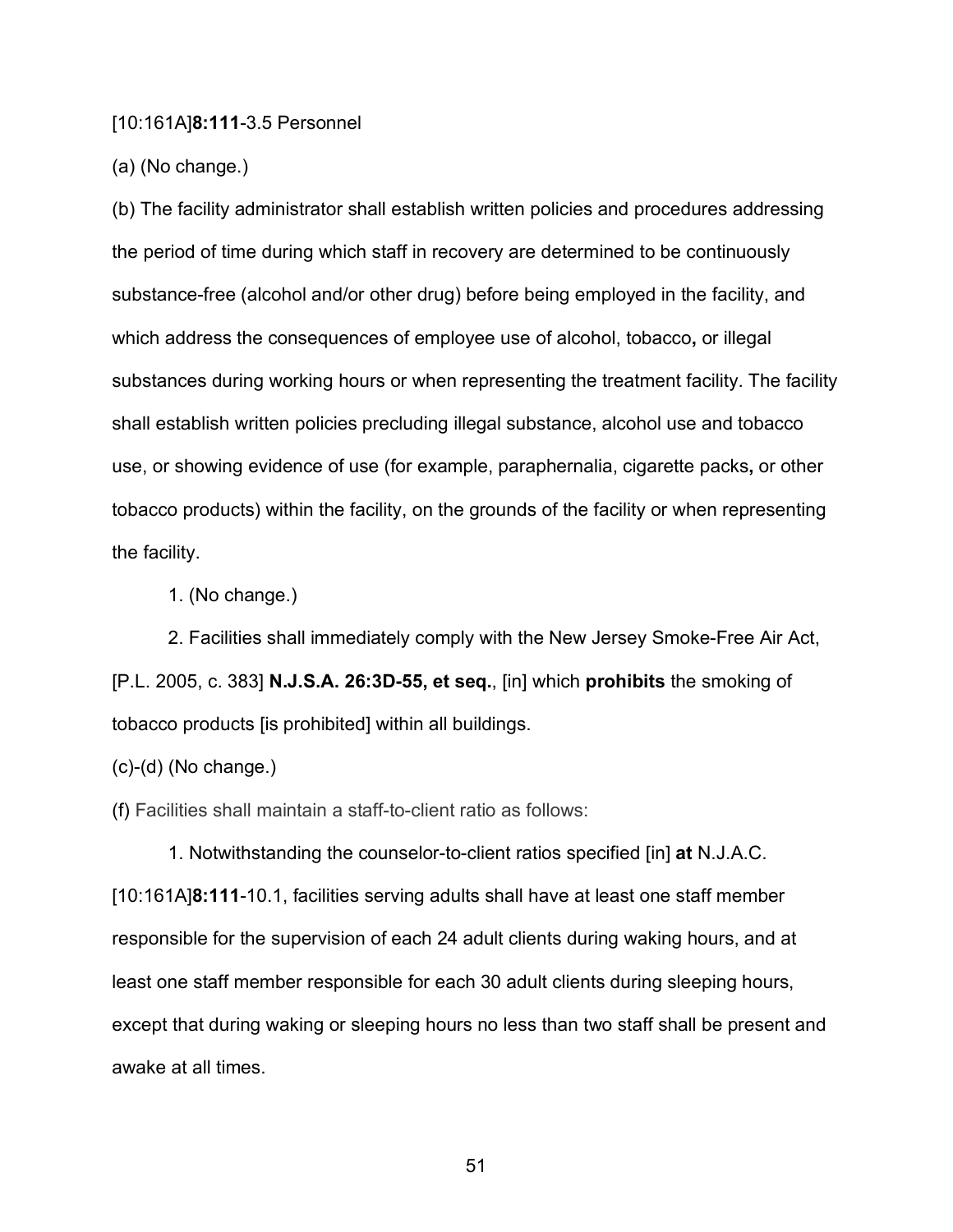[10:161A]**8:111**-3.5 Personnel

(a) (No change.)

(b) The facility administrator shall establish written policies and procedures addressing the period of time during which staff in recovery are determined to be continuously substance-free (alcohol and/or other drug) before being employed in the facility, and which address the consequences of employee use of alcohol, tobacco**,** or illegal substances during working hours or when representing the treatment facility. The facility shall establish written policies precluding illegal substance, alcohol use and tobacco use, or showing evidence of use (for example, paraphernalia, cigarette packs**,** or other tobacco products) within the facility, on the grounds of the facility or when representing the facility.

1. (No change.)

2. Facilities shall immediately comply with the New Jersey Smoke-Free Air Act, [P.L. 2005, c. 383] **N.J.S.A. 26:3D-55, et seq.**, [in] which **prohibits** the smoking of tobacco products [is prohibited] within all buildings.

(c)-(d) (No change.)

(f) Facilities shall maintain a staff-to-client ratio as follows:

1. Notwithstanding the counselor-to-client ratios specified [in] **at** N.J.A.C. [10:161A]**8:111**-10.1, facilities serving adults shall have at least one staff member responsible for the supervision of each 24 adult clients during waking hours, and at least one staff member responsible for each 30 adult clients during sleeping hours, except that during waking or sleeping hours no less than two staff shall be present and awake at all times.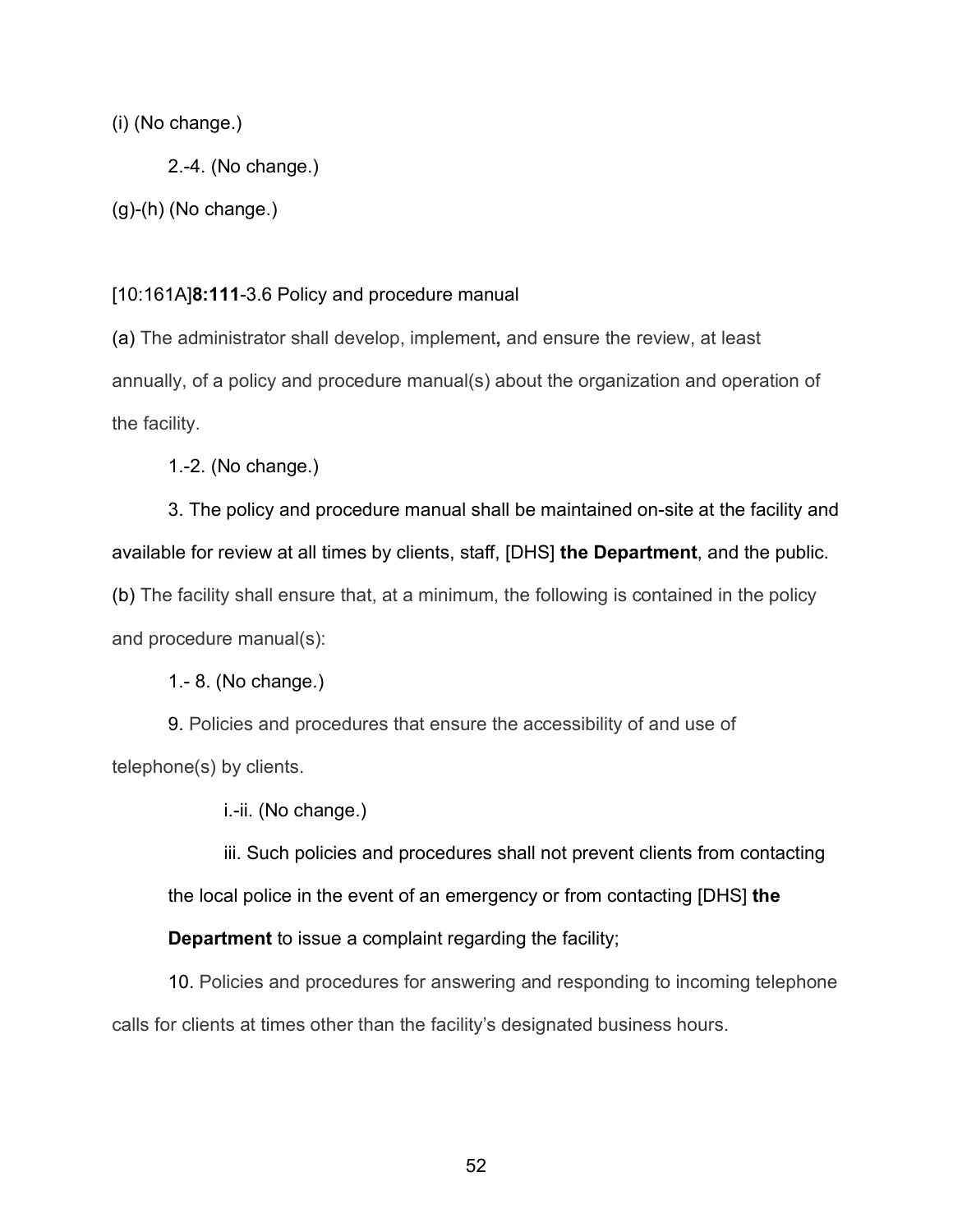(i) (No change.)

2.-4. (No change.)

(g)-(h) (No change.)

[10:161A]**8:111**-3.6 Policy and procedure manual

(a) The administrator shall develop, implement**,** and ensure the review, at least annually, of a policy and procedure manual(s) about the organization and operation of the facility.

1.-2. (No change.)

3. The policy and procedure manual shall be maintained on-site at the facility and available for review at all times by clients, staff, [DHS] **the Department**, and the public.

(b) The facility shall ensure that, at a minimum, the following is contained in the policy and procedure manual(s):

1.- 8. (No change.)

9. Policies and procedures that ensure the accessibility of and use of telephone(s) by clients.

i.-ii. (No change.)

iii. Such policies and procedures shall not prevent clients from contacting the local police in the event of an emergency or from contacting [DHS] **the Department** to issue a complaint regarding the facility;

10. Policies and procedures for answering and responding to incoming telephone calls for clients at times other than the facility's designated business hours.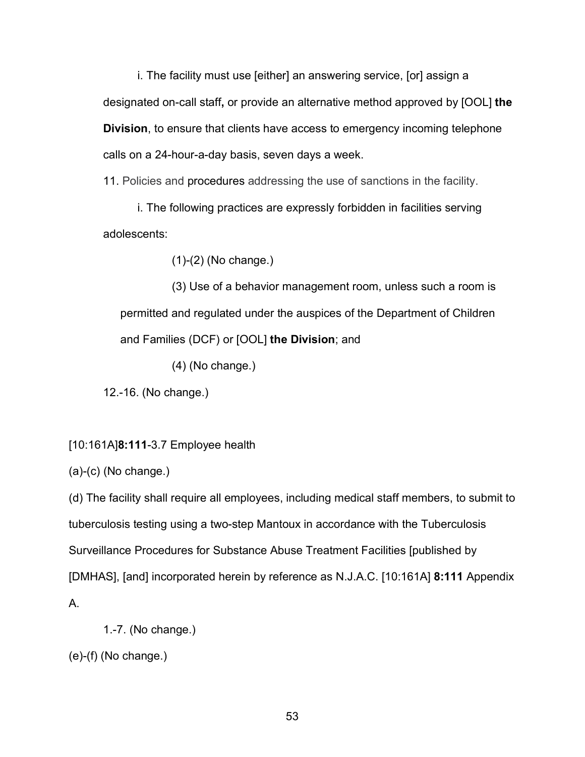i. The facility must use [either] an answering service, [or] assign a designated on-call staff**,** or provide an alternative method approved by [OOL] **the Division**, to ensure that clients have access to emergency incoming telephone calls on a 24-hour-a-day basis, seven days a week.

11. Policies and procedures addressing the use of sanctions in the facility.

i. The following practices are expressly forbidden in facilities serving adolescents:

(1)-(2) (No change.)

(3) Use of a behavior management room, unless such a room is permitted and regulated under the auspices of the Department of Children and Families (DCF) or [OOL] **the Division**; and

(4) (No change.)

12.-16. (No change.)

[10:161A]**8:111**-3.7 Employee health

(a)-(c) (No change.)

(d) The facility shall require all employees, including medical staff members, to submit to tuberculosis testing using a two-step Mantoux in accordance with the Tuberculosis Surveillance Procedures for Substance Abuse Treatment Facilities [published by [DMHAS], [and] incorporated herein by reference as N.J.A.C. [10:161A] **8:111** Appendix A.

1.-7. (No change.)

(e)-(f) (No change.)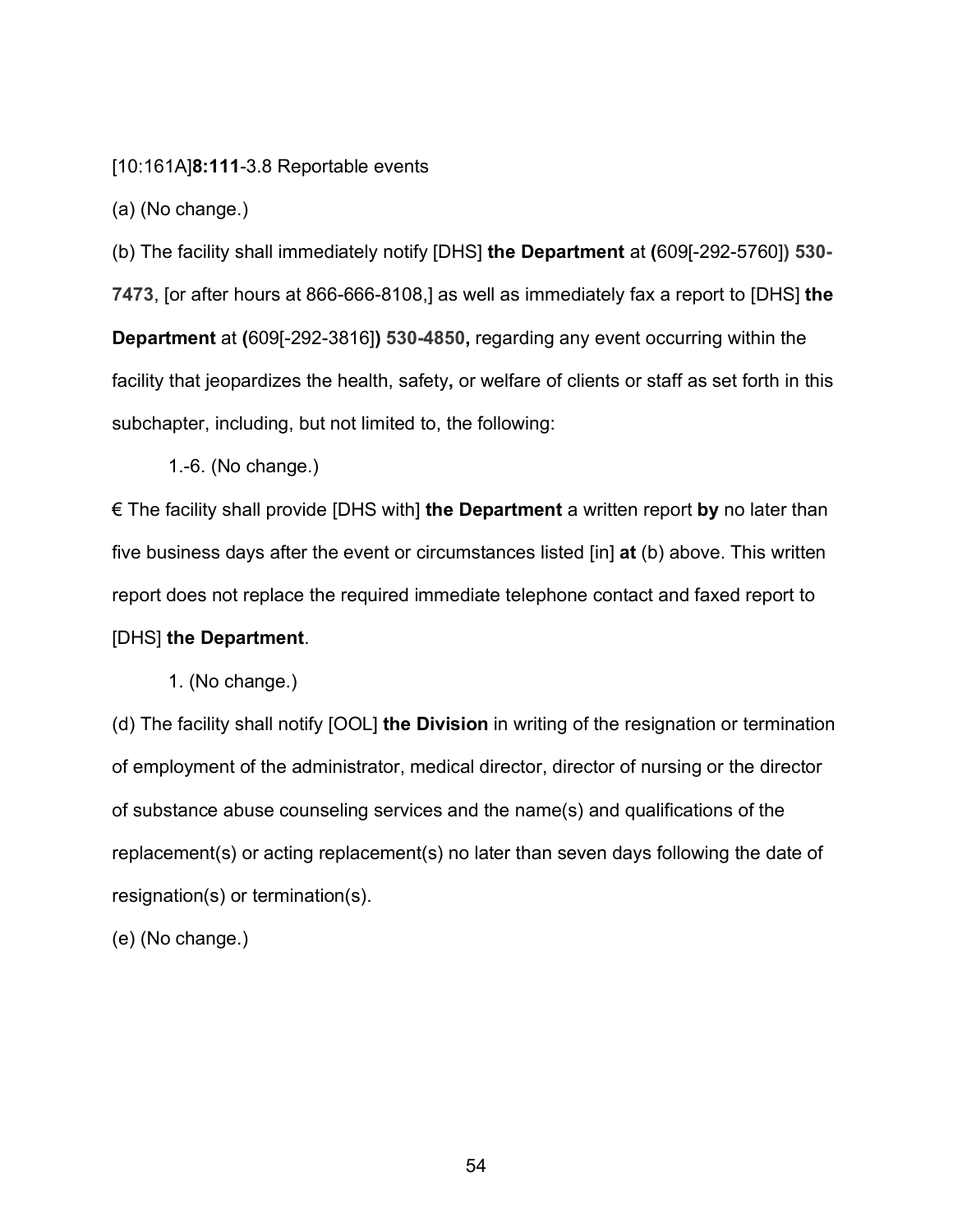[10:161A]**8:111**-3.8 Reportable events

(a) (No change.)

(b) The facility shall immediately notify [DHS] **the Department** at **(**609[-292-5760]**) 530-7473**, [or after hours at 866-666-8108,] as well as immediately fax a report to [DHS] **the Department** at **(**609[-292-3816]**) 530-4850,** regarding any event occurring within the facility that jeopardizes the health, safety**,** or welfare of clients or staff as set forth in this subchapter, including, but not limited to, the following:

1.-6. (No change.)

€ The facility shall provide [DHS with] **the Department** a written report **by** no later than five business days after the event or circumstances listed [in] **at** (b) above. This written report does not replace the required immediate telephone contact and faxed report to [DHS] **the Department**.

1. (No change.)

(d) The facility shall notify [OOL] **the Division** in writing of the resignation or termination of employment of the administrator, medical director, director of nursing or the director of substance abuse counseling services and the name(s) and qualifications of the replacement(s) or acting replacement(s) no later than seven days following the date of resignation(s) or termination(s).

(e) (No change.)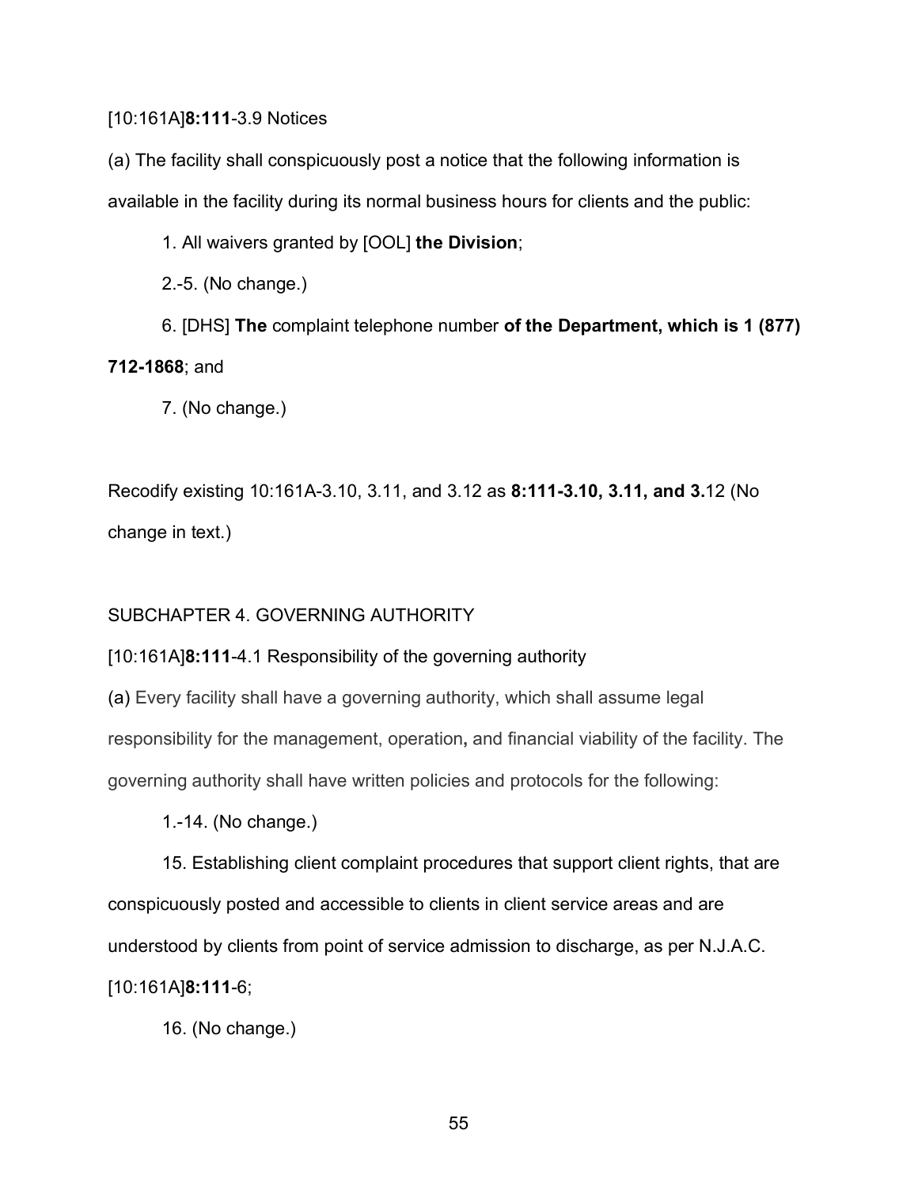[10:161A]**8:111**-3.9 Notices

(a) The facility shall conspicuously post a notice that the following information is available in the facility during its normal business hours for clients and the public:

1. All waivers granted by [OOL] **the Division**;

2.-5. (No change.)

6. [DHS] **The** complaint telephone number **of the Department, which is 1 (877) 712-1868**; and

7. (No change.)

Recodify existing 10:161A-3.10, 3.11, and 3.12 as **8:111-3.10, 3.11, and 3.**12 (No change in text.)

SUBCHAPTER 4. GOVERNING AUTHORITY

[10:161A]**8:111**-4.1 Responsibility of the governing authority

(a) Every facility shall have a governing authority, which shall assume legal responsibility for the management, operation**,** and financial viability of the facility. The governing authority shall have written policies and protocols for the following:

1.-14. (No change.)

15. Establishing client complaint procedures that support client rights, that are conspicuously posted and accessible to clients in client service areas and are understood by clients from point of service admission to discharge, as per N.J.A.C. [10:161A]**8:111**-6;

16. (No change.)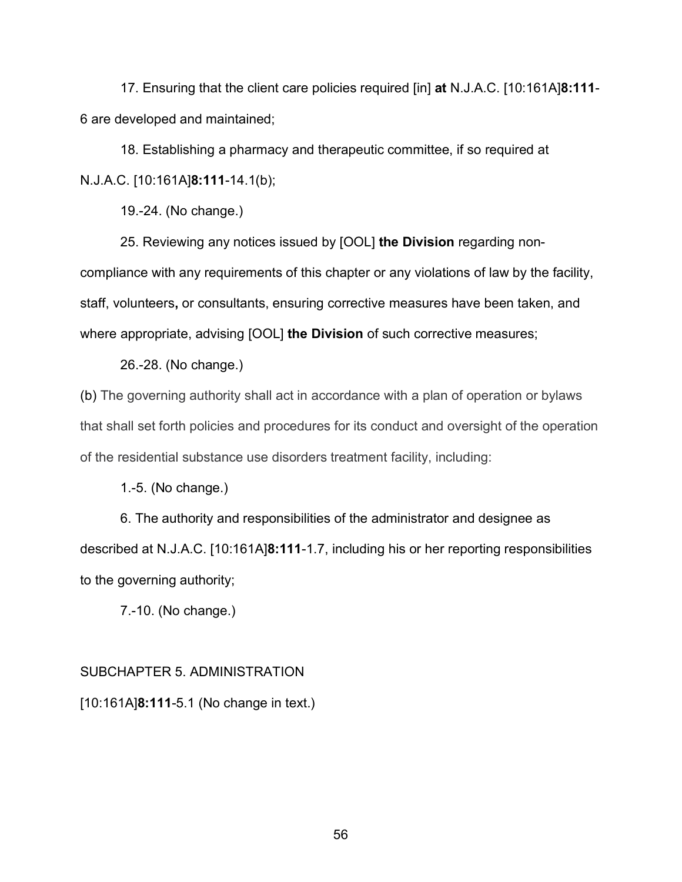17. Ensuring that the client care policies required [in] **at** N.J.A.C. [10:161A]**8:111**-6 are developed and maintained;

18. Establishing a pharmacy and therapeutic committee, if so required at N.J.A.C. [10:161A]**8:111**-14.1(b);

19.-24. (No change.)

25. Reviewing any notices issued by [OOL] **the Division** regarding non-compliance with any requirements of this chapter or any violations of law by the facility, staff, volunteers**,** or consultants, ensuring corrective measures have been taken, and where appropriate, advising [OOL] **the Division** of such corrective measures;

26.-28. (No change.)

(b) The governing authority shall act in accordance with a plan of operation or bylaws that shall set forth policies and procedures for its conduct and oversight of the operation of the residential substance use disorders treatment facility, including:

1.-5. (No change.)

6. The authority and responsibilities of the administrator and designee as described at N.J.A.C. [10:161A]**8:111**-1.7, including his or her reporting responsibilities to the governing authority;

7.-10. (No change.)

SUBCHAPTER 5. ADMINISTRATION

[10:161A]**8:111**-5.1 (No change in text.)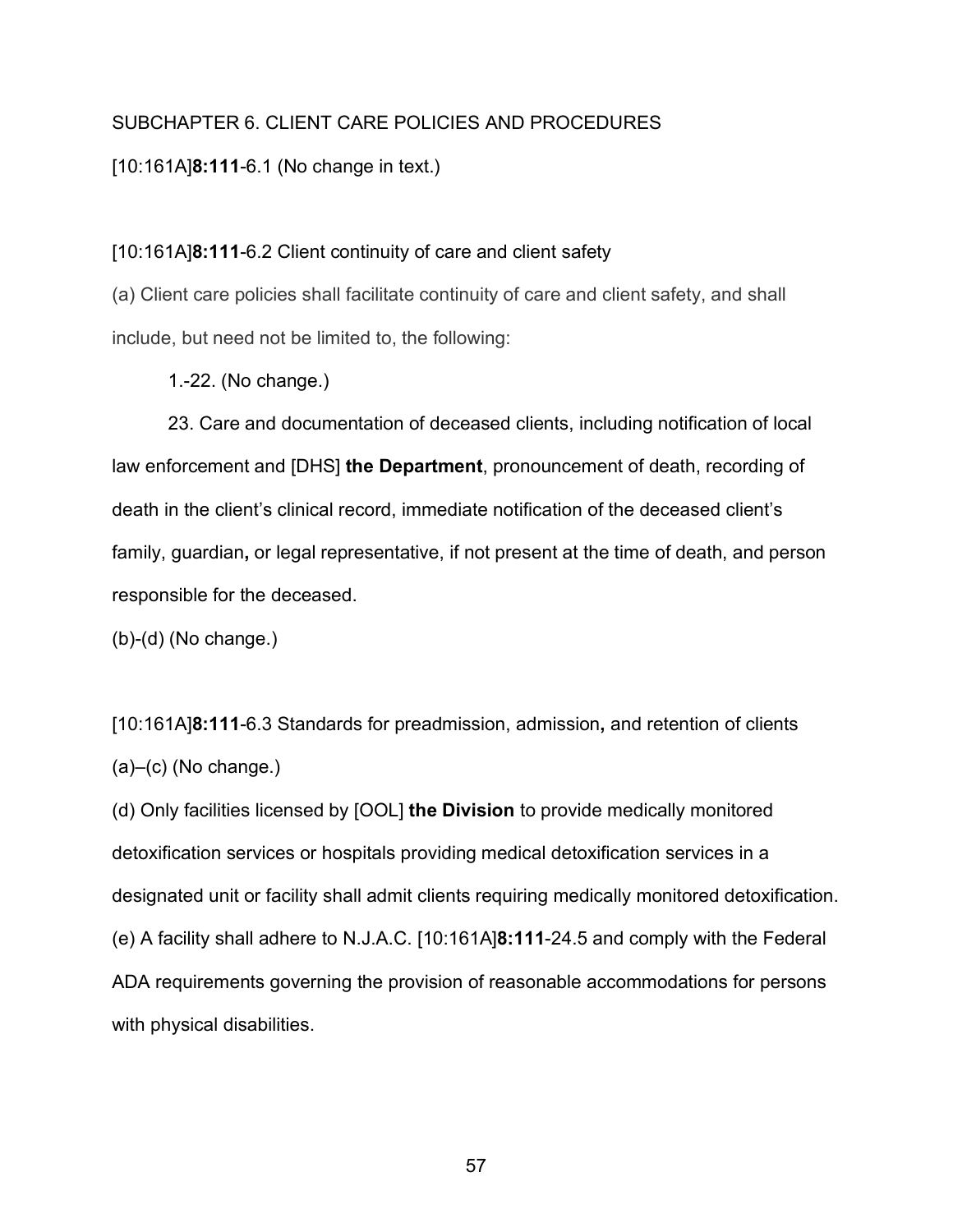SUBCHAPTER 6. CLIENT CARE POLICIES AND PROCEDURES

[10:161A]**8:111**-6.1 (No change in text.)

[10:161A]**8:111**-6.2 Client continuity of care and client safety

(a) Client care policies shall facilitate continuity of care and client safety, and shall include, but need not be limited to, the following:

1.-22. (No change.)

23. Care and documentation of deceased clients, including notification of local law enforcement and [DHS] **the Department**, pronouncement of death, recording of death in the client's clinical record, immediate notification of the deceased client's family, guardian**,** or legal representative, if not present at the time of death, and person responsible for the deceased.

(b)-(d) (No change.)

[10:161A]**8:111**-6.3 Standards for preadmission, admission**,** and retention of clients

(a)–(c) (No change.)

(d) Only facilities licensed by [OOL] **the Division** to provide medically monitored detoxification services or hospitals providing medical detoxification services in a designated unit or facility shall admit clients requiring medically monitored detoxification.

(e) A facility shall adhere to N.J.A.C. [10:161A]**8:111**-24.5 and comply with the Federal ADA requirements governing the provision of reasonable accommodations for persons with physical disabilities.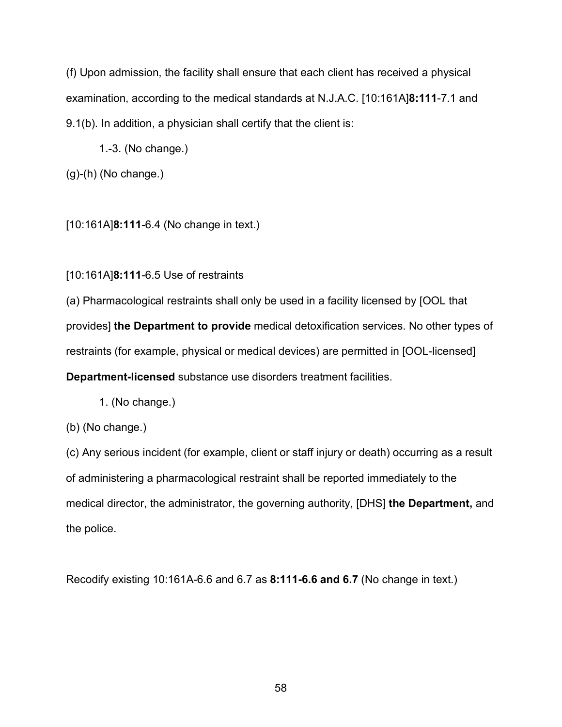(f) Upon admission, the facility shall ensure that each client has received a physical examination, according to the medical standards at N.J.A.C. [10:161A]**8:111**-7.1 and 9.1(b). In addition, a physician shall certify that the client is:

1.-3. (No change.)

(g)-(h) (No change.)

[10:161A]**8:111**-6.4 (No change in text.)

[10:161A]**8:111**-6.5 Use of restraints

(a) Pharmacological restraints shall only be used in a facility licensed by [OOL that provides] **the Department to provide** medical detoxification services. No other types of restraints (for example, physical or medical devices) are permitted in [OOL-licensed] **Department-licensed** substance use disorders treatment facilities.

1. (No change.)

(b) (No change.)

(c) Any serious incident (for example, client or staff injury or death) occurring as a result of administering a pharmacological restraint shall be reported immediately to the medical director, the administrator, the governing authority, [DHS] **the Department,** and the police.

Recodify existing 10:161A-6.6 and 6.7 as **8:111-6.6 and 6.7** (No change in text.)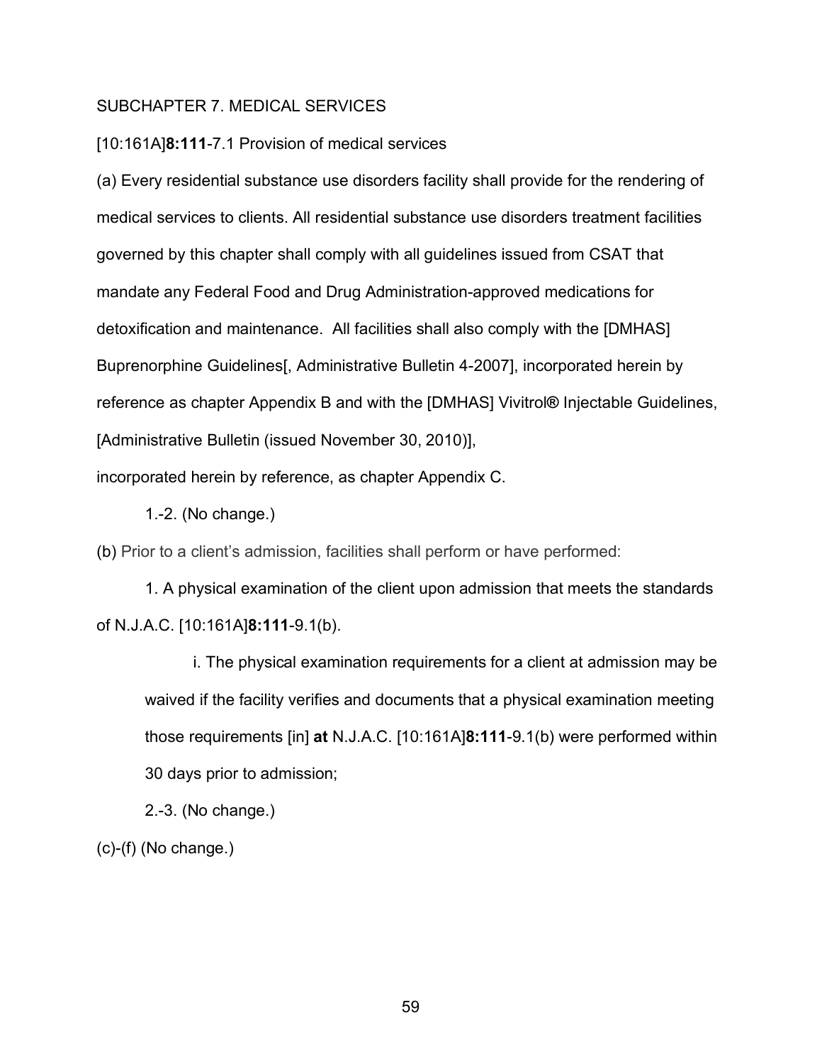SUBCHAPTER 7. MEDICAL SERVICES

[10:161A]**8:111**-7.1 Provision of medical services

(a) Every residential substance use disorders facility shall provide for the rendering of medical services to clients. All residential substance use disorders treatment facilities governed by this chapter shall comply with all guidelines issued from CSAT that mandate any Federal Food and Drug Administration-approved medications for detoxification and maintenance. All facilities shall also comply with the [DMHAS] Buprenorphine Guidelines[, Administrative Bulletin 4-2007], incorporated herein by reference as chapter Appendix B and with the [DMHAS] Vivitrol® Injectable Guidelines, [Administrative Bulletin (issued November 30, 2010)], incorporated herein by reference, as chapter Appendix C.

1.-2. (No change.)

(b) Prior to a client's admission, facilities shall perform or have performed:

1. A physical examination of the client upon admission that meets the standards of N.J.A.C. [10:161A]**8:111**-9.1(b).

i. The physical examination requirements for a client at admission may be waived if the facility verifies and documents that a physical examination meeting those requirements [in] **at** N.J.A.C. [10:161A]**8:111**-9.1(b) were performed within 30 days prior to admission;

2.-3. (No change.)

(c)-(f) (No change.)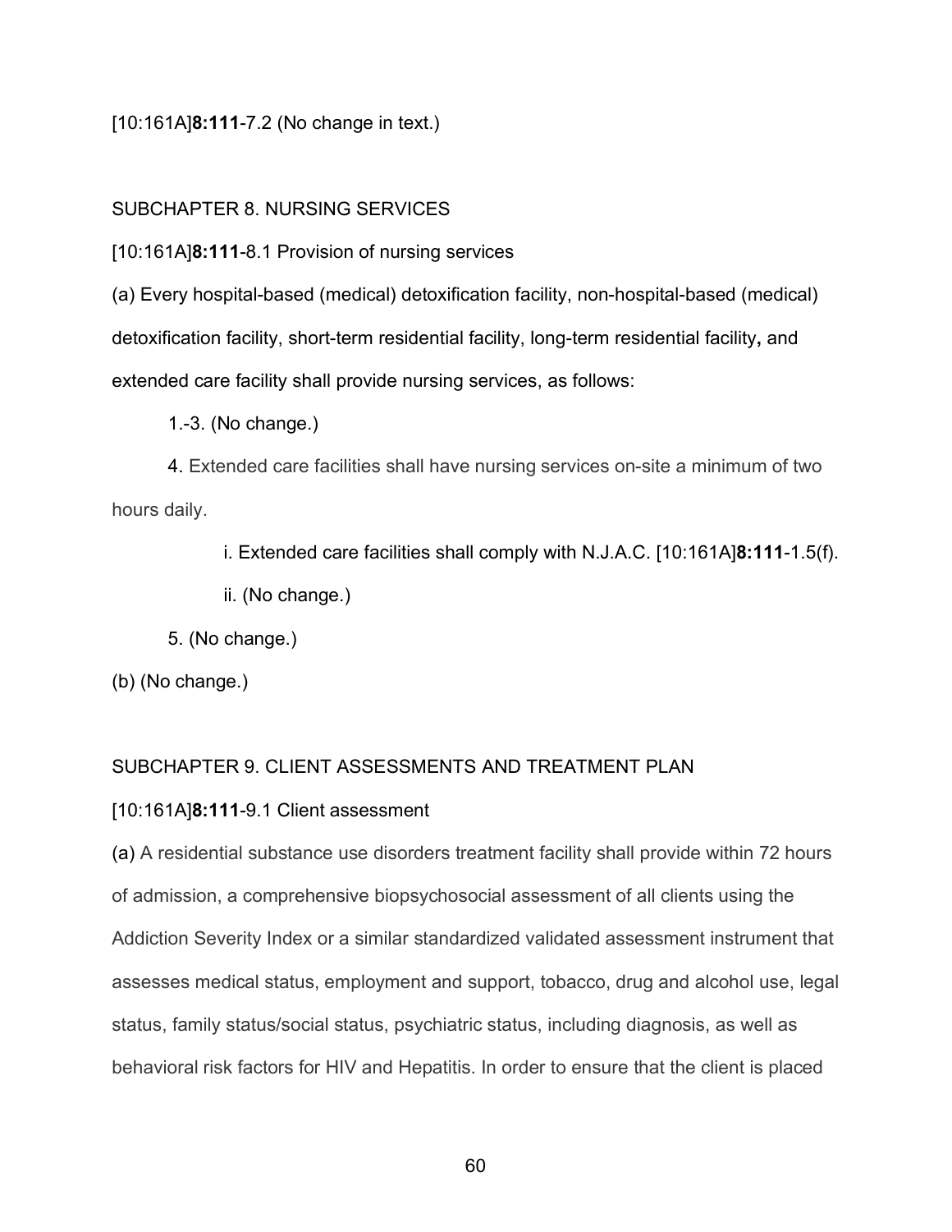[10:161A]**8:111**-7.2 (No change in text.)

SUBCHAPTER 8. NURSING SERVICES

[10:161A]**8:111**-8.1 Provision of nursing services

(a) Every hospital-based (medical) detoxification facility, non-hospital-based (medical) detoxification facility, short-term residential facility, long-term residential facility**,** and extended care facility shall provide nursing services, as follows:

1.-3. (No change.)

4. Extended care facilities shall have nursing services on-site a minimum of two hours daily.

i. Extended care facilities shall comply with N.J.A.C. [10:161A]**8:111**-1.5(f).

ii. (No change.)

5. (No change.)

(b) (No change.)

SUBCHAPTER 9. CLIENT ASSESSMENTS AND TREATMENT PLAN

[10:161A]**8:111**-9.1 Client assessment

(a) A residential substance use disorders treatment facility shall provide within 72 hours of admission, a comprehensive biopsychosocial assessment of all clients using the Addiction Severity Index or a similar standardized validated assessment instrument that assesses medical status, employment and support, tobacco, drug and alcohol use, legal status, family status/social status, psychiatric status, including diagnosis, as well as behavioral risk factors for HIV and Hepatitis. In order to ensure that the client is placed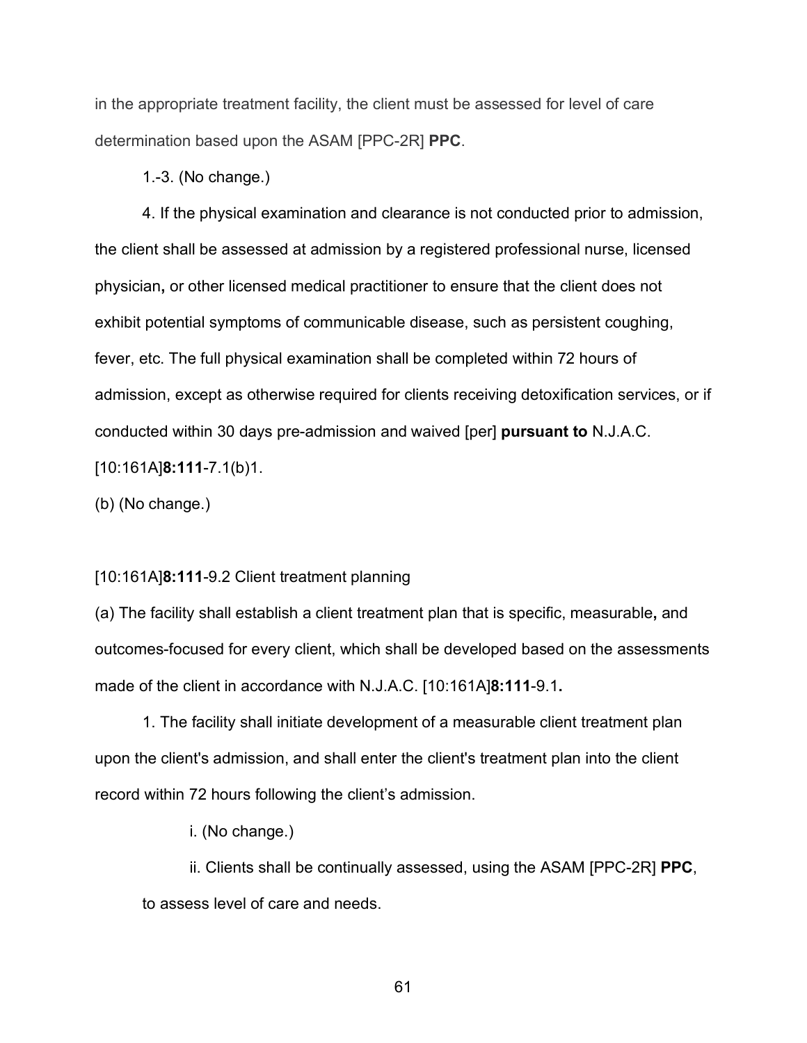in the appropriate treatment facility, the client must be assessed for level of care determination based upon the ASAM [PPC-2R] **PPC**.

1.-3. (No change.)

4. If the physical examination and clearance is not conducted prior to admission, the client shall be assessed at admission by a registered professional nurse, licensed physician**,** or other licensed medical practitioner to ensure that the client does not exhibit potential symptoms of communicable disease, such as persistent coughing, fever, etc. The full physical examination shall be completed within 72 hours of admission, except as otherwise required for clients receiving detoxification services, or if conducted within 30 days pre-admission and waived [per] **pursuant to** N.J.A.C. [10:161A]**8:111**-7.1(b)1.

(b) (No change.)

[10:161A]**8:111**-9.2 Client treatment planning

(a) The facility shall establish a client treatment plan that is specific, measurable**,** and outcomes-focused for every client, which shall be developed based on the assessments made of the client in accordance with N.J.A.C. [10:161A]**8:111**-9.1**.**

1. The facility shall initiate development of a measurable client treatment plan upon the client's admission, and shall enter the client's treatment plan into the client record within 72 hours following the client's admission.

i. (No change.)

ii. Clients shall be continually assessed, using the ASAM [PPC-2R] **PPC**, to assess level of care and needs.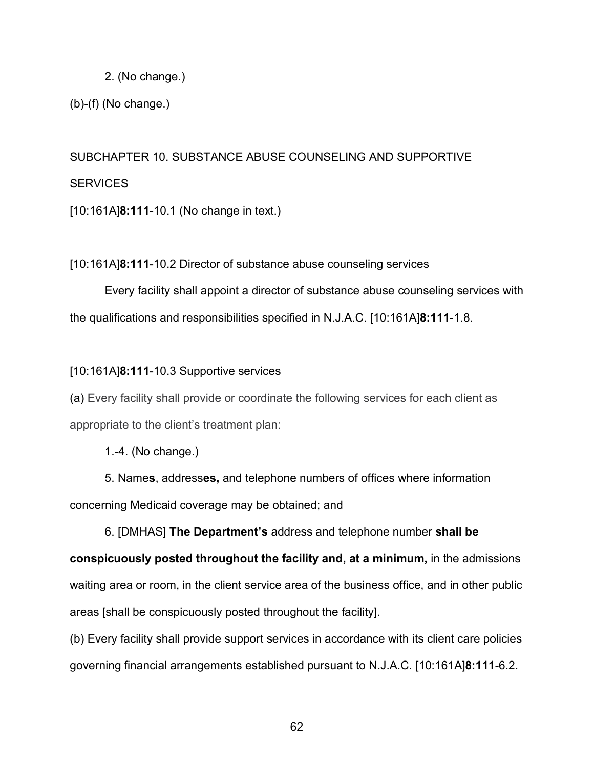2. (No change.)

(b)-(f) (No change.)

SUBCHAPTER 10. SUBSTANCE ABUSE COUNSELING AND SUPPORTIVE SERVICES

[10:161A]**8:111**-10.1 (No change in text.)

[10:161A]**8:111**-10.2 Director of substance abuse counseling services

Every facility shall appoint a director of substance abuse counseling services with the qualifications and responsibilities specified in N.J.A.C. [10:161A]**8:111**-1.8.

[10:161A]**8:111**-10.3 Supportive services

(a) Every facility shall provide or coordinate the following services for each client as appropriate to the client's treatment plan:

1.-4. (No change.)

5. Name**s**, address**es,** and telephone numbers of offices where information concerning Medicaid coverage may be obtained; and

6. [DMHAS] **The Department's** address and telephone number **shall be conspicuously posted throughout the facility and, at a minimum,** in the admissions waiting area or room, in the client service area of the business office, and in other public areas [shall be conspicuously posted throughout the facility].

(b) Every facility shall provide support services in accordance with its client care policies governing financial arrangements established pursuant to N.J.A.C. [10:161A]**8:111**-6.2.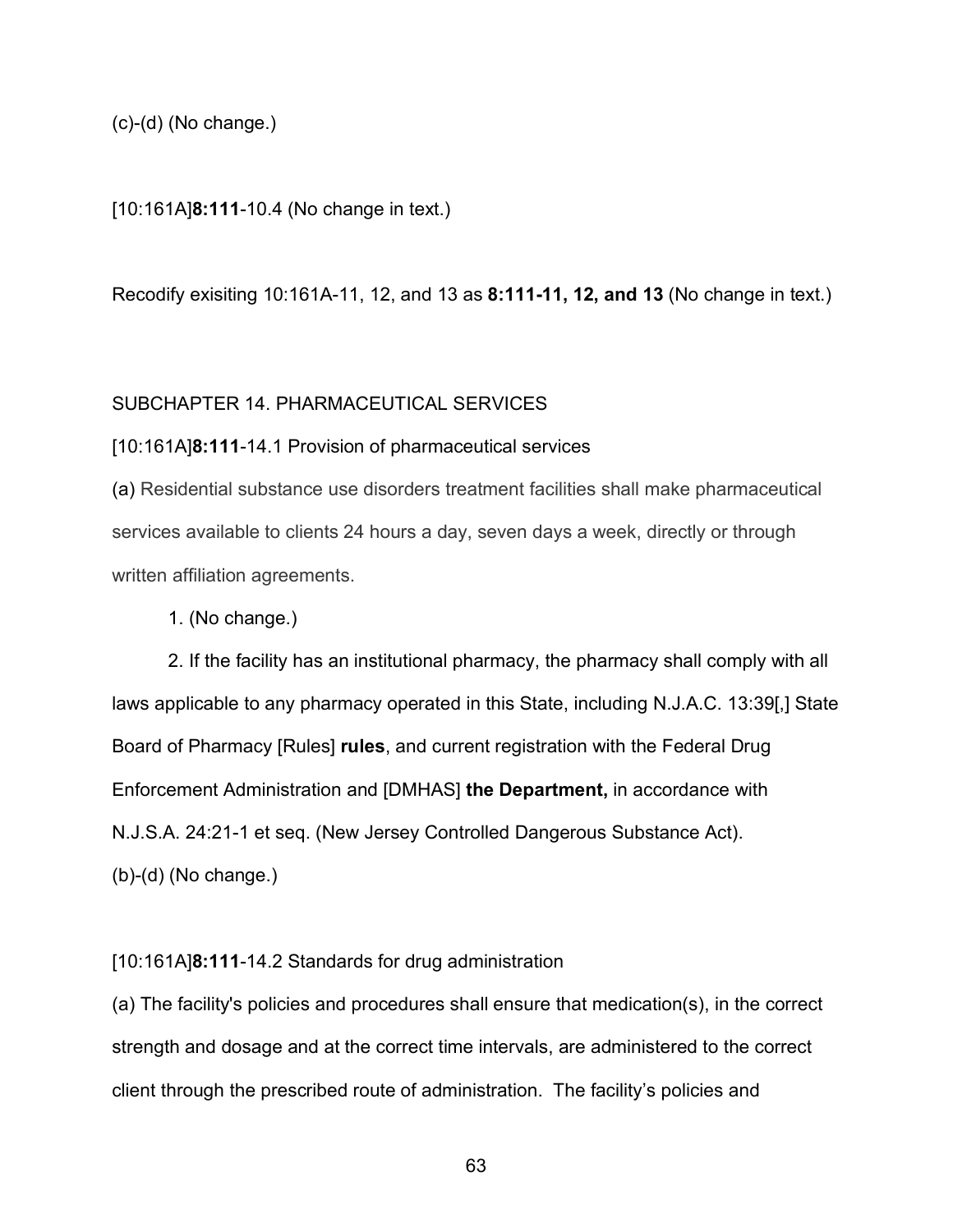(c)-(d) (No change.)

[10:161A]**8:111**-10.4 (No change in text.)

Recodify exisiting 10:161A-11, 12, and 13 as **8:111-11, 12, and 13** (No change in text.)

SUBCHAPTER 14. PHARMACEUTICAL SERVICES

[10:161A]**8:111**-14.1 Provision of pharmaceutical services

(a) Residential substance use disorders treatment facilities shall make pharmaceutical services available to clients 24 hours a day, seven days a week, directly or through written affiliation agreements.

1. (No change.)

2. If the facility has an institutional pharmacy, the pharmacy shall comply with all laws applicable to any pharmacy operated in this State, including N.J.A.C. 13:39[,] State Board of Pharmacy [Rules] **rules**, and current registration with the Federal Drug Enforcement Administration and [DMHAS] **the Department,** in accordance with N.J.S.A. 24:21-1 et seq. (New Jersey Controlled Dangerous Substance Act).

(b)-(d) (No change.)

[10:161A]**8:111**-14.2 Standards for drug administration

(a) The facility's policies and procedures shall ensure that medication(s), in the correct strength and dosage and at the correct time intervals, are administered to the correct client through the prescribed route of administration. The facility's policies and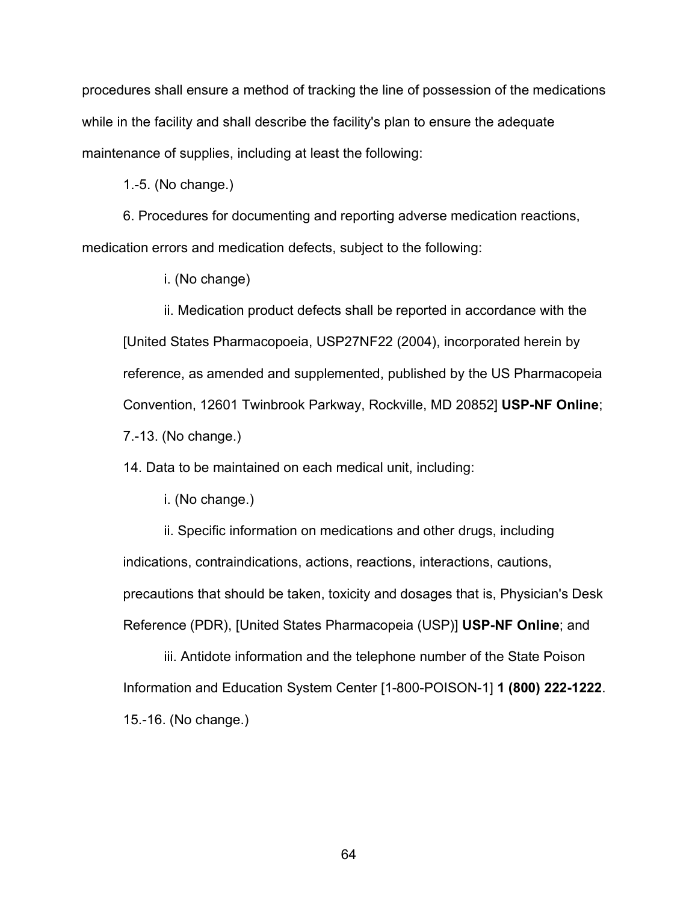procedures shall ensure a method of tracking the line of possession of the medications while in the facility and shall describe the facility's plan to ensure the adequate maintenance of supplies, including at least the following:

1.-5. (No change.)

6. Procedures for documenting and reporting adverse medication reactions, medication errors and medication defects, subject to the following:

i. (No change)

ii. Medication product defects shall be reported in accordance with the [United States Pharmacopoeia, USP27NF22 (2004), incorporated herein by reference, as amended and supplemented, published by the US Pharmacopeia Convention, 12601 Twinbrook Parkway, Rockville, MD 20852] **USP-NF Online**;

7.-13. (No change.)

14. Data to be maintained on each medical unit, including:

i. (No change.)

ii. Specific information on medications and other drugs, including indications, contraindications, actions, reactions, interactions, cautions, precautions that should be taken, toxicity and dosages that is, Physician's Desk Reference (PDR), [United States Pharmacopeia (USP)] **USP-NF Online**; and

iii. Antidote information and the telephone number of the State Poison Information and Education System Center [1-800-POISON-1] **1 (800) 222-1222**.

15.-16. (No change.)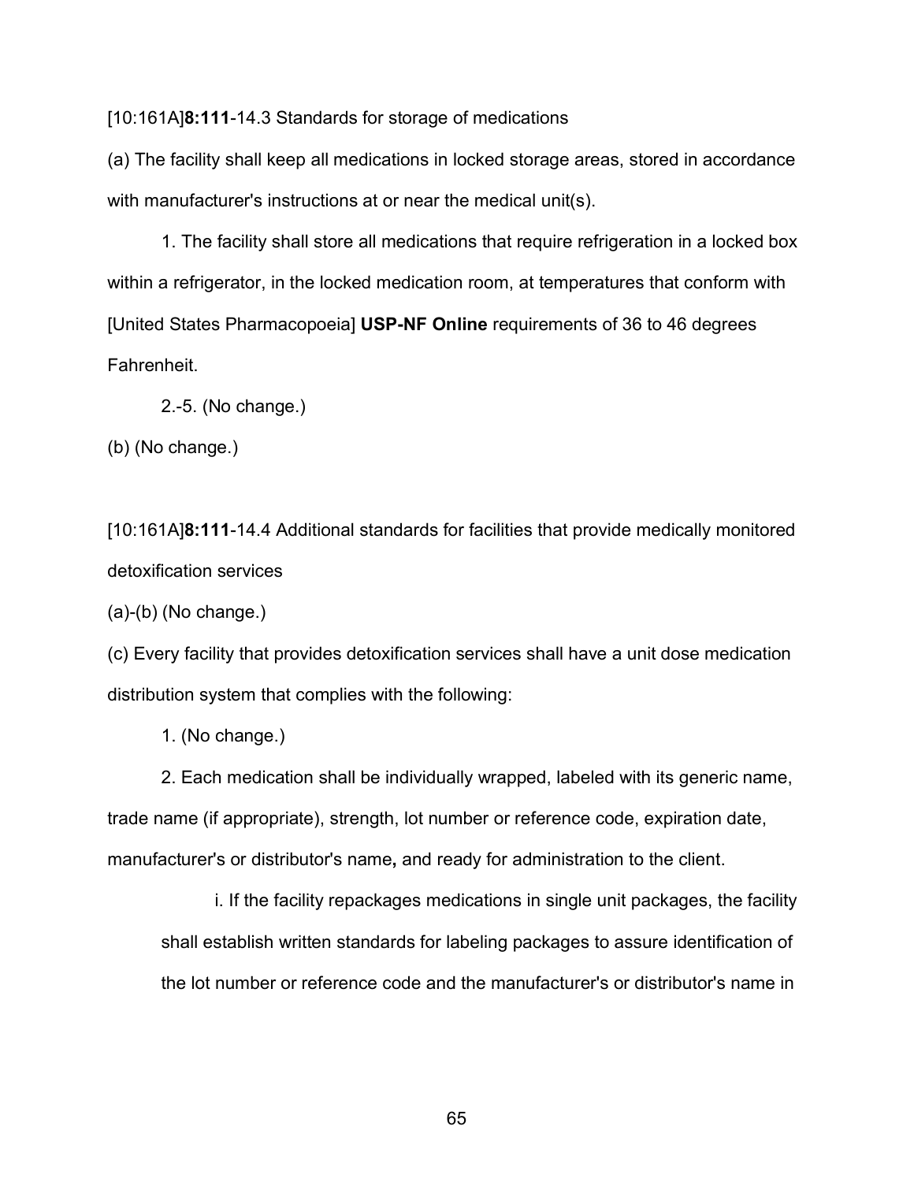[10:161A]**8:111**-14.3 Standards for storage of medications

(a) The facility shall keep all medications in locked storage areas, stored in accordance with manufacturer's instructions at or near the medical unit(s).

1. The facility shall store all medications that require refrigeration in a locked box within a refrigerator, in the locked medication room, at temperatures that conform with [United States Pharmacopoeia] **USP-NF Online** requirements of 36 to 46 degrees Fahrenheit.

2.-5. (No change.)

(b) (No change.)

[10:161A]**8:111**-14.4 Additional standards for facilities that provide medically monitored detoxification services

(a)-(b) (No change.)

(c) Every facility that provides detoxification services shall have a unit dose medication distribution system that complies with the following:

1. (No change.)

2. Each medication shall be individually wrapped, labeled with its generic name, trade name (if appropriate), strength, lot number or reference code, expiration date, manufacturer's or distributor's name**,** and ready for administration to the client.

i. If the facility repackages medications in single unit packages, the facility shall establish written standards for labeling packages to assure identification of the lot number or reference code and the manufacturer's or distributor's name in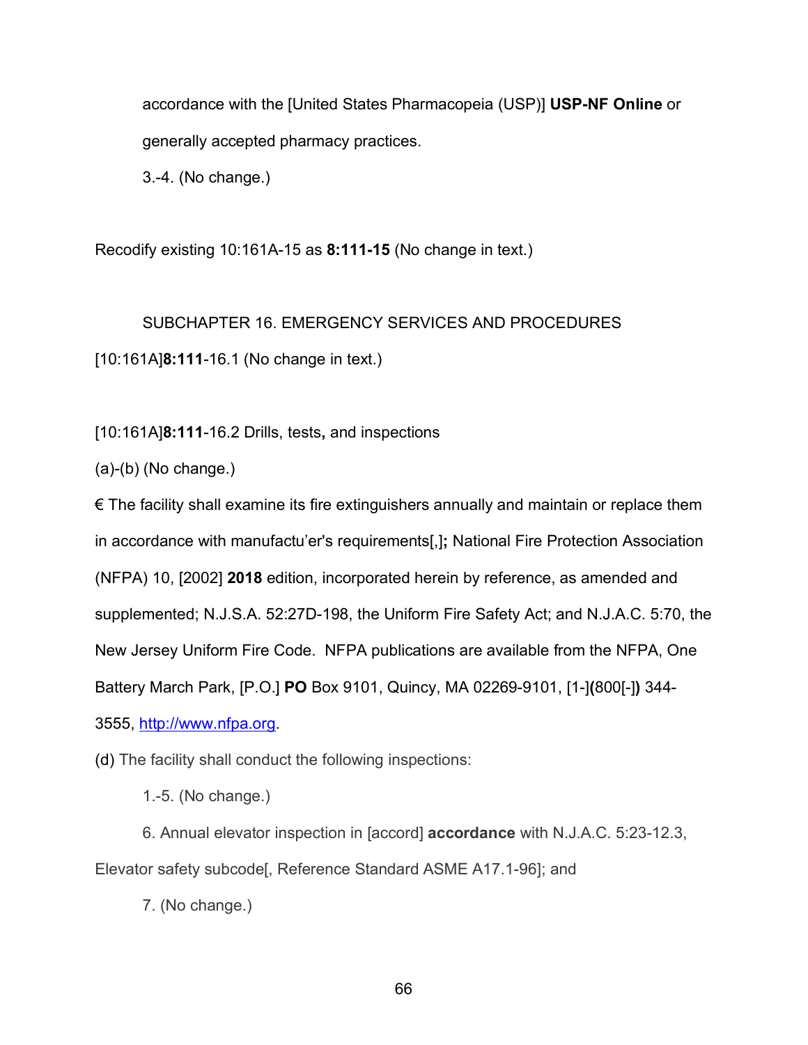accordance with the [United States Pharmacopeia (USP)] **USP-NF Online** or generally accepted pharmacy practices.

3.-4. (No change.)

Recodify existing 10:161A-15 as **8:111-15** (No change in text.)

SUBCHAPTER 16. EMERGENCY SERVICES AND PROCEDURES

[10:161A]**8:111**-16.1 (No change in text.)

[10:161A]**8:111**-16.2 Drills, tests**,** and inspections

(a)-(b) (No change.)

€ The facility shall examine its fire extinguishers annually and maintain or replace them in accordance with manufactu'er's requirements[,]**;** National Fire Protection Association (NFPA) 10, [2002] **2018** edition, incorporated herein by reference, as amended and supplemented; N.J.S.A. 52:27D-198, the Uniform Fire Safety Act; and N.J.A.C. 5:70, the New Jersey Uniform Fire Code. NFPA publications are available from the NFPA, One Battery March Park, [P.O.] **PO** Box 9101, Quincy, MA 02269-9101, [1-]**(**800[-]**)** 344-3555, http://www.nfpa.org.

(d) The facility shall conduct the following inspections:

1.-5. (No change.)

6. Annual elevator inspection in [accord] **accordance** with N.J.A.C. 5:23-12.3, Elevator safety subcode[, Reference Standard ASME A17.1-96]; and

7. (No change.)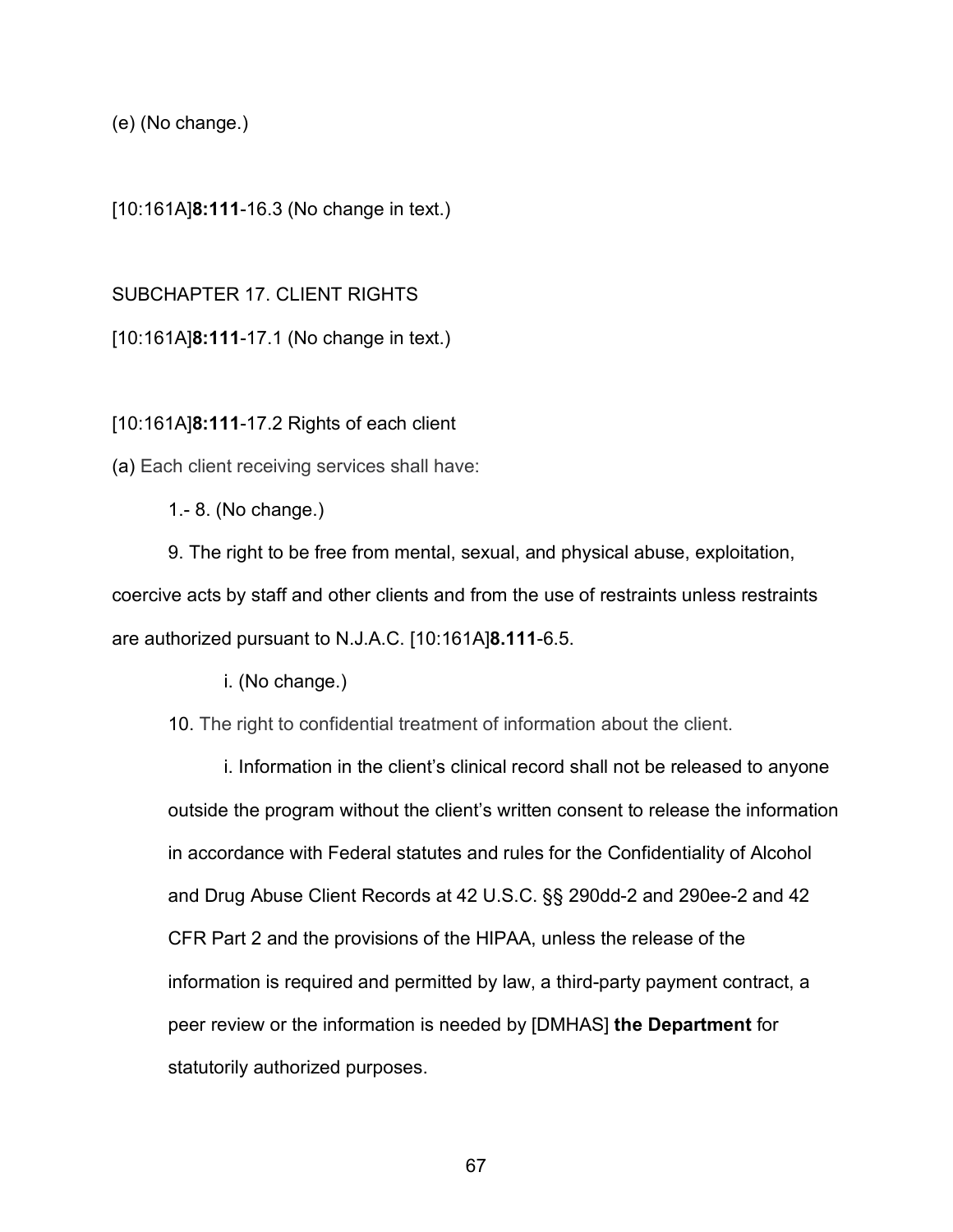(e) (No change.)

[10:161A]**8:111**-16.3 (No change in text.)

SUBCHAPTER 17. CLIENT RIGHTS

[10:161A]**8:111**-17.1 (No change in text.)

[10:161A]**8:111**-17.2 Rights of each client

(a) Each client receiving services shall have:

1.- 8. (No change.)

9. The right to be free from mental, sexual, and physical abuse, exploitation, coercive acts by staff and other clients and from the use of restraints unless restraints are authorized pursuant to N.J.A.C. [10:161A]**8.111**-6.5.

i. (No change.)

10. The right to confidential treatment of information about the client.

i. Information in the client's clinical record shall not be released to anyone outside the program without the client's written consent to release the information in accordance with Federal statutes and rules for the Confidentiality of Alcohol and Drug Abuse Client Records at 42 U.S.C. §§ 290dd-2 and 290ee-2 and 42 CFR Part 2 and the provisions of the HIPAA, unless the release of the information is required and permitted by law, a third-party payment contract, a peer review or the information is needed by [DMHAS] **the Department** for statutorily authorized purposes.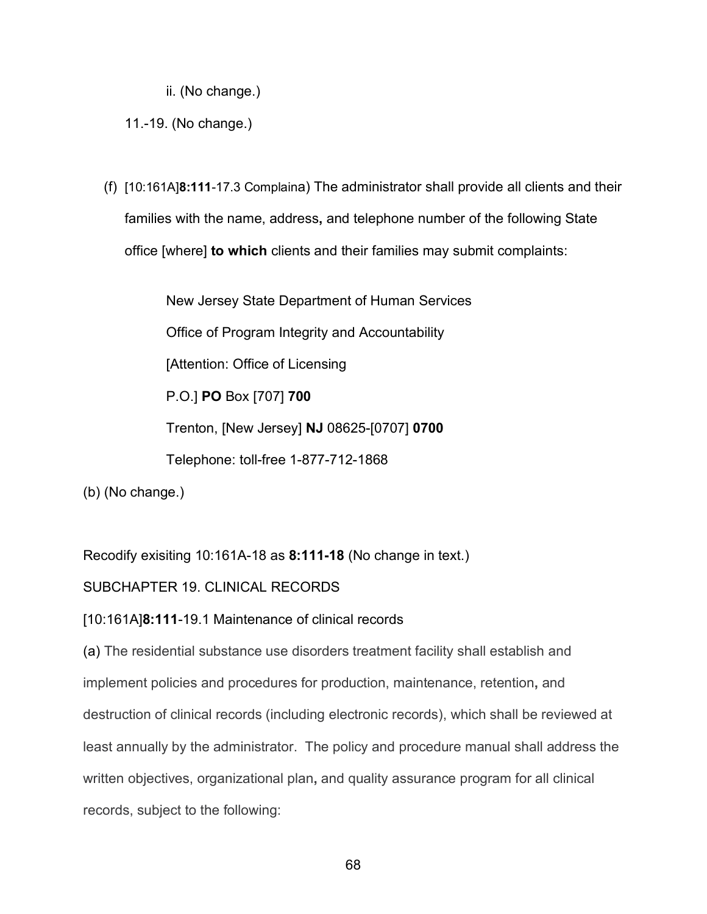ii. (No change.)

11.-19. (No change.)

(f) [10:161A]**8:111**-17.3 Complaina) The administrator shall provide all clients and their families with the name, address**,** and telephone number of the following State office [where] **to which** clients and their families may submit complaints:

New Jersey State Department of Human Services

Office of Program Integrity and Accountability

[Attention: Office of Licensing

P.O.] **PO** Box [707] **700**

Trenton, [New Jersey] **NJ** 08625-[0707] **0700**

Telephone: toll-free 1-877-712-1868

(b) (No change.)

Recodify exisiting 10:161A-18 as **8:111-18** (No change in text.)

SUBCHAPTER 19. CLINICAL RECORDS

[10:161A]**8:111**-19.1 Maintenance of clinical records

(a) The residential substance use disorders treatment facility shall establish and implement policies and procedures for production, maintenance, retention**,** and destruction of clinical records (including electronic records), which shall be reviewed at least annually by the administrator. The policy and procedure manual shall address the written objectives, organizational plan**,** and quality assurance program for all clinical records, subject to the following: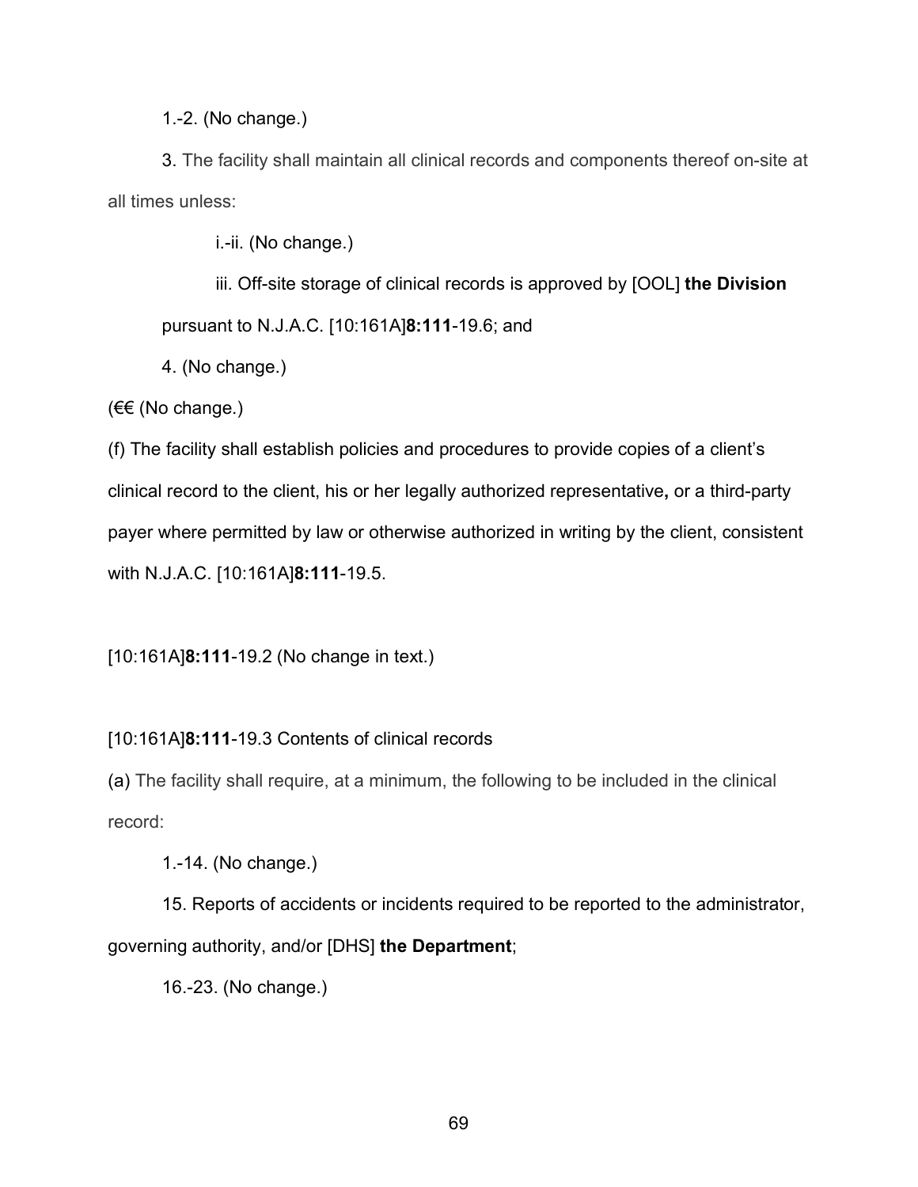1.-2. (No change.)

3. The facility shall maintain all clinical records and components thereof on-site at all times unless:

i.-ii. (No change.)

iii. Off-site storage of clinical records is approved by [OOL] **the Division** pursuant to N.J.A.C. [10:161A]**8:111**-19.6; and

4. (No change.)

(€€ (No change.)

(f) The facility shall establish policies and procedures to provide copies of a client's clinical record to the client, his or her legally authorized representative**,** or a third-party payer where permitted by law or otherwise authorized in writing by the client, consistent with N.J.A.C. [10:161A]**8:111**-19.5.

[10:161A]**8:111**-19.2 (No change in text.)

[10:161A]**8:111**-19.3 Contents of clinical records

(a) The facility shall require, at a minimum, the following to be included in the clinical record:

1.-14. (No change.)

15. Reports of accidents or incidents required to be reported to the administrator, governing authority, and/or [DHS] **the Department**;

16.-23. (No change.)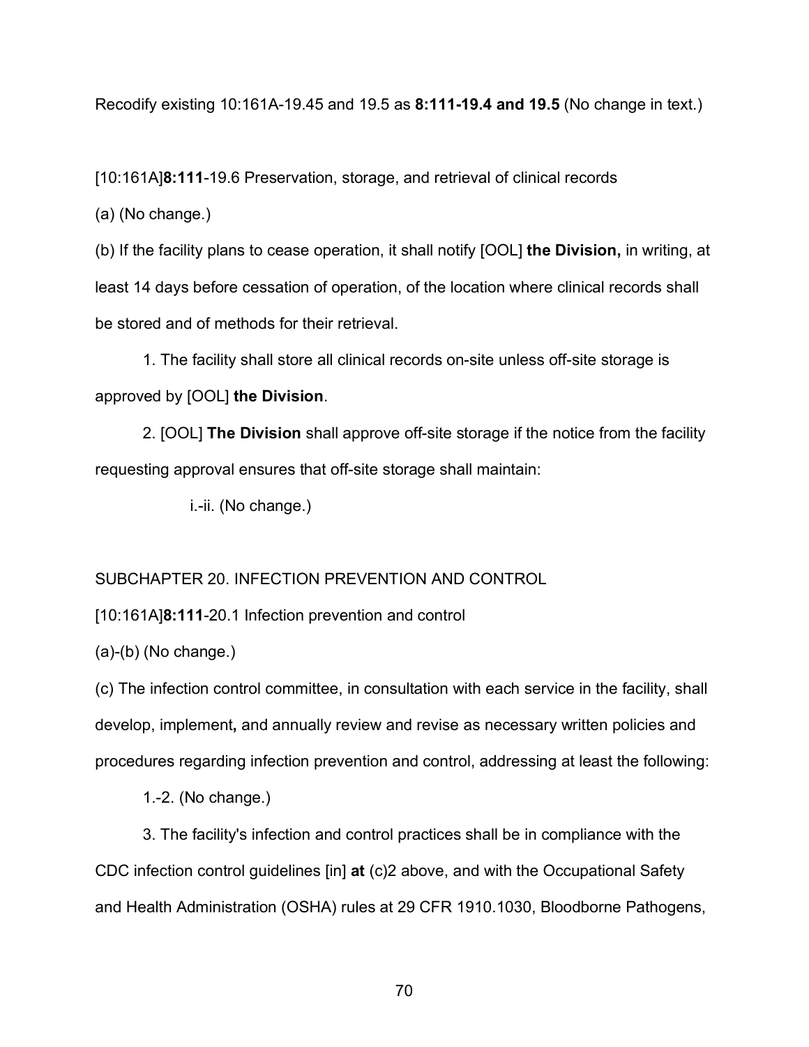Recodify existing 10:161A-19.45 and 19.5 as **8:111-19.4 and 19.5** (No change in text.)

[10:161A]**8:111**-19.6 Preservation, storage, and retrieval of clinical records

(a) (No change.)

(b) If the facility plans to cease operation, it shall notify [OOL] **the Division,** in writing, at least 14 days before cessation of operation, of the location where clinical records shall be stored and of methods for their retrieval.

1. The facility shall store all clinical records on-site unless off-site storage is approved by [OOL] **the Division**.

2. [OOL] **The Division** shall approve off-site storage if the notice from the facility requesting approval ensures that off-site storage shall maintain:

i.-ii. (No change.)

SUBCHAPTER 20. INFECTION PREVENTION AND CONTROL

[10:161A]**8:111**-20.1 Infection prevention and control

(a)-(b) (No change.)

(c) The infection control committee, in consultation with each service in the facility, shall develop, implement**,** and annually review and revise as necessary written policies and procedures regarding infection prevention and control, addressing at least the following:

1.-2. (No change.)

3. The facility's infection and control practices shall be in compliance with the CDC infection control guidelines [in] **at** (c)2 above, and with the Occupational Safety and Health Administration (OSHA) rules at 29 CFR 1910.1030, Bloodborne Pathogens,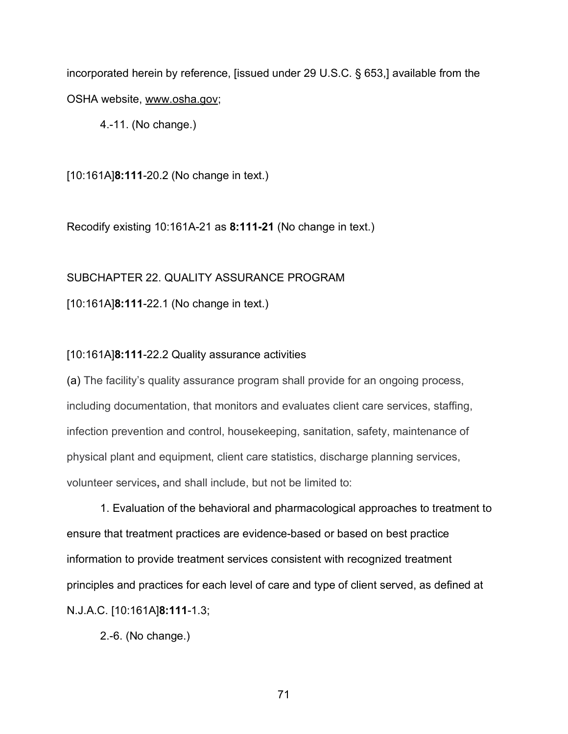incorporated herein by reference, [issued under 29 U.S.C. § 653,] available from the OSHA website, www.osha.gov;

4.-11. (No change.)

[10:161A]**8:111**-20.2 (No change in text.)

Recodify existing 10:161A-21 as **8:111-21** (No change in text.)

SUBCHAPTER 22. QUALITY ASSURANCE PROGRAM

[10:161A]**8:111**-22.1 (No change in text.)

[10:161A]**8:111**-22.2 Quality assurance activities

(a) The facility's quality assurance program shall provide for an ongoing process, including documentation, that monitors and evaluates client care services, staffing, infection prevention and control, housekeeping, sanitation, safety, maintenance of physical plant and equipment, client care statistics, discharge planning services, volunteer services**,** and shall include, but not be limited to:

1. Evaluation of the behavioral and pharmacological approaches to treatment to ensure that treatment practices are evidence-based or based on best practice information to provide treatment services consistent with recognized treatment principles and practices for each level of care and type of client served, as defined at N.J.A.C. [10:161A]**8:111**-1.3;

2.-6. (No change.)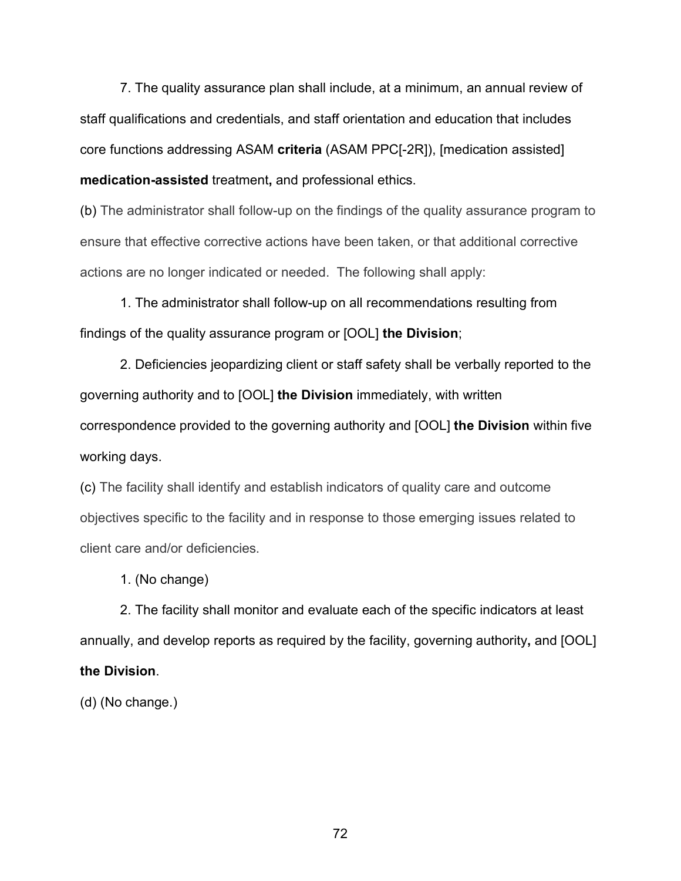7. The quality assurance plan shall include, at a minimum, an annual review of staff qualifications and credentials, and staff orientation and education that includes core functions addressing ASAM **criteria** (ASAM PPC[-2R]), [medication assisted] **medication-assisted** treatment**,** and professional ethics.

(b) The administrator shall follow-up on the findings of the quality assurance program to ensure that effective corrective actions have been taken, or that additional corrective actions are no longer indicated or needed. The following shall apply:

1. The administrator shall follow-up on all recommendations resulting from findings of the quality assurance program or [OOL] **the Division**;

2. Deficiencies jeopardizing client or staff safety shall be verbally reported to the governing authority and to [OOL] **the Division** immediately, with written correspondence provided to the governing authority and [OOL] **the Division** within five working days.

(c) The facility shall identify and establish indicators of quality care and outcome objectives specific to the facility and in response to those emerging issues related to client care and/or deficiencies.

1. (No change)

2. The facility shall monitor and evaluate each of the specific indicators at least annually, and develop reports as required by the facility, governing authority**,** and [OOL] **the Division**.

(d) (No change.)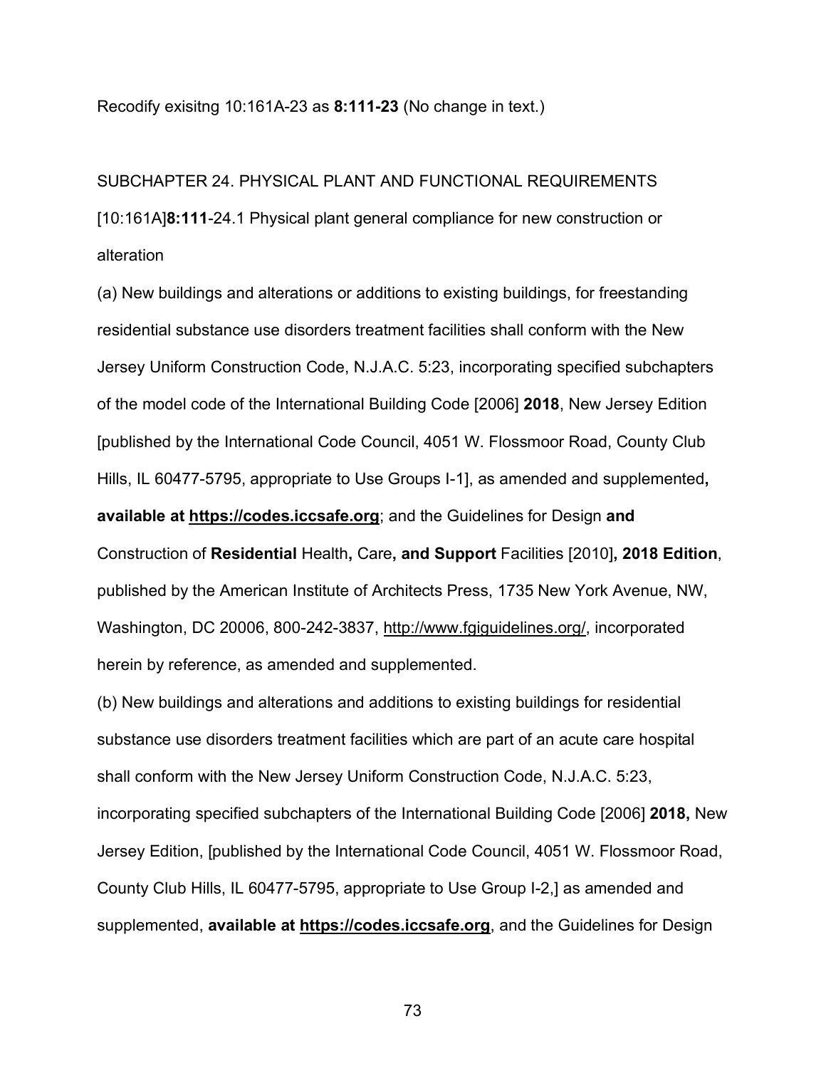Recodify exisitng 10:161A-23 as **8:111-23** (No change in text.)

SUBCHAPTER 24. PHYSICAL PLANT AND FUNCTIONAL REQUIREMENTS

[10:161A]**8:111**-24.1 Physical plant general compliance for new construction or alteration

(a) New buildings and alterations or additions to existing buildings, for freestanding residential substance use disorders treatment facilities shall conform with the New Jersey Uniform Construction Code, N.J.A.C. 5:23, incorporating specified subchapters of the model code of the International Building Code [2006] **2018**, New Jersey Edition [published by the International Code Council, 4051 W. Flossmoor Road, County Club Hills, IL 60477-5795, appropriate to Use Groups I-1], as amended and supplemented**, available at https://codes.iccsafe.org**; and the Guidelines for Design **and** Construction of **Residential** Health**,** Care**, and Support** Facilities [2010]**, 2018 Edition**, published by the American Institute of Architects Press, 1735 New York Avenue, NW, Washington, DC 20006, 800-242-3837, http://www.fgiguidelines.org/, incorporated herein by reference, as amended and supplemented.

(b) New buildings and alterations and additions to existing buildings for residential substance use disorders treatment facilities which are part of an acute care hospital shall conform with the New Jersey Uniform Construction Code, N.J.A.C. 5:23, incorporating specified subchapters of the International Building Code [2006] **2018,** New Jersey Edition, [published by the International Code Council, 4051 W. Flossmoor Road, County Club Hills, IL 60477-5795, appropriate to Use Group I-2,] as amended and supplemented, **available at https://codes.iccsafe.org**, and the Guidelines for Design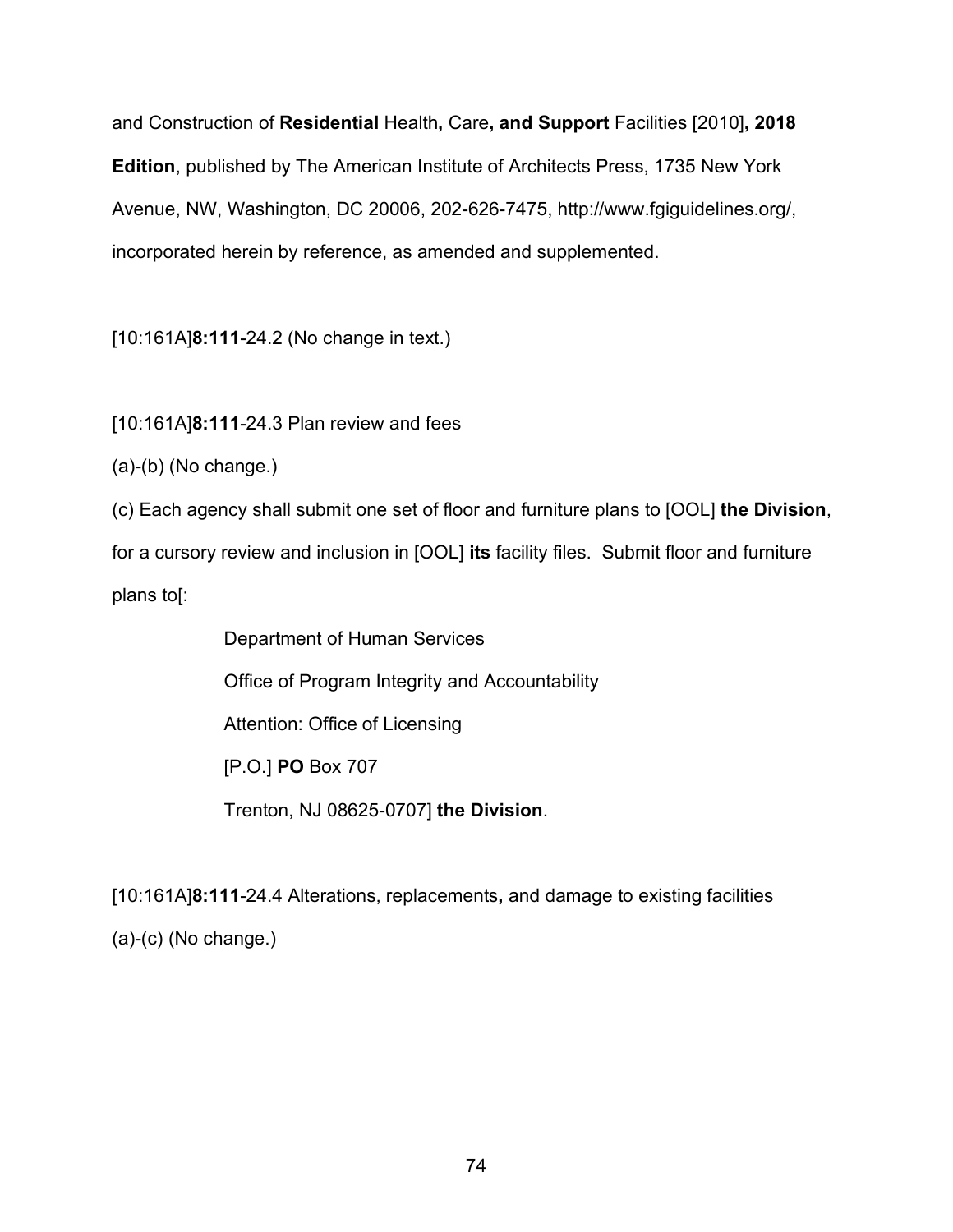and Construction of **Residential** Health**,** Care**, and Support** Facilities [2010]**, 2018 Edition**, published by The American Institute of Architects Press, 1735 New York Avenue, NW, Washington, DC 20006, 202-626-7475, http://www.fgiguidelines.org/, incorporated herein by reference, as amended and supplemented.

[10:161A]**8:111**-24.2 (No change in text.)

[10:161A]**8:111**-24.3 Plan review and fees

(a)-(b) (No change.)

(c) Each agency shall submit one set of floor and furniture plans to [OOL] **the Division**, for a cursory review and inclusion in [OOL] **its** facility files. Submit floor and furniture plans to[:

Department of Human Services
Office of Program Integrity and Accountability
Attention: Office of Licensing
[P.O.] **PO** Box 707
Trenton, NJ 08625-0707] **the Division**.

[10:161A]**8:111**-24.4 Alterations, replacements**,** and damage to existing facilities

(a)-(c) (No change.)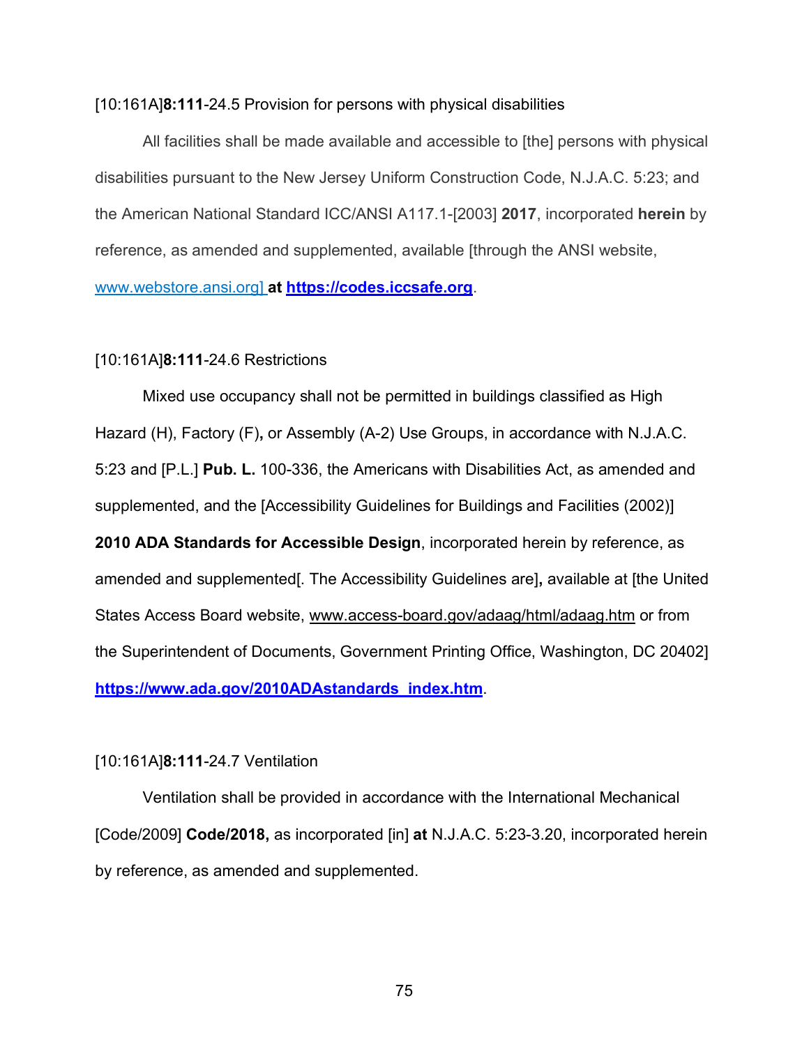[10:161A]**8:111**-24.5 Provision for persons with physical disabilities

All facilities shall be made available and accessible to [the] persons with physical disabilities pursuant to the New Jersey Uniform Construction Code, N.J.A.C. 5:23; and the American National Standard ICC/ANSI A117.1-[2003] **2017**, incorporated **herein** by reference, as amended and supplemented, available [through the ANSI website, www.webstore.ansi.org] **at https://codes.iccsafe.org**.

[10:161A]**8:111**-24.6 Restrictions

Mixed use occupancy shall not be permitted in buildings classified as High Hazard (H), Factory (F)**,** or Assembly (A-2) Use Groups, in accordance with N.J.A.C. 5:23 and [P.L.] **Pub. L.** 100-336, the Americans with Disabilities Act, as amended and supplemented, and the [Accessibility Guidelines for Buildings and Facilities (2002)] **2010 ADA Standards for Accessible Design**, incorporated herein by reference, as amended and supplemented[. The Accessibility Guidelines are]**,** available at [the United States Access Board website, www.access-board.gov/adaag/html/adaag.htm or from the Superintendent of Documents, Government Printing Office, Washington, DC 20402] **https://www.ada.gov/2010ADAstandards_index.htm**.

[10:161A]**8:111**-24.7 Ventilation

Ventilation shall be provided in accordance with the International Mechanical [Code/2009] **Code/2018,** as incorporated [in] **at** N.J.A.C. 5:23-3.20, incorporated herein by reference, as amended and supplemented.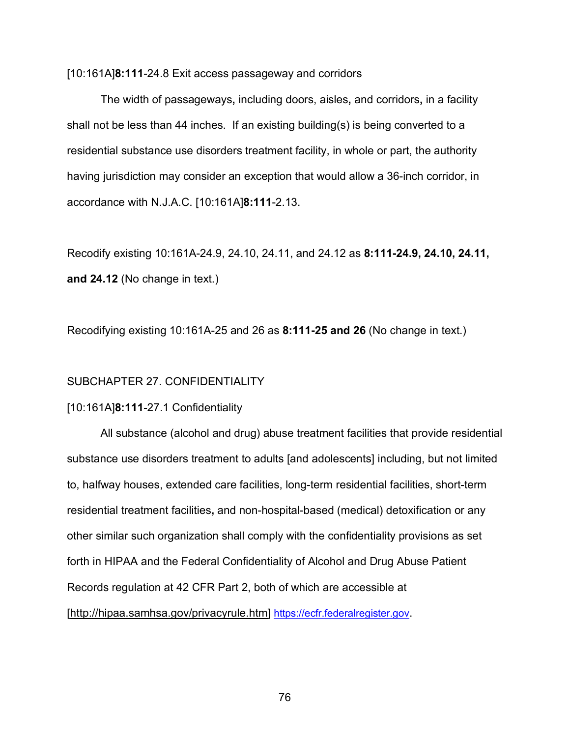[10:161A]**8:111**-24.8 Exit access passageway and corridors

The width of passageways**,** including doors, aisles**,** and corridors**,** in a facility shall not be less than 44 inches. If an existing building(s) is being converted to a residential substance use disorders treatment facility, in whole or part, the authority having jurisdiction may consider an exception that would allow a 36-inch corridor, in accordance with N.J.A.C. [10:161A]**8:111**-2.13.

Recodify existing 10:161A-24.9, 24.10, 24.11, and 24.12 as **8:111-24.9, 24.10, 24.11, and 24.12** (No change in text.)

Recodifying existing 10:161A-25 and 26 as **8:111-25 and 26** (No change in text.)

SUBCHAPTER 27. CONFIDENTIALITY

[10:161A]**8:111**-27.1 Confidentiality

All substance (alcohol and drug) abuse treatment facilities that provide residential substance use disorders treatment to adults [and adolescents] including, but not limited to, halfway houses, extended care facilities, long-term residential facilities, short-term residential treatment facilities**,** and non-hospital-based (medical) detoxification or any other similar such organization shall comply with the confidentiality provisions as set forth in HIPAA and the Federal Confidentiality of Alcohol and Drug Abuse Patient Records regulation at 42 CFR Part 2, both of which are accessible at [http://hipaa.samhsa.gov/privacyrule.htm] https://ecfr.federalregister.gov.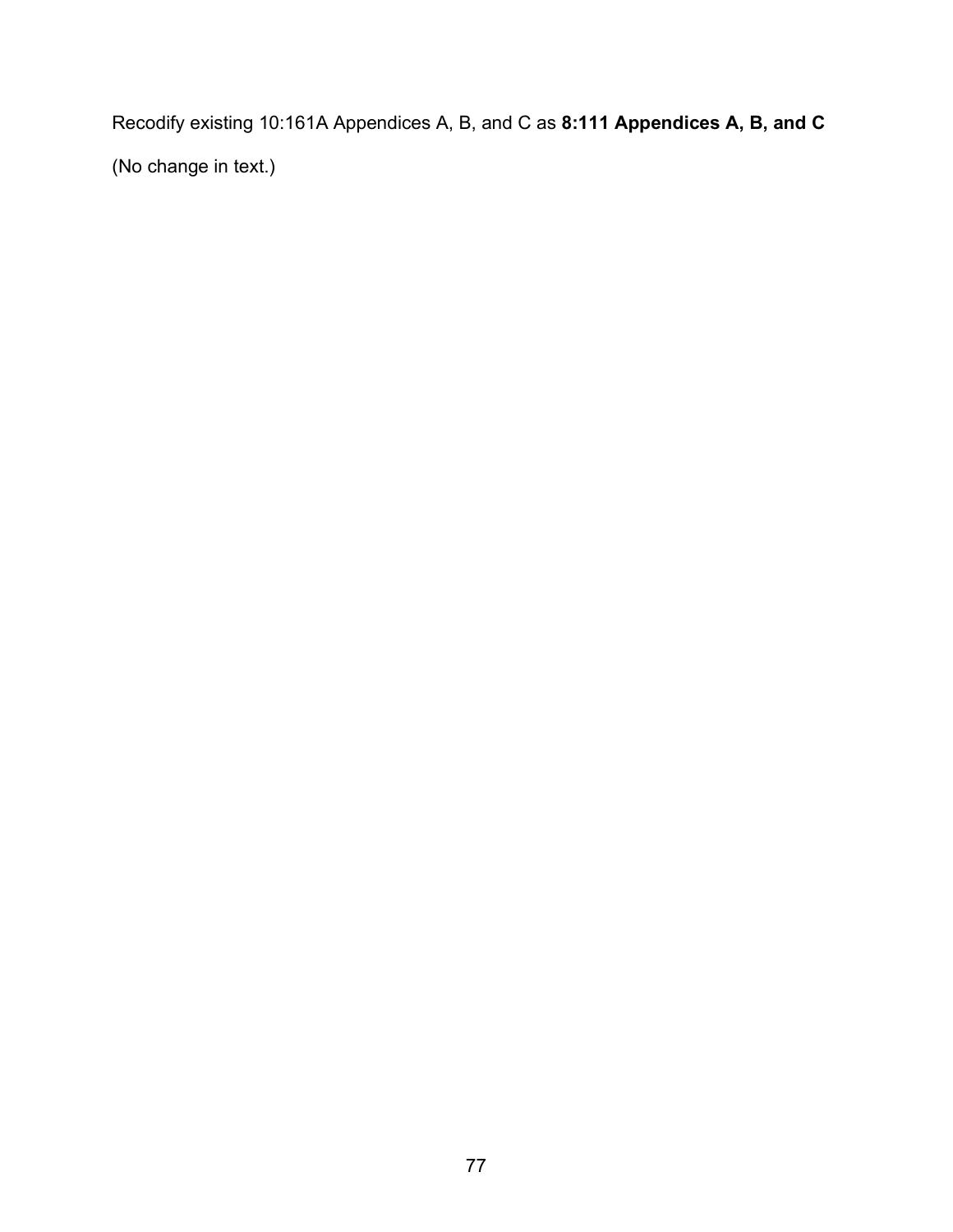Recodify existing 10:161A Appendices A, B, and C as **8:111 Appendices A, B, and C**

(No change in text.)